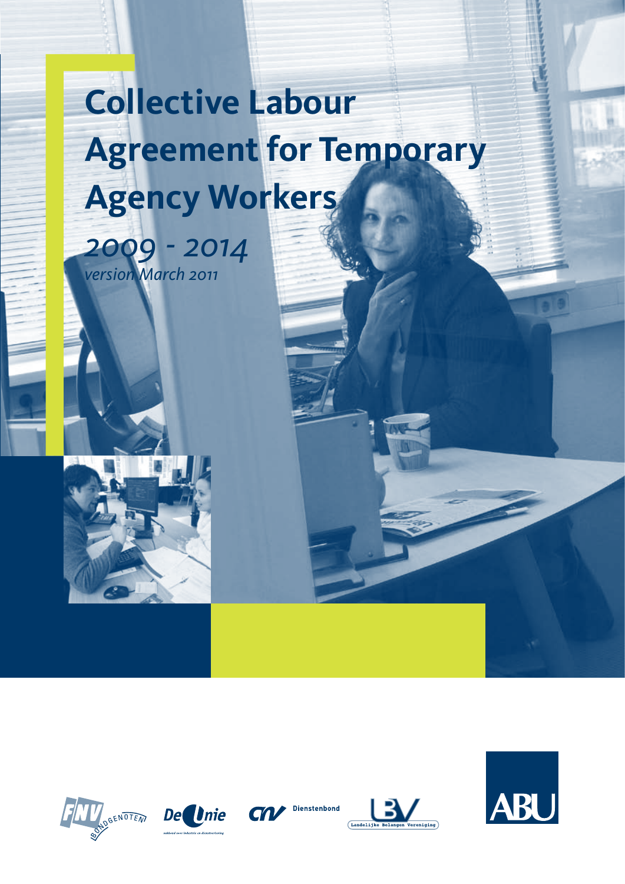# Collective Labour Agreement for Temporary Agency Workers

*2009 - 2014*

*version March 2011*

FNV Bondgenoten

De Unie

CNV Dienstenbond

LBV Landelijke Belangen Vereniging

ABU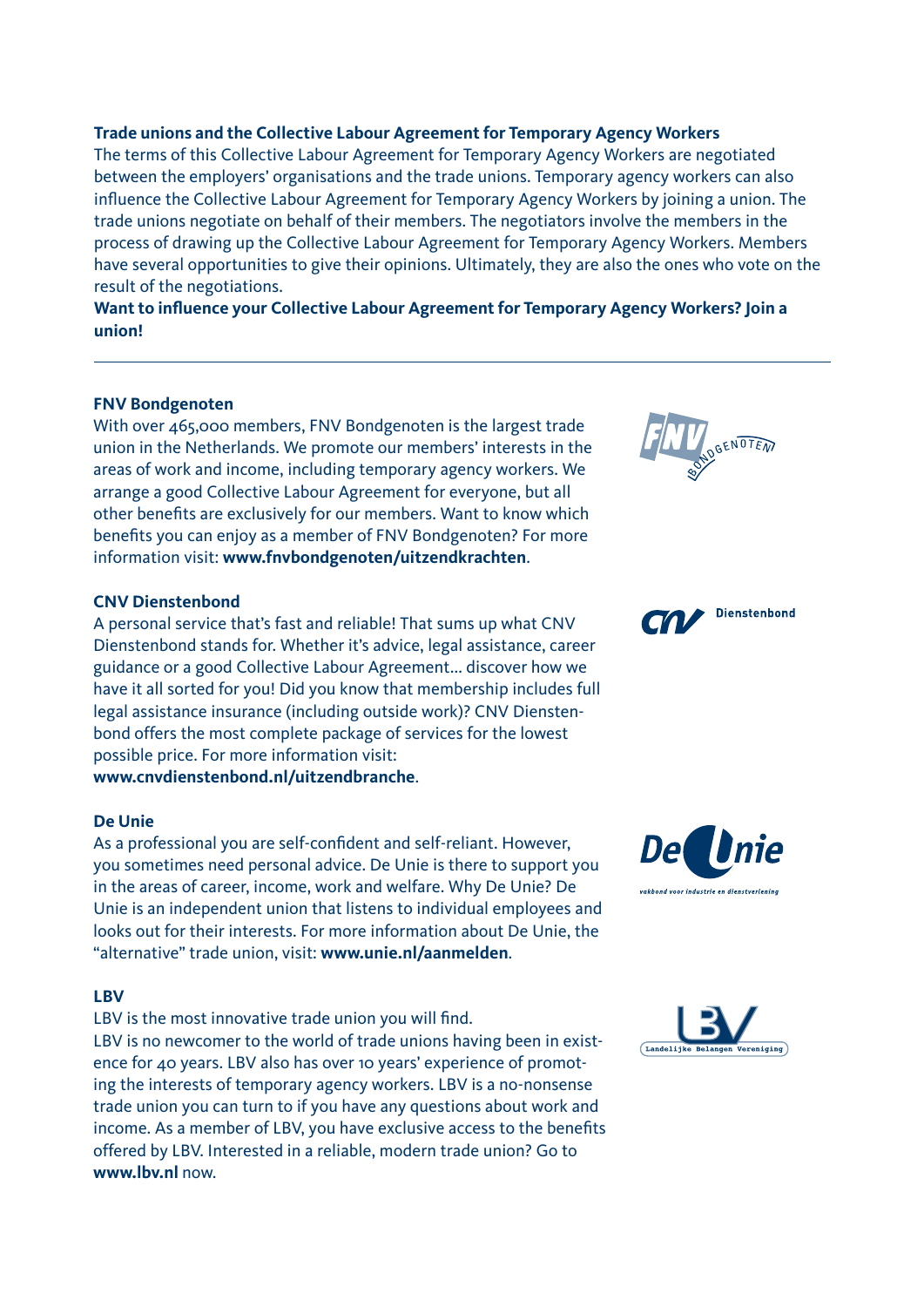**Trade unions and the Collective Labour Agreement for Temporary Agency Workers**

The terms of this Collective Labour Agreement for Temporary Agency Workers are negotiated between the employers' organisations and the trade unions. Temporary agency workers can also influence the Collective Labour Agreement for Temporary Agency Workers by joining a union. The trade unions negotiate on behalf of their members. The negotiators involve the members in the process of drawing up the Collective Labour Agreement for Temporary Agency Workers. Members have several opportunities to give their opinions. Ultimately, they are also the ones who vote on the result of the negotiations.

**Want to influence your Collective Labour Agreement for Temporary Agency Workers? Join a union!**

---

**FNV Bondgenoten**

With over 465,000 members, FNV Bondgenoten is the largest trade union in the Netherlands. We promote our members' interests in the areas of work and income, including temporary agency workers. We arrange a good Collective Labour Agreement for everyone, but all other benefits are exclusively for our members. Want to know which benefits you can enjoy as a member of FNV Bondgenoten? For more information visit: **www.fnvbondgenoten/uitzendkrachten**.

**CNV Dienstenbond**

A personal service that's fast and reliable! That sums up what CNV Dienstenbond stands for. Whether it's advice, legal assistance, career guidance or a good Collective Labour Agreement... discover how we have it all sorted for you! Did you know that membership includes full legal assistance insurance (including outside work)? CNV Dienstenbond offers the most complete package of services for the lowest possible price. For more information visit: **www.cnvdienstenbond.nl/uitzendbranche**.

**De Unie**

As a professional you are self-confident and self-reliant. However, you sometimes need personal advice. De Unie is there to support you in the areas of career, income, work and welfare. Why De Unie? De Unie is an independent union that listens to individual employees and looks out for their interests. For more information about De Unie, the "alternative" trade union, visit: **www.unie.nl/aanmelden**.

**LBV**

LBV is the most innovative trade union you will find.
LBV is no newcomer to the world of trade unions having been in existence for 40 years. LBV also has over 10 years' experience of promoting the interests of temporary agency workers. LBV is a no-nonsense trade union you can turn to if you have any questions about work and income. As a member of LBV, you have exclusive access to the benefits offered by LBV. Interested in a reliable, modern trade union? Go to **www.lbv.nl** now.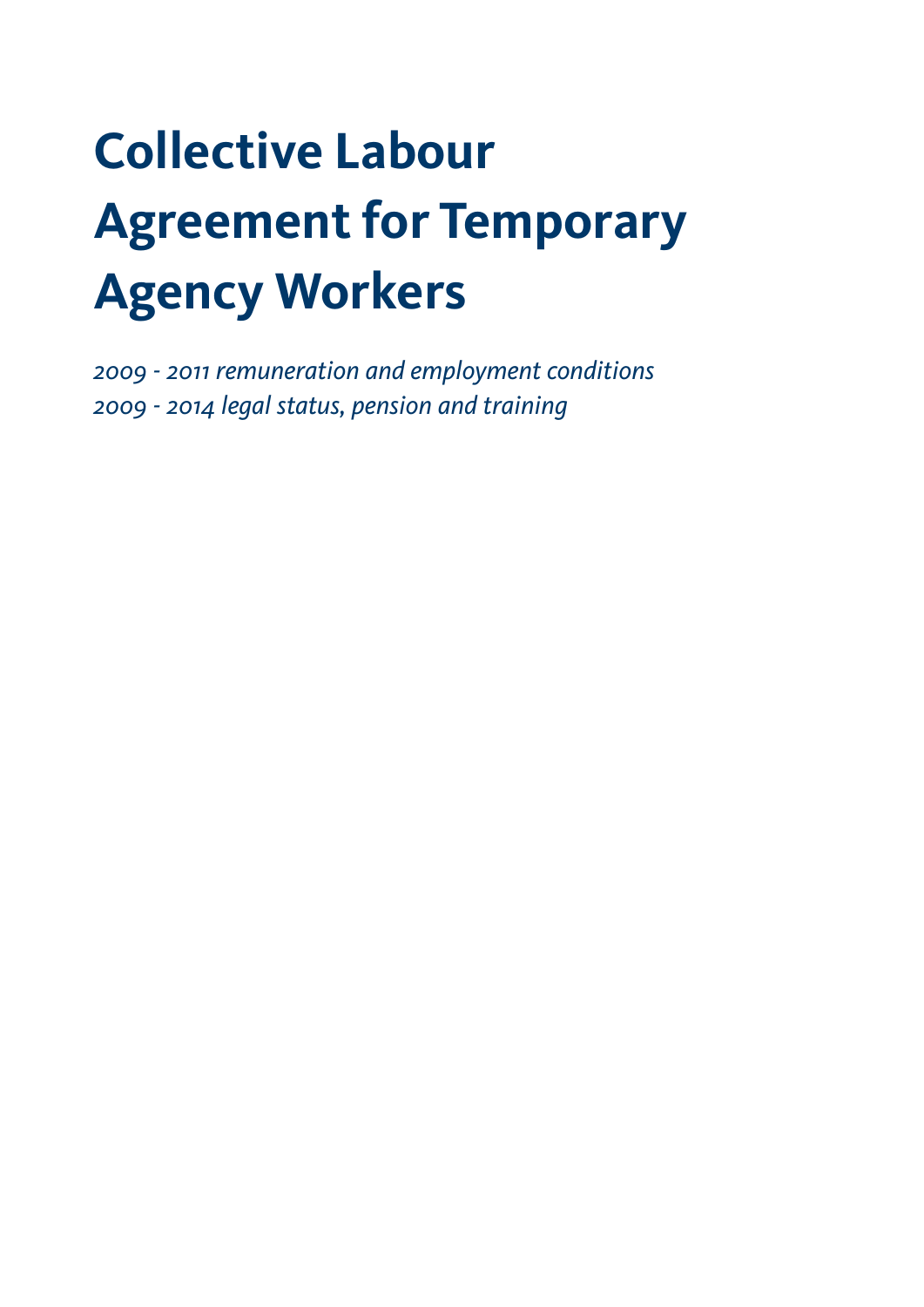# Collective Labour Agreement for Temporary Agency Workers

*2009 - 2011 remuneration and employment conditions*
*2009 - 2014 legal status, pension and training*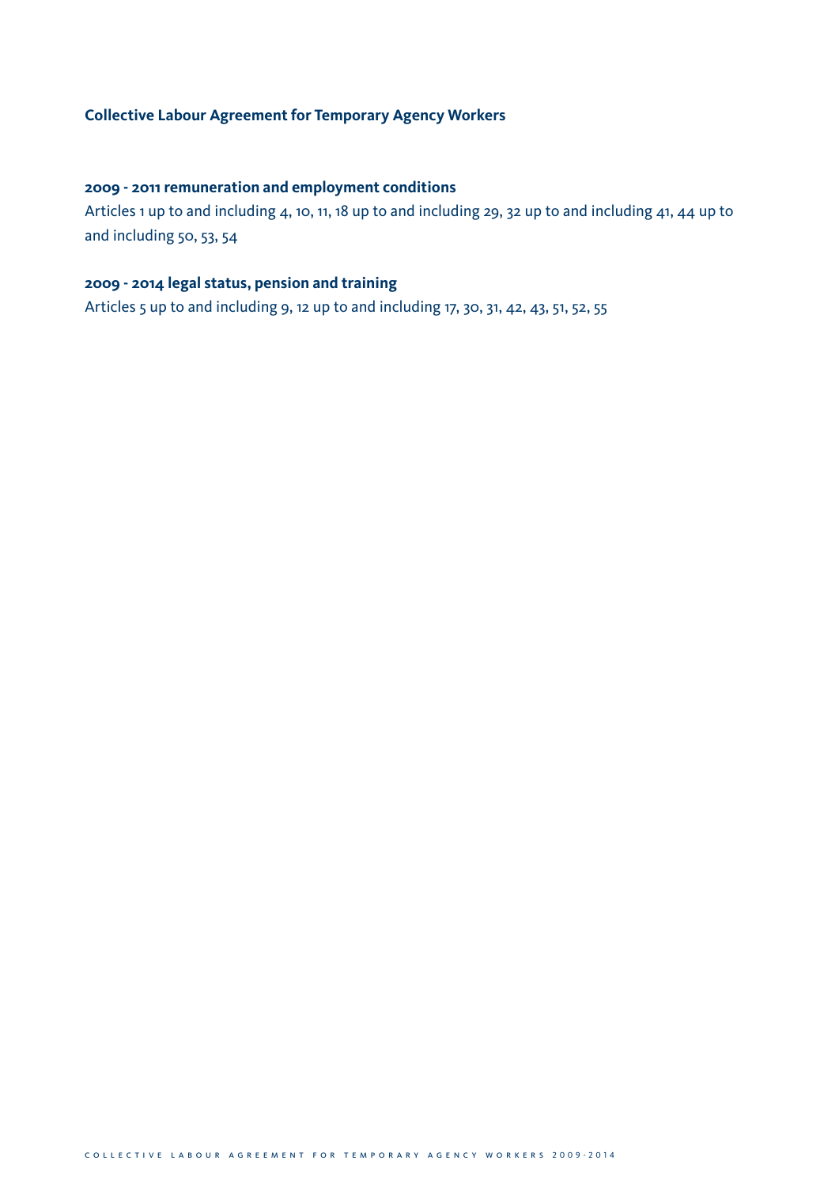**Collective Labour Agreement for Temporary Agency Workers**

**2009 - 2011 remuneration and employment conditions**

Articles 1 up to and including 4, 10, 11, 18 up to and including 29, 32 up to and including 41, 44 up to and including 50, 53, 54

**2009 - 2014 legal status, pension and training**

Articles 5 up to and including 9, 12 up to and including 17, 30, 31, 42, 43, 51, 52, 55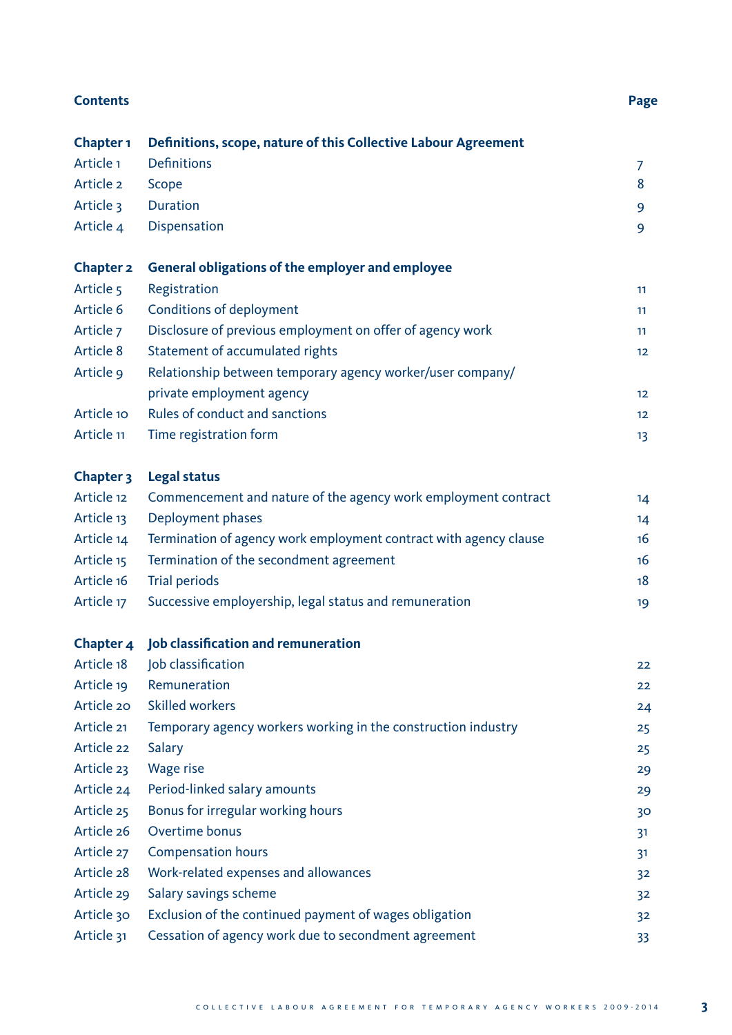# Contents

| | | Page |
|---|---|---|
| **Chapter 1** | **Definitions, scope, nature of this Collective Labour Agreement** | |
| Article 1 | Definitions | 7 |
| Article 2 | Scope | 8 |
| Article 3 | Duration | 9 |
| Article 4 | Dispensation | 9 |
| **Chapter 2** | **General obligations of the employer and employee** | |
| Article 5 | Registration | 11 |
| Article 6 | Conditions of deployment | 11 |
| Article 7 | Disclosure of previous employment on offer of agency work | 11 |
| Article 8 | Statement of accumulated rights | 12 |
| Article 9 | Relationship between temporary agency worker/user company/ private employment agency | 12 |
| Article 10 | Rules of conduct and sanctions | 12 |
| Article 11 | Time registration form | 13 |
| **Chapter 3** | **Legal status** | |
| Article 12 | Commencement and nature of the agency work employment contract | 14 |
| Article 13 | Deployment phases | 14 |
| Article 14 | Termination of agency work employment contract with agency clause | 16 |
| Article 15 | Termination of the secondment agreement | 16 |
| Article 16 | Trial periods | 18 |
| Article 17 | Successive employership, legal status and remuneration | 19 |
| **Chapter 4** | **Job classification and remuneration** | |
| Article 18 | Job classification | 22 |
| Article 19 | Remuneration | 22 |
| Article 20 | Skilled workers | 24 |
| Article 21 | Temporary agency workers working in the construction industry | 25 |
| Article 22 | Salary | 25 |
| Article 23 | Wage rise | 29 |
| Article 24 | Period-linked salary amounts | 29 |
| Article 25 | Bonus for irregular working hours | 30 |
| Article 26 | Overtime bonus | 31 |
| Article 27 | Compensation hours | 31 |
| Article 28 | Work-related expenses and allowances | 32 |
| Article 29 | Salary savings scheme | 32 |
| Article 30 | Exclusion of the continued payment of wages obligation | 32 |
| Article 31 | Cessation of agency work due to secondment agreement | 33 |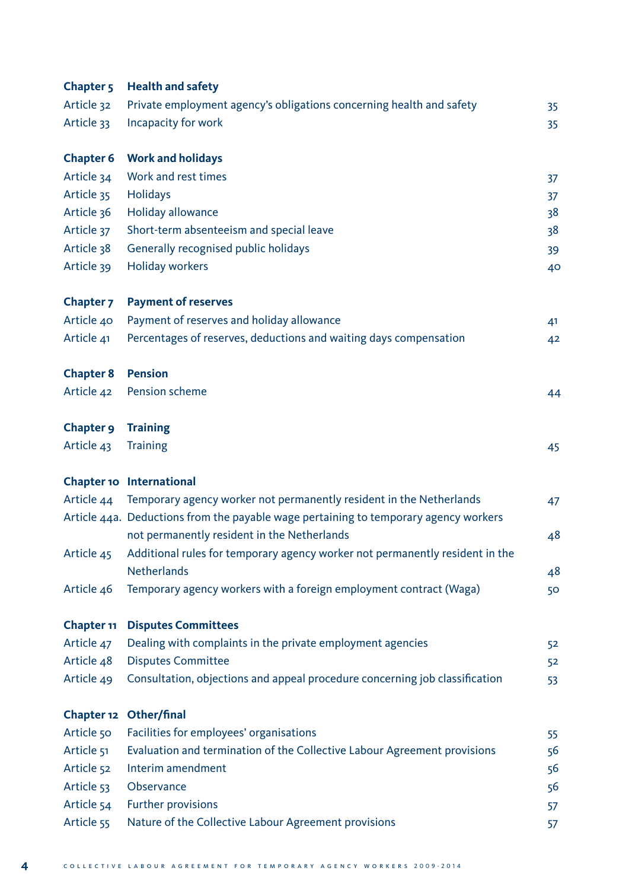| | | |
|---|---|---|
| **Chapter 5** | **Health and safety** | |
| Article 32 | Private employment agency's obligations concerning health and safety | 35 |
| Article 33 | Incapacity for work | 35 |
| **Chapter 6** | **Work and holidays** | |
| Article 34 | Work and rest times | 37 |
| Article 35 | Holidays | 37 |
| Article 36 | Holiday allowance | 38 |
| Article 37 | Short-term absenteeism and special leave | 38 |
| Article 38 | Generally recognised public holidays | 39 |
| Article 39 | Holiday workers | 40 |
| **Chapter 7** | **Payment of reserves** | |
| Article 40 | Payment of reserves and holiday allowance | 41 |
| Article 41 | Percentages of reserves, deductions and waiting days compensation | 42 |
| **Chapter 8** | **Pension** | |
| Article 42 | Pension scheme | 44 |
| **Chapter 9** | **Training** | |
| Article 43 | Training | 45 |
| **Chapter 10** | **International** | |
| Article 44 | Temporary agency worker not permanently resident in the Netherlands | 47 |
| Article 44a. | Deductions from the payable wage pertaining to temporary agency workers not permanently resident in the Netherlands | 48 |
| Article 45 | Additional rules for temporary agency worker not permanently resident in the Netherlands | 48 |
| Article 46 | Temporary agency workers with a foreign employment contract (Waga) | 50 |
| **Chapter 11** | **Disputes Committees** | |
| Article 47 | Dealing with complaints in the private employment agencies | 52 |
| Article 48 | Disputes Committee | 52 |
| Article 49 | Consultation, objections and appeal procedure concerning job classification | 53 |
| **Chapter 12** | **Other/final** | |
| Article 50 | Facilities for employees' organisations | 55 |
| Article 51 | Evaluation and termination of the Collective Labour Agreement provisions | 56 |
| Article 52 | Interim amendment | 56 |
| Article 53 | Observance | 56 |
| Article 54 | Further provisions | 57 |
| Article 55 | Nature of the Collective Labour Agreement provisions | 57 |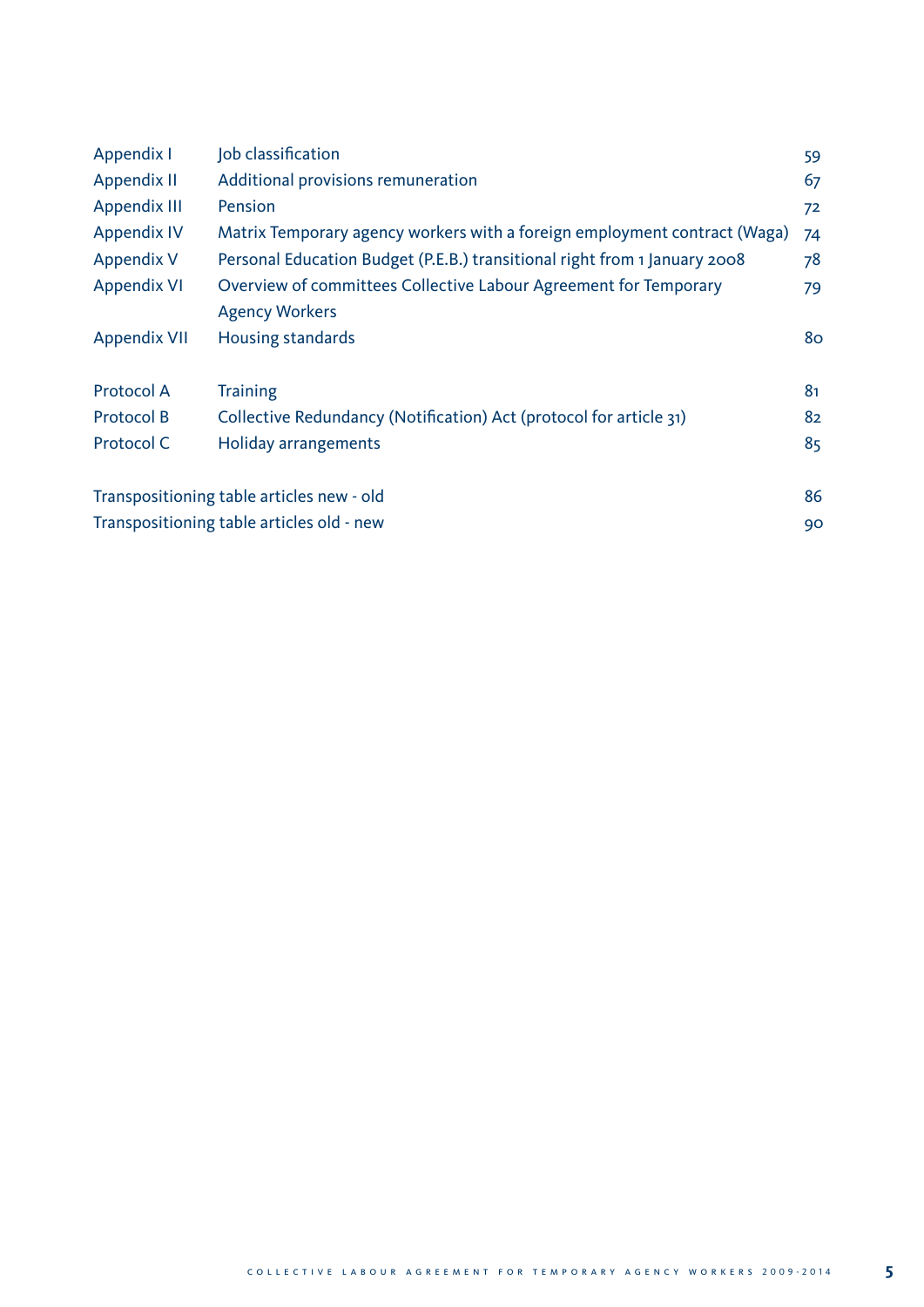| | | |
|---|---|---|
| Appendix I | Job classification | 59 |
| Appendix II | Additional provisions remuneration | 67 |
| Appendix III | Pension | 72 |
| Appendix IV | Matrix Temporary agency workers with a foreign employment contract (Waga) | 74 |
| Appendix V | Personal Education Budget (P.E.B.) transitional right from 1 January 2008 | 78 |
| Appendix VI | Overview of committees Collective Labour Agreement for Temporary Agency Workers | 79 |
| Appendix VII | Housing standards | 80 |
| Protocol A | Training | 81 |
| Protocol B | Collective Redundancy (Notification) Act (protocol for article 31) | 82 |
| Protocol C | Holiday arrangements | 85 |
| Transpositioning table articles new - old | | 86 |
| Transpositioning table articles old - new | | 90 |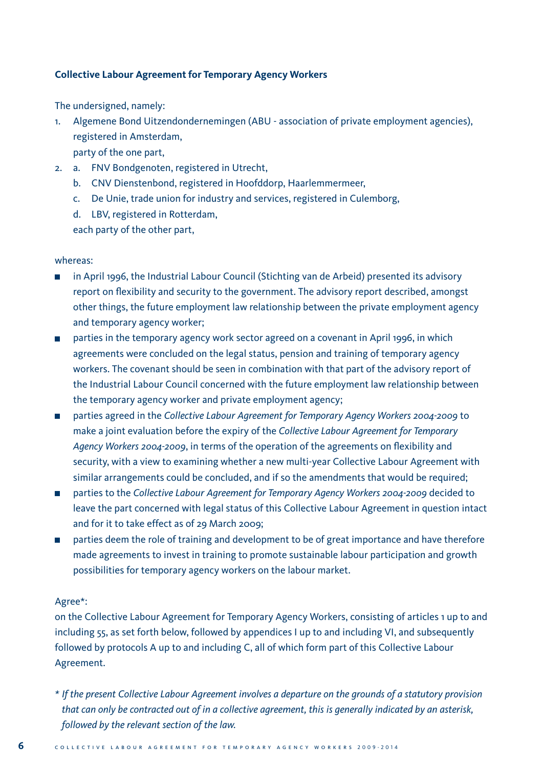**Collective Labour Agreement for Temporary Agency Workers**

The undersigned, namely:

1. Algemene Bond Uitzendondernemingen (ABU - association of private employment agencies), registered in Amsterdam,
   party of the one part,
2. a. FNV Bondgenoten, registered in Utrecht,
   b. CNV Dienstenbond, registered in Hoofddorp, Haarlemmermeer,
   c. De Unie, trade union for industry and services, registered in Culemborg,
   d. LBV, registered in Rotterdam,
   each party of the other part,

whereas:

- in April 1996, the Industrial Labour Council (Stichting van de Arbeid) presented its advisory report on flexibility and security to the government. The advisory report described, amongst other things, the future employment law relationship between the private employment agency and temporary agency worker;
- parties in the temporary agency work sector agreed on a covenant in April 1996, in which agreements were concluded on the legal status, pension and training of temporary agency workers. The covenant should be seen in combination with that part of the advisory report of the Industrial Labour Council concerned with the future employment law relationship between the temporary agency worker and private employment agency;
- parties agreed in the *Collective Labour Agreement for Temporary Agency Workers 2004-2009* to make a joint evaluation before the expiry of the *Collective Labour Agreement for Temporary Agency Workers 2004-2009*, in terms of the operation of the agreements on flexibility and security, with a view to examining whether a new multi-year Collective Labour Agreement with similar arrangements could be concluded, and if so the amendments that would be required;
- parties to the *Collective Labour Agreement for Temporary Agency Workers 2004-2009* decided to leave the part concerned with legal status of this Collective Labour Agreement in question intact and for it to take effect as of 29 March 2009;
- parties deem the role of training and development to be of great importance and have therefore made agreements to invest in training to promote sustainable labour participation and growth possibilities for temporary agency workers on the labour market.

Agree*:
on the Collective Labour Agreement for Temporary Agency Workers, consisting of articles 1 up to and including 55, as set forth below, followed by appendices I up to and including VI, and subsequently followed by protocols A up to and including C, all of which form part of this Collective Labour Agreement.

*\* If the present Collective Labour Agreement involves a departure on the grounds of a statutory provision that can only be contracted out of in a collective agreement, this is generally indicated by an asterisk, followed by the relevant section of the law.*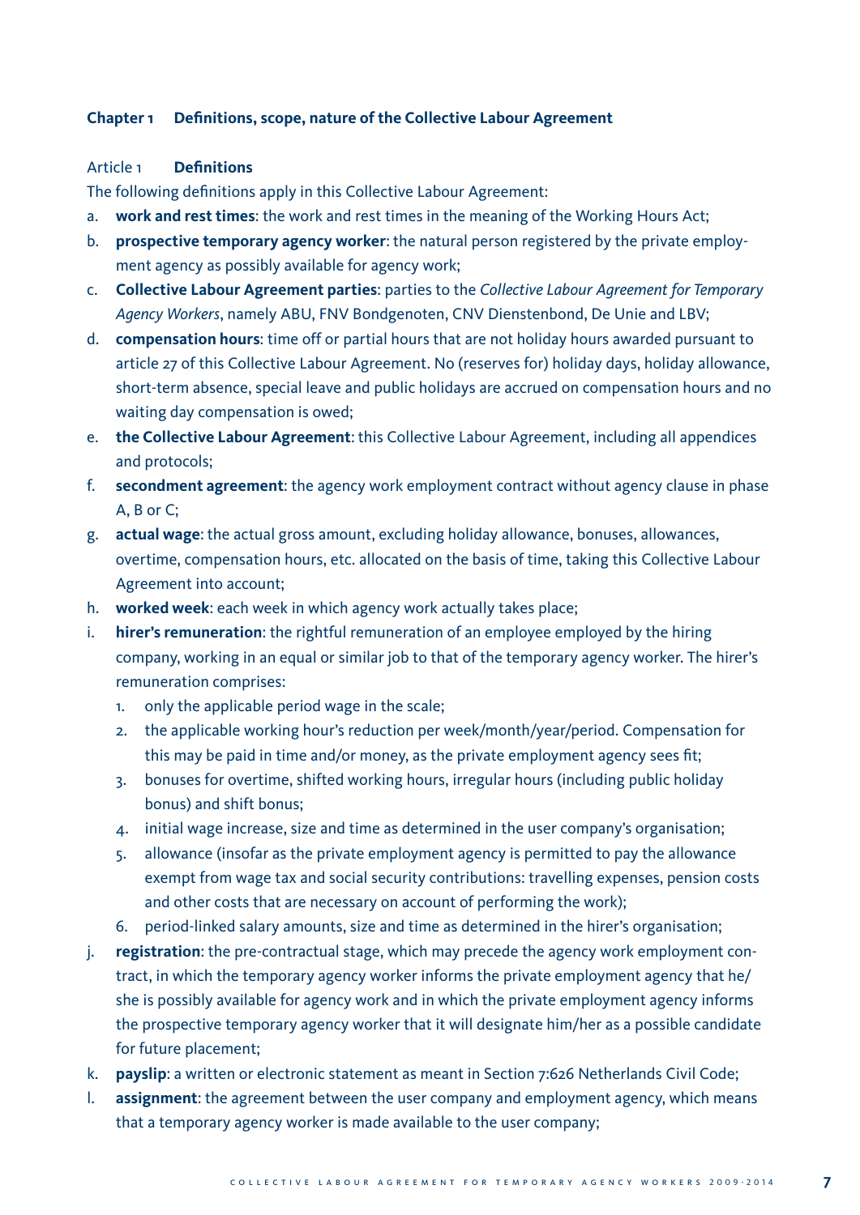## Chapter 1 Definitions, scope, nature of the Collective Labour Agreement

### Article 1 Definitions

The following definitions apply in this Collective Labour Agreement:

a. **work and rest times**: the work and rest times in the meaning of the Working Hours Act;
b. **prospective temporary agency worker**: the natural person registered by the private employment agency as possibly available for agency work;
c. **Collective Labour Agreement parties**: parties to the *Collective Labour Agreement for Temporary Agency Workers*, namely ABU, FNV Bondgenoten, CNV Dienstenbond, De Unie and LBV;
d. **compensation hours**: time off or partial hours that are not holiday hours awarded pursuant to article 27 of this Collective Labour Agreement. No (reserves for) holiday days, holiday allowance, short-term absence, special leave and public holidays are accrued on compensation hours and no waiting day compensation is owed;
e. **the Collective Labour Agreement**: this Collective Labour Agreement, including all appendices and protocols;
f. **secondment agreement**: the agency work employment contract without agency clause in phase A, B or C;
g. **actual wage**: the actual gross amount, excluding holiday allowance, bonuses, allowances, overtime, compensation hours, etc. allocated on the basis of time, taking this Collective Labour Agreement into account;
h. **worked week**: each week in which agency work actually takes place;
i. **hirer's remuneration**: the rightful remuneration of an employee employed by the hiring company, working in an equal or similar job to that of the temporary agency worker. The hirer's remuneration comprises:
   1. only the applicable period wage in the scale;
   2. the applicable working hour's reduction per week/month/year/period. Compensation for this may be paid in time and/or money, as the private employment agency sees fit;
   3. bonuses for overtime, shifted working hours, irregular hours (including public holiday bonus) and shift bonus;
   4. initial wage increase, size and time as determined in the user company's organisation;
   5. allowance (insofar as the private employment agency is permitted to pay the allowance exempt from wage tax and social security contributions: travelling expenses, pension costs and other costs that are necessary on account of performing the work);
   6. period-linked salary amounts, size and time as determined in the hirer's organisation;
j. **registration**: the pre-contractual stage, which may precede the agency work employment contract, in which the temporary agency worker informs the private employment agency that he/she is possibly available for agency work and in which the private employment agency informs the prospective temporary agency worker that it will designate him/her as a possible candidate for future placement;
k. **payslip**: a written or electronic statement as meant in Section 7:626 Netherlands Civil Code;
l. **assignment**: the agreement between the user company and employment agency, which means that a temporary agency worker is made available to the user company;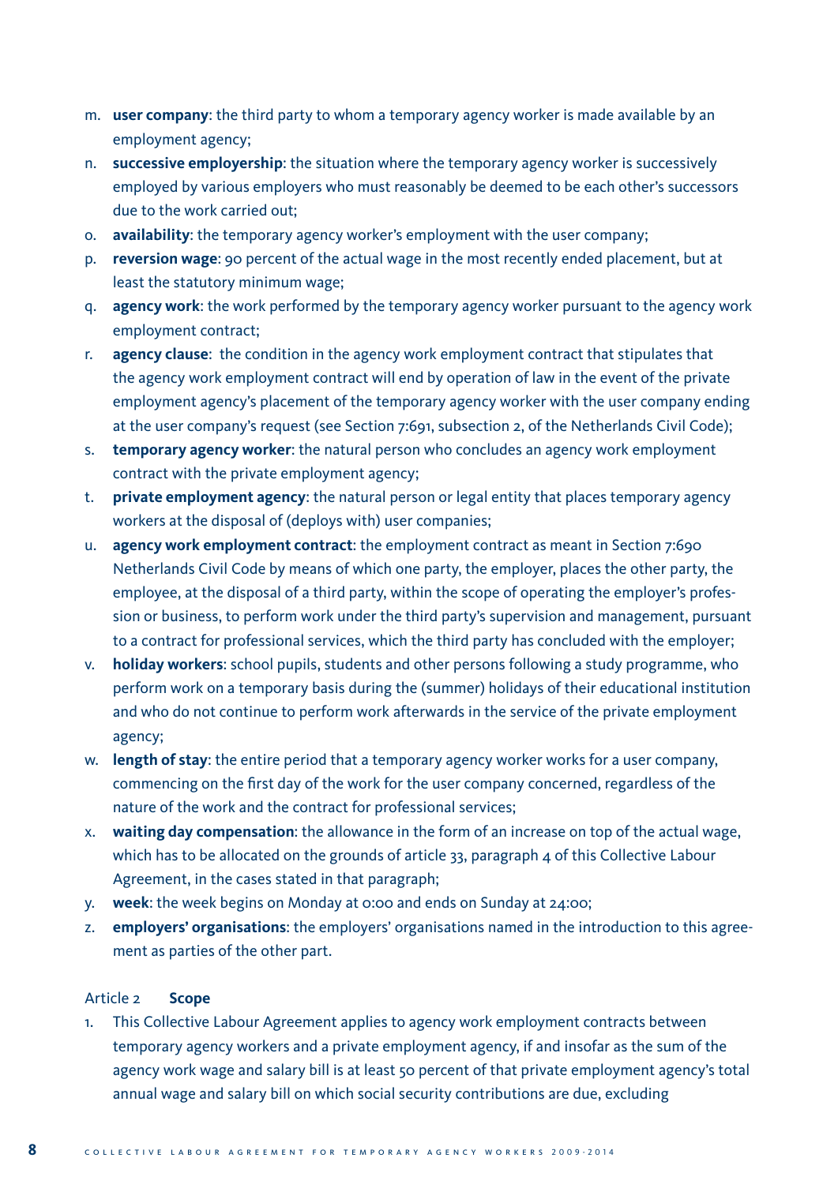m. **user company**: the third party to whom a temporary agency worker is made available by an employment agency;
n. **successive employership**: the situation where the temporary agency worker is successively employed by various employers who must reasonably be deemed to be each other's successors due to the work carried out;
o. **availability**: the temporary agency worker's employment with the user company;
p. **reversion wage**: 90 percent of the actual wage in the most recently ended placement, but at least the statutory minimum wage;
q. **agency work**: the work performed by the temporary agency worker pursuant to the agency work employment contract;
r. **agency clause**: the condition in the agency work employment contract that stipulates that the agency work employment contract will end by operation of law in the event of the private employment agency's placement of the temporary agency worker with the user company ending at the user company's request (see Section 7:691, subsection 2, of the Netherlands Civil Code);
s. **temporary agency worker**: the natural person who concludes an agency work employment contract with the private employment agency;
t. **private employment agency**: the natural person or legal entity that places temporary agency workers at the disposal of (deploys with) user companies;
u. **agency work employment contract**: the employment contract as meant in Section 7:690 Netherlands Civil Code by means of which one party, the employer, places the other party, the employee, at the disposal of a third party, within the scope of operating the employer's profession or business, to perform work under the third party's supervision and management, pursuant to a contract for professional services, which the third party has concluded with the employer;
v. **holiday workers**: school pupils, students and other persons following a study programme, who perform work on a temporary basis during the (summer) holidays of their educational institution and who do not continue to perform work afterwards in the service of the private employment agency;
w. **length of stay**: the entire period that a temporary agency worker works for a user company, commencing on the first day of the work for the user company concerned, regardless of the nature of the work and the contract for professional services;
x. **waiting day compensation**: the allowance in the form of an increase on top of the actual wage, which has to be allocated on the grounds of article 33, paragraph 4 of this Collective Labour Agreement, in the cases stated in that paragraph;
y. **week**: the week begins on Monday at 0:00 and ends on Sunday at 24:00;
z. **employers' organisations**: the employers' organisations named in the introduction to this agreement as parties of the other part.

### Article 2 **Scope**

1. This Collective Labour Agreement applies to agency work employment contracts between temporary agency workers and a private employment agency, if and insofar as the sum of the agency work wage and salary bill is at least 50 percent of that private employment agency's total annual wage and salary bill on which social security contributions are due, excluding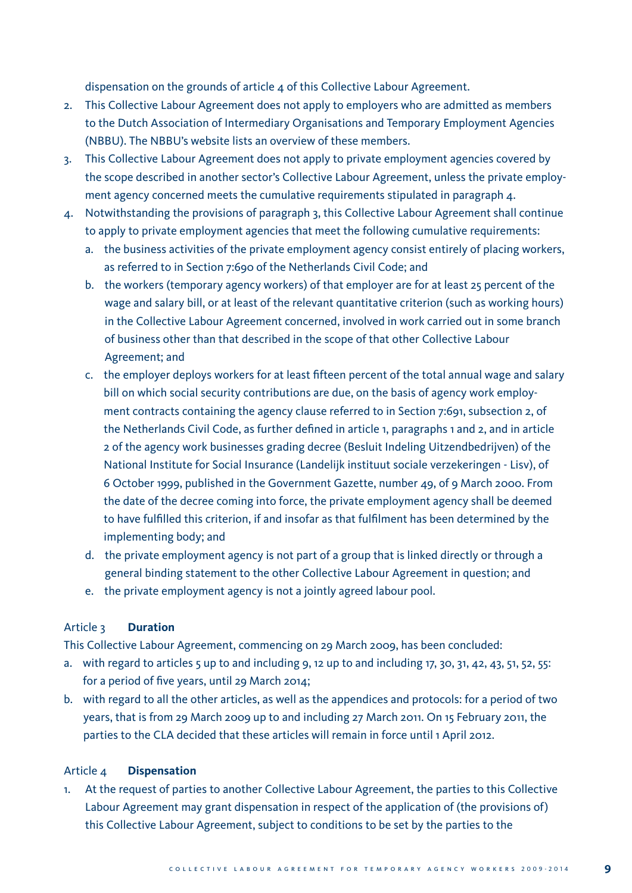dispensation on the grounds of article 4 of this Collective Labour Agreement.

2. This Collective Labour Agreement does not apply to employers who are admitted as members to the Dutch Association of Intermediary Organisations and Temporary Employment Agencies (NBBU). The NBBU's website lists an overview of these members.
3. This Collective Labour Agreement does not apply to private employment agencies covered by the scope described in another sector's Collective Labour Agreement, unless the private employment agency concerned meets the cumulative requirements stipulated in paragraph 4.
4. Notwithstanding the provisions of paragraph 3, this Collective Labour Agreement shall continue to apply to private employment agencies that meet the following cumulative requirements:
   a. the business activities of the private employment agency consist entirely of placing workers, as referred to in Section 7:690 of the Netherlands Civil Code; and
   b. the workers (temporary agency workers) of that employer are for at least 25 percent of the wage and salary bill, or at least of the relevant quantitative criterion (such as working hours) in the Collective Labour Agreement concerned, involved in work carried out in some branch of business other than that described in the scope of that other Collective Labour Agreement; and
   c. the employer deploys workers for at least fifteen percent of the total annual wage and salary bill on which social security contributions are due, on the basis of agency work employment contracts containing the agency clause referred to in Section 7:691, subsection 2, of the Netherlands Civil Code, as further defined in article 1, paragraphs 1 and 2, and in article 2 of the agency work businesses grading decree (Besluit Indeling Uitzendbedrijven) of the National Institute for Social Insurance (Landelijk instituut sociale verzekeringen - Lisv), of 6 October 1999, published in the Government Gazette, number 49, of 9 March 2000. From the date of the decree coming into force, the private employment agency shall be deemed to have fulfilled this criterion, if and insofar as that fulfilment has been determined by the implementing body; and
   d. the private employment agency is not part of a group that is linked directly or through a general binding statement to the other Collective Labour Agreement in question; and
   e. the private employment agency is not a jointly agreed labour pool.

## Article 3 **Duration**

This Collective Labour Agreement, commencing on 29 March 2009, has been concluded:

a. with regard to articles 5 up to and including 9, 12 up to and including 17, 30, 31, 42, 43, 51, 52, 55: for a period of five years, until 29 March 2014;
b. with regard to all the other articles, as well as the appendices and protocols: for a period of two years, that is from 29 March 2009 up to and including 27 March 2011. On 15 February 2011, the parties to the CLA decided that these articles will remain in force until 1 April 2012.

## Article 4 **Dispensation**

1. At the request of parties to another Collective Labour Agreement, the parties to this Collective Labour Agreement may grant dispensation in respect of the application of (the provisions of) this Collective Labour Agreement, subject to conditions to be set by the parties to the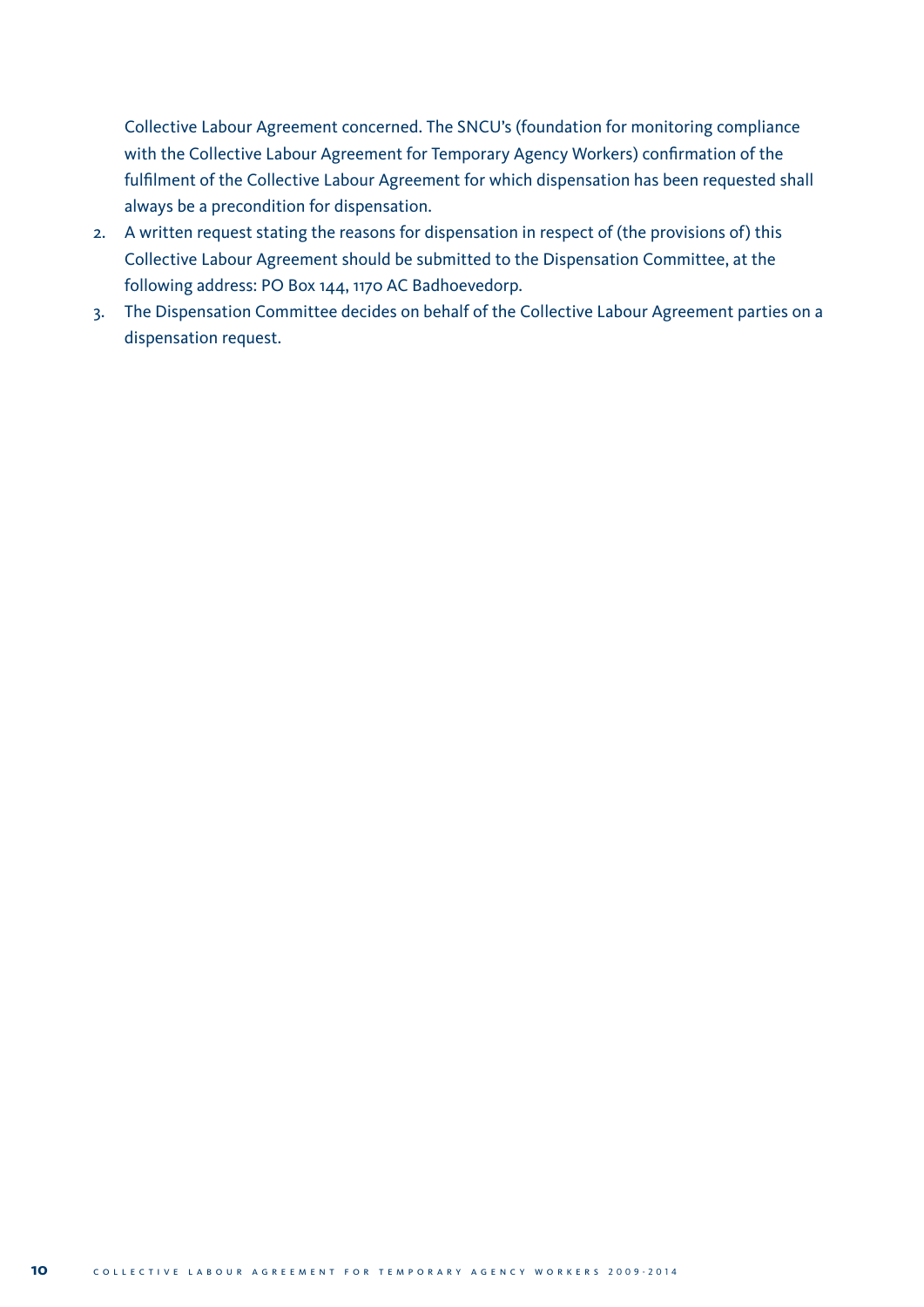Collective Labour Agreement concerned. The SNCU's (foundation for monitoring compliance with the Collective Labour Agreement for Temporary Agency Workers) confirmation of the fulfilment of the Collective Labour Agreement for which dispensation has been requested shall always be a precondition for dispensation.

2. A written request stating the reasons for dispensation in respect of (the provisions of) this Collective Labour Agreement should be submitted to the Dispensation Committee, at the following address: PO Box 144, 1170 AC Badhoevedorp.
3. The Dispensation Committee decides on behalf of the Collective Labour Agreement parties on a dispensation request.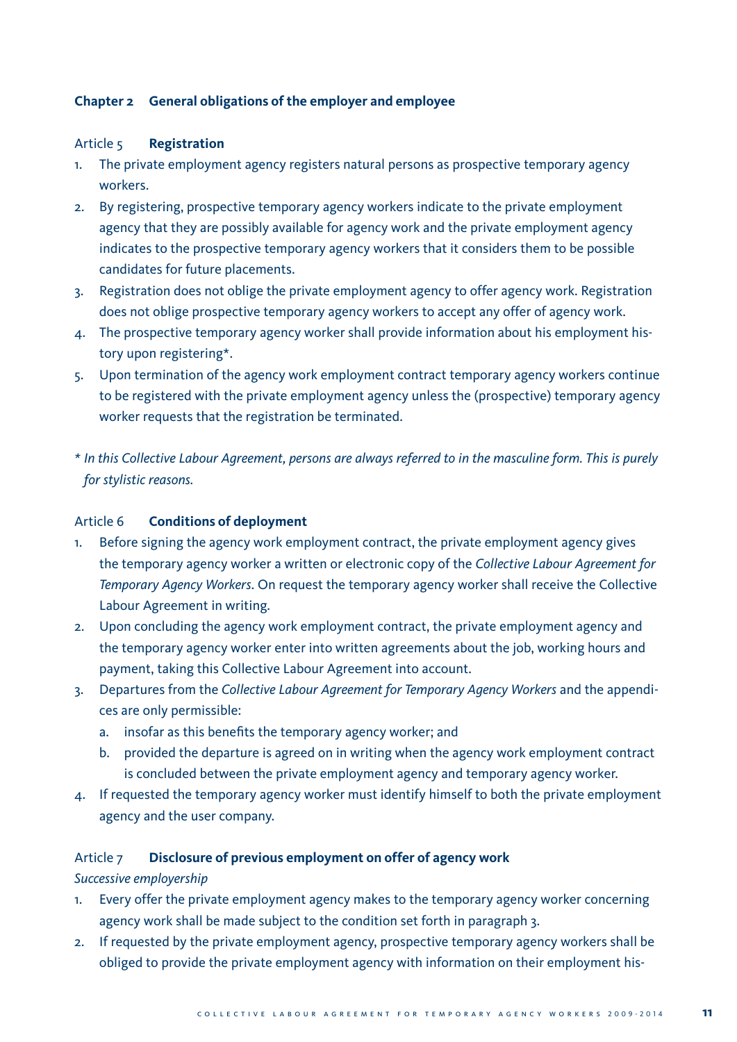## Chapter 2 General obligations of the employer and employee

### Article 5 **Registration**

1. The private employment agency registers natural persons as prospective temporary agency workers.
2. By registering, prospective temporary agency workers indicate to the private employment agency that they are possibly available for agency work and the private employment agency indicates to the prospective temporary agency workers that it considers them to be possible candidates for future placements.
3. Registration does not oblige the private employment agency to offer agency work. Registration does not oblige prospective temporary agency workers to accept any offer of agency work.
4. The prospective temporary agency worker shall provide information about his employment history upon registering*.
5. Upon termination of the agency work employment contract temporary agency workers continue to be registered with the private employment agency unless the (prospective) temporary agency worker requests that the registration be terminated.

*\* In this Collective Labour Agreement, persons are always referred to in the masculine form. This is purely for stylistic reasons.*

### Article 6 **Conditions of deployment**

1. Before signing the agency work employment contract, the private employment agency gives the temporary agency worker a written or electronic copy of the *Collective Labour Agreement for Temporary Agency Workers*. On request the temporary agency worker shall receive the Collective Labour Agreement in writing.
2. Upon concluding the agency work employment contract, the private employment agency and the temporary agency worker enter into written agreements about the job, working hours and payment, taking this Collective Labour Agreement into account.
3. Departures from the *Collective Labour Agreement for Temporary Agency Workers* and the appendices are only permissible:
   a. insofar as this benefits the temporary agency worker; and
   b. provided the departure is agreed on in writing when the agency work employment contract is concluded between the private employment agency and temporary agency worker.
4. If requested the temporary agency worker must identify himself to both the private employment agency and the user company.

### Article 7 **Disclosure of previous employment on offer of agency work**

*Successive employership*

1. Every offer the private employment agency makes to the temporary agency worker concerning agency work shall be made subject to the condition set forth in paragraph 3.
2. If requested by the private employment agency, prospective temporary agency workers shall be obliged to provide the private employment agency with information on their employment his-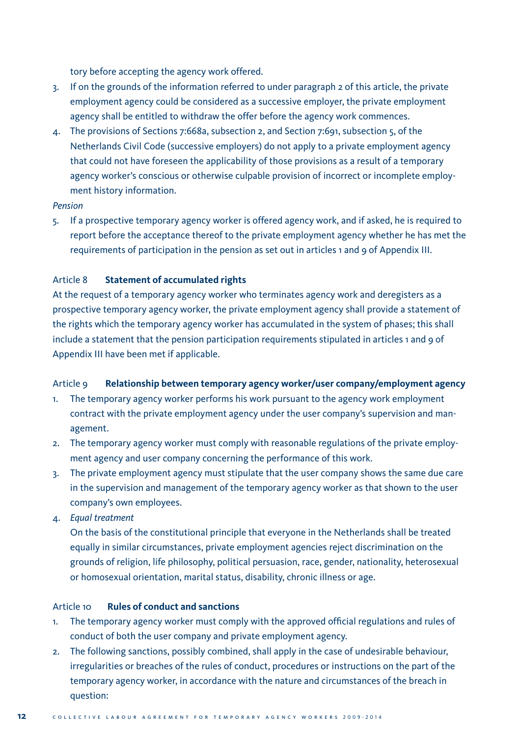tory before accepting the agency work offered.

3. If on the grounds of the information referred to under paragraph 2 of this article, the private employment agency could be considered as a successive employer, the private employment agency shall be entitled to withdraw the offer before the agency work commences.
4. The provisions of Sections 7:668a, subsection 2, and Section 7:691, subsection 5, of the Netherlands Civil Code (successive employers) do not apply to a private employment agency that could not have foreseen the applicability of those provisions as a result of a temporary agency worker's conscious or otherwise culpable provision of incorrect or incomplete employment history information.

*Pension*

5. If a prospective temporary agency worker is offered agency work, and if asked, he is required to report before the acceptance thereof to the private employment agency whether he has met the requirements of participation in the pension as set out in articles 1 and 9 of Appendix III.

### Article 8 **Statement of accumulated rights**

At the request of a temporary agency worker who terminates agency work and deregisters as a prospective temporary agency worker, the private employment agency shall provide a statement of the rights which the temporary agency worker has accumulated in the system of phases; this shall include a statement that the pension participation requirements stipulated in articles 1 and 9 of Appendix III have been met if applicable.

### Article 9 **Relationship between temporary agency worker/user company/employment agency**

1. The temporary agency worker performs his work pursuant to the agency work employment contract with the private employment agency under the user company's supervision and management.
2. The temporary agency worker must comply with reasonable regulations of the private employment agency and user company concerning the performance of this work.
3. The private employment agency must stipulate that the user company shows the same due care in the supervision and management of the temporary agency worker as that shown to the user company's own employees.
4. *Equal treatment*

   On the basis of the constitutional principle that everyone in the Netherlands shall be treated equally in similar circumstances, private employment agencies reject discrimination on the grounds of religion, life philosophy, political persuasion, race, gender, nationality, heterosexual or homosexual orientation, marital status, disability, chronic illness or age.

### Article 10 **Rules of conduct and sanctions**

1. The temporary agency worker must comply with the approved official regulations and rules of conduct of both the user company and private employment agency.
2. The following sanctions, possibly combined, shall apply in the case of undesirable behaviour, irregularities or breaches of the rules of conduct, procedures or instructions on the part of the temporary agency worker, in accordance with the nature and circumstances of the breach in question: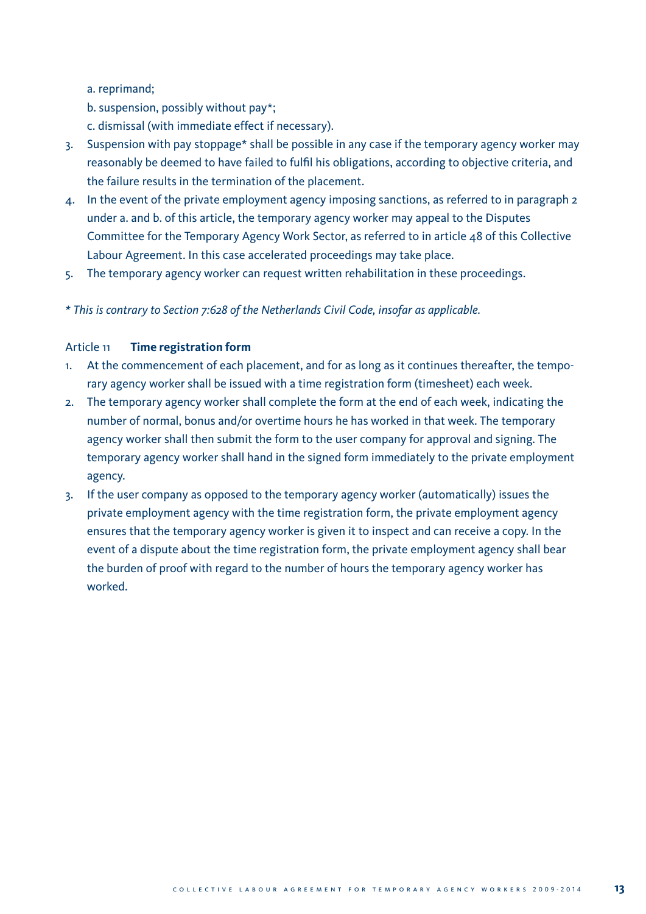a. reprimand;

b. suspension, possibly without pay*;

c. dismissal (with immediate effect if necessary).

3. Suspension with pay stoppage* shall be possible in any case if the temporary agency worker may reasonably be deemed to have failed to fulfil his obligations, according to objective criteria, and the failure results in the termination of the placement.
4. In the event of the private employment agency imposing sanctions, as referred to in paragraph 2 under a. and b. of this article, the temporary agency worker may appeal to the Disputes Committee for the Temporary Agency Work Sector, as referred to in article 48 of this Collective Labour Agreement. In this case accelerated proceedings may take place.
5. The temporary agency worker can request written rehabilitation in these proceedings.

*\* This is contrary to Section 7:628 of the Netherlands Civil Code, insofar as applicable.*

### Article 11 **Time registration form**

1. At the commencement of each placement, and for as long as it continues thereafter, the temporary agency worker shall be issued with a time registration form (timesheet) each week.
2. The temporary agency worker shall complete the form at the end of each week, indicating the number of normal, bonus and/or overtime hours he has worked in that week. The temporary agency worker shall then submit the form to the user company for approval and signing. The temporary agency worker shall hand in the signed form immediately to the private employment agency.
3. If the user company as opposed to the temporary agency worker (automatically) issues the private employment agency with the time registration form, the private employment agency ensures that the temporary agency worker is given it to inspect and can receive a copy. In the event of a dispute about the time registration form, the private employment agency shall bear the burden of proof with regard to the number of hours the temporary agency worker has worked.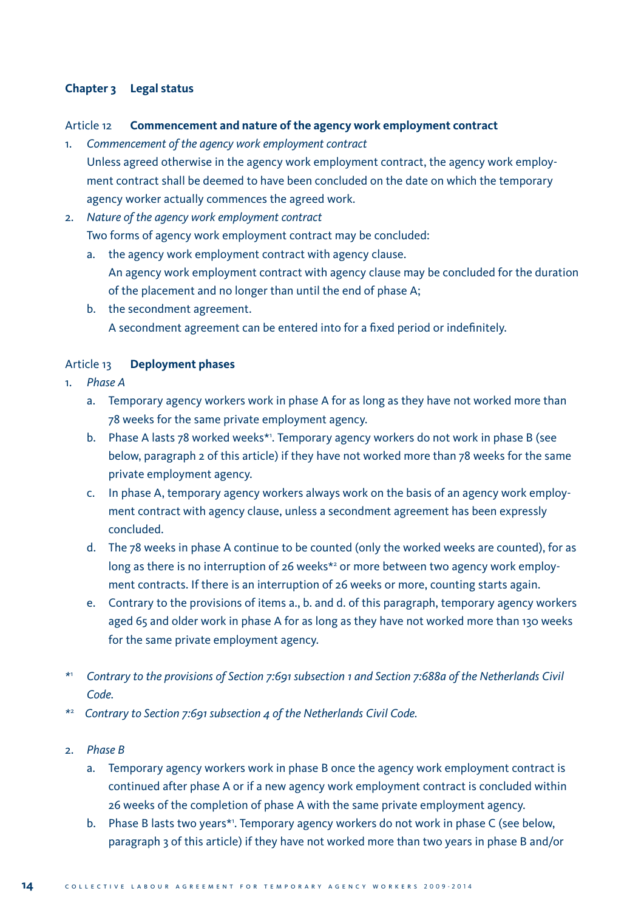## Chapter 3 Legal status

### Article 12 **Commencement and nature of the agency work employment contract**

1. *Commencement of the agency work employment contract*
   Unless agreed otherwise in the agency work employment contract, the agency work employment contract shall be deemed to have been concluded on the date on which the temporary agency worker actually commences the agreed work.
2. *Nature of the agency work employment contract*
   Two forms of agency work employment contract may be concluded:
   a. the agency work employment contract with agency clause.
      An agency work employment contract with agency clause may be concluded for the duration of the placement and no longer than until the end of phase A;
   b. the secondment agreement.
      A secondment agreement can be entered into for a fixed period or indefinitely.

### Article 13 **Deployment phases**

1. *Phase A*
   a. Temporary agency workers work in phase A for as long as they have not worked more than 78 weeks for the same private employment agency.
   b. Phase A lasts 78 worked weeks*[1]. Temporary agency workers do not work in phase B (see below, paragraph 2 of this article) if they have not worked more than 78 weeks for the same private employment agency.
   c. In phase A, temporary agency workers always work on the basis of an agency work employment contract with agency clause, unless a secondment agreement has been expressly concluded.
   d. The 78 weeks in phase A continue to be counted (only the worked weeks are counted), for as long as there is no interruption of 26 weeks*[2] or more between two agency work employment contracts. If there is an interruption of 26 weeks or more, counting starts again.
   e. Contrary to the provisions of items a., b. and d. of this paragraph, temporary agency workers aged 65 and older work in phase A for as long as they have not worked more than 130 weeks for the same private employment agency.

*[1] *Contrary to the provisions of Section 7:691 subsection 1 and Section 7:688a of the Netherlands Civil Code.*

*[2] *Contrary to Section 7:691 subsection 4 of the Netherlands Civil Code.*

2. *Phase B*
   a. Temporary agency workers work in phase B once the agency work employment contract is continued after phase A or if a new agency work employment contract is concluded within 26 weeks of the completion of phase A with the same private employment agency.
   b. Phase B lasts two years*[1]. Temporary agency workers do not work in phase C (see below, paragraph 3 of this article) if they have not worked more than two years in phase B and/or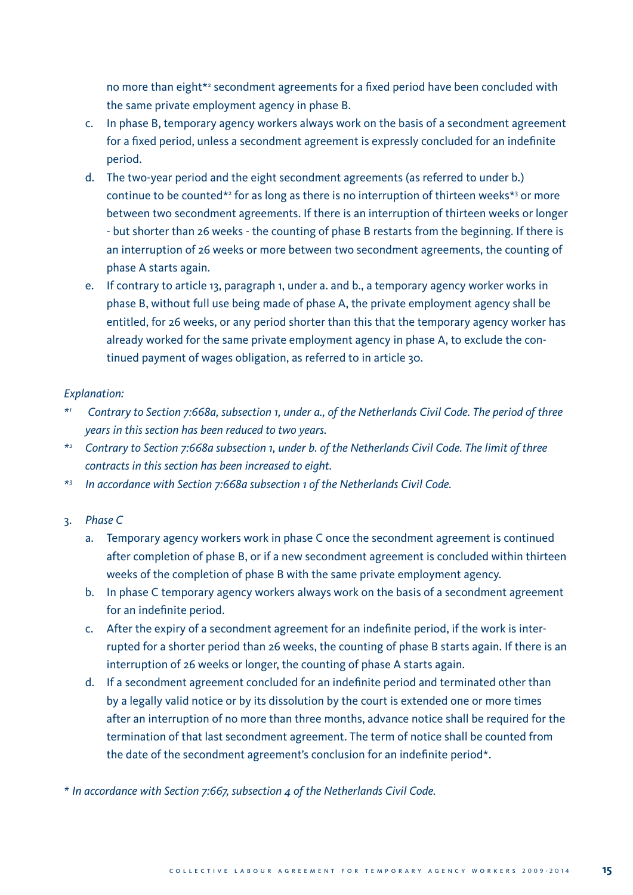no more than eight*[2] secondment agreements for a fixed period have been concluded with the same private employment agency in phase B.

c. In phase B, temporary agency workers always work on the basis of a secondment agreement for a fixed period, unless a secondment agreement is expressly concluded for an indefinite period.

d. The two-year period and the eight secondment agreements (as referred to under b.) continue to be counted*[2] for as long as there is no interruption of thirteen weeks*[3] or more between two secondment agreements. If there is an interruption of thirteen weeks or longer - but shorter than 26 weeks - the counting of phase B restarts from the beginning. If there is an interruption of 26 weeks or more between two secondment agreements, the counting of phase A starts again.

e. If contrary to article 13, paragraph 1, under a. and b., a temporary agency worker works in phase B, without full use being made of phase A, the private employment agency shall be entitled, for 26 weeks, or any period shorter than this that the temporary agency worker has already worked for the same private employment agency in phase A, to exclude the continued payment of wages obligation, as referred to in article 30.

*Explanation:*

*[1] *Contrary to Section 7:668a, subsection 1, under a., of the Netherlands Civil Code. The period of three years in this section has been reduced to two years.*

*[2] *Contrary to Section 7:668a subsection 1, under b. of the Netherlands Civil Code. The limit of three contracts in this section has been increased to eight.*

*[3] *In accordance with Section 7:668a subsection 1 of the Netherlands Civil Code.*

3. *Phase C*

   a. Temporary agency workers work in phase C once the secondment agreement is continued after completion of phase B, or if a new secondment agreement is concluded within thirteen weeks of the completion of phase B with the same private employment agency.

   b. In phase C temporary agency workers always work on the basis of a secondment agreement for an indefinite period.

   c. After the expiry of a secondment agreement for an indefinite period, if the work is interrupted for a shorter period than 26 weeks, the counting of phase B starts again. If there is an interruption of 26 weeks or longer, the counting of phase A starts again.

   d. If a secondment agreement concluded for an indefinite period and terminated other than by a legally valid notice or by its dissolution by the court is extended one or more times after an interruption of no more than three months, advance notice shall be required for the termination of that last secondment agreement. The term of notice shall be counted from the date of the secondment agreement's conclusion for an indefinite period*.

\* *In accordance with Section 7:667, subsection 4 of the Netherlands Civil Code.*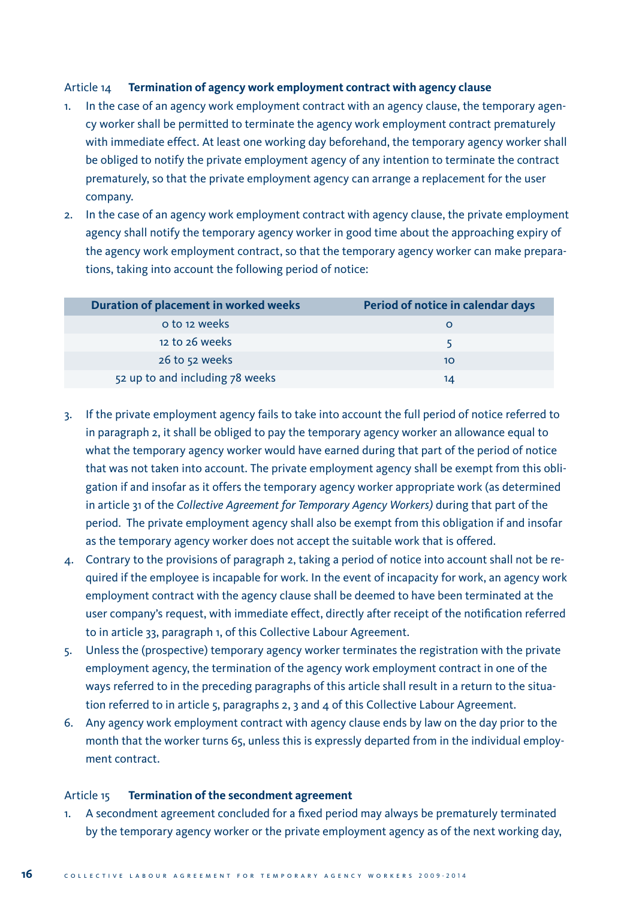Article 14 **Termination of agency work employment contract with agency clause**

1. In the case of an agency work employment contract with an agency clause, the temporary agency worker shall be permitted to terminate the agency work employment contract prematurely with immediate effect. At least one working day beforehand, the temporary agency worker shall be obliged to notify the private employment agency of any intention to terminate the contract prematurely, so that the private employment agency can arrange a replacement for the user company.
2. In the case of an agency work employment contract with agency clause, the private employment agency shall notify the temporary agency worker in good time about the approaching expiry of the agency work employment contract, so that the temporary agency worker can make preparations, taking into account the following period of notice:

| Duration of placement in worked weeks | Period of notice in calendar days |
|---|---|
| 0 to 12 weeks | 0 |
| 12 to 26 weeks | 5 |
| 26 to 52 weeks | 10 |
| 52 up to and including 78 weeks | 14 |

3. If the private employment agency fails to take into account the full period of notice referred to in paragraph 2, it shall be obliged to pay the temporary agency worker an allowance equal to what the temporary agency worker would have earned during that part of the period of notice that was not taken into account. The private employment agency shall be exempt from this obligation if and insofar as it offers the temporary agency worker appropriate work (as determined in article 31 of the *Collective Agreement for Temporary Agency Workers)* during that part of the period. The private employment agency shall also be exempt from this obligation if and insofar as the temporary agency worker does not accept the suitable work that is offered.
4. Contrary to the provisions of paragraph 2, taking a period of notice into account shall not be required if the employee is incapable for work. In the event of incapacity for work, an agency work employment contract with the agency clause shall be deemed to have been terminated at the user company's request, with immediate effect, directly after receipt of the notification referred to in article 33, paragraph 1, of this Collective Labour Agreement.
5. Unless the (prospective) temporary agency worker terminates the registration with the private employment agency, the termination of the agency work employment contract in one of the ways referred to in the preceding paragraphs of this article shall result in a return to the situation referred to in article 5, paragraphs 2, 3 and 4 of this Collective Labour Agreement.
6. Any agency work employment contract with agency clause ends by law on the day prior to the month that the worker turns 65, unless this is expressly departed from in the individual employment contract.

Article 15 **Termination of the secondment agreement**

1. A secondment agreement concluded for a fixed period may always be prematurely terminated by the temporary agency worker or the private employment agency as of the next working day,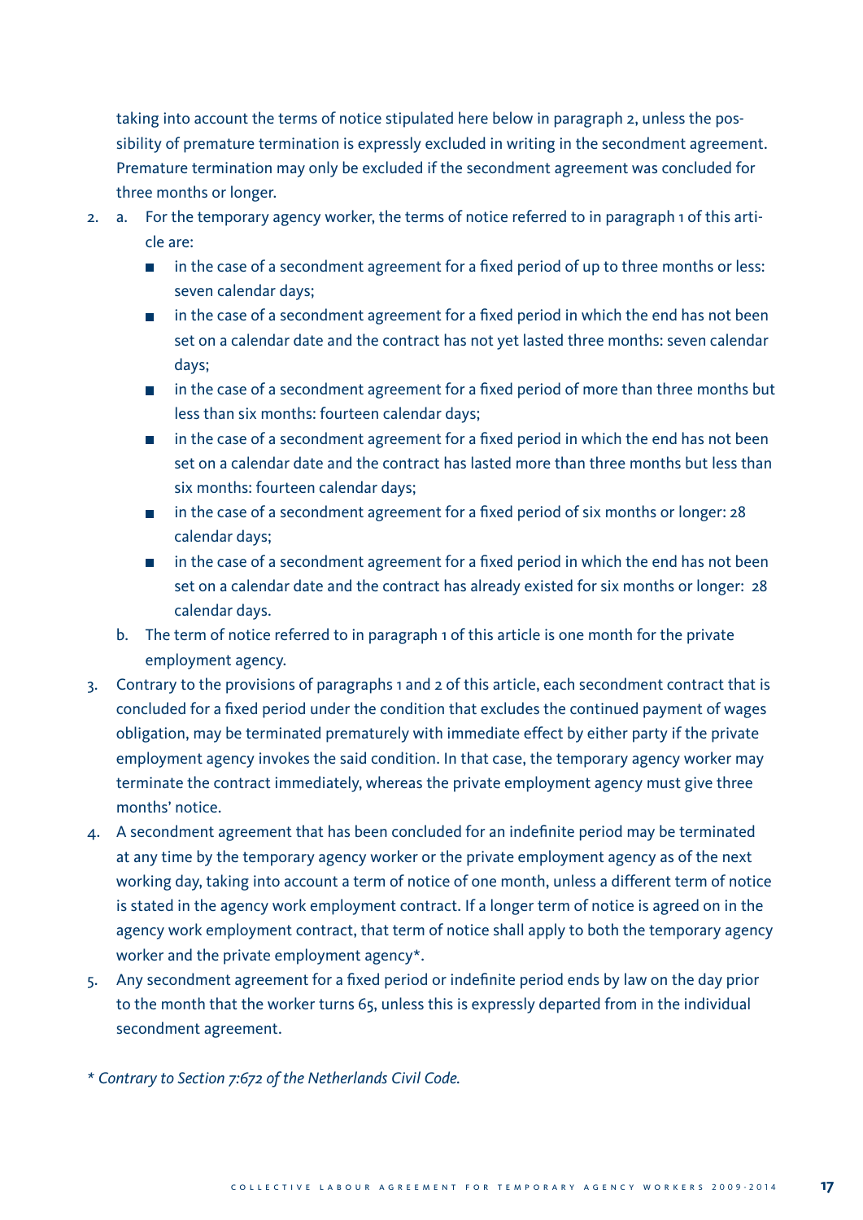taking into account the terms of notice stipulated here below in paragraph 2, unless the possibility of premature termination is expressly excluded in writing in the secondment agreement. Premature termination may only be excluded if the secondment agreement was concluded for three months or longer.

2. a. For the temporary agency worker, the terms of notice referred to in paragraph 1 of this article are:
      - in the case of a secondment agreement for a fixed period of up to three months or less: seven calendar days;
      - in the case of a secondment agreement for a fixed period in which the end has not been set on a calendar date and the contract has not yet lasted three months: seven calendar days;
      - in the case of a secondment agreement for a fixed period of more than three months but less than six months: fourteen calendar days;
      - in the case of a secondment agreement for a fixed period in which the end has not been set on a calendar date and the contract has lasted more than three months but less than six months: fourteen calendar days;
      - in the case of a secondment agreement for a fixed period of six months or longer: 28 calendar days;
      - in the case of a secondment agreement for a fixed period in which the end has not been set on a calendar date and the contract has already existed for six months or longer: 28 calendar days.

   b. The term of notice referred to in paragraph 1 of this article is one month for the private employment agency.
3. Contrary to the provisions of paragraphs 1 and 2 of this article, each secondment contract that is concluded for a fixed period under the condition that excludes the continued payment of wages obligation, may be terminated prematurely with immediate effect by either party if the private employment agency invokes the said condition. In that case, the temporary agency worker may terminate the contract immediately, whereas the private employment agency must give three months' notice.
4. A secondment agreement that has been concluded for an indefinite period may be terminated at any time by the temporary agency worker or the private employment agency as of the next working day, taking into account a term of notice of one month, unless a different term of notice is stated in the agency work employment contract. If a longer term of notice is agreed on in the agency work employment contract, that term of notice shall apply to both the temporary agency worker and the private employment agency*.
5. Any secondment agreement for a fixed period or indefinite period ends by law on the day prior to the month that the worker turns 65, unless this is expressly departed from in the individual secondment agreement.

*\* Contrary to Section 7:672 of the Netherlands Civil Code.*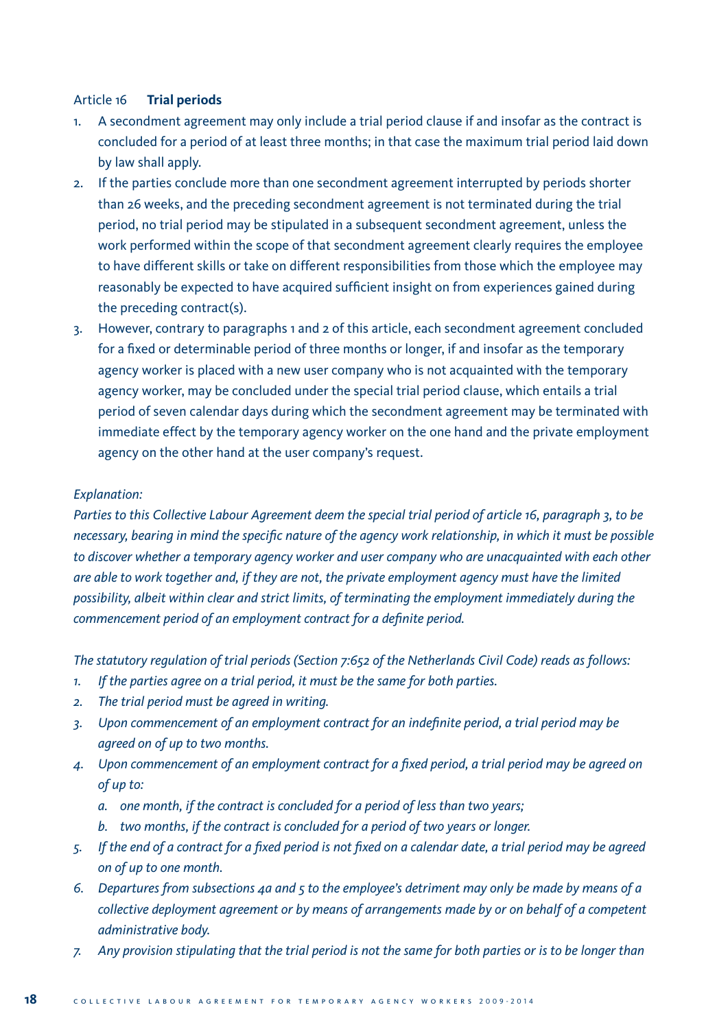### Article 16 **Trial periods**

1. A secondment agreement may only include a trial period clause if and insofar as the contract is concluded for a period of at least three months; in that case the maximum trial period laid down by law shall apply.
2. If the parties conclude more than one secondment agreement interrupted by periods shorter than 26 weeks, and the preceding secondment agreement is not terminated during the trial period, no trial period may be stipulated in a subsequent secondment agreement, unless the work performed within the scope of that secondment agreement clearly requires the employee to have different skills or take on different responsibilities from those which the employee may reasonably be expected to have acquired sufficient insight on from experiences gained during the preceding contract(s).
3. However, contrary to paragraphs 1 and 2 of this article, each secondment agreement concluded for a fixed or determinable period of three months or longer, if and insofar as the temporary agency worker is placed with a new user company who is not acquainted with the temporary agency worker, may be concluded under the special trial period clause, which entails a trial period of seven calendar days during which the secondment agreement may be terminated with immediate effect by the temporary agency worker on the one hand and the private employment agency on the other hand at the user company's request.

*Explanation:*
*Parties to this Collective Labour Agreement deem the special trial period of article 16, paragraph 3, to be necessary, bearing in mind the specific nature of the agency work relationship, in which it must be possible to discover whether a temporary agency worker and user company who are unacquainted with each other are able to work together and, if they are not, the private employment agency must have the limited possibility, albeit within clear and strict limits, of terminating the employment immediately during the commencement period of an employment contract for a definite period.*

*The statutory regulation of trial periods (Section 7:652 of the Netherlands Civil Code) reads as follows:*

1. *If the parties agree on a trial period, it must be the same for both parties.*
2. *The trial period must be agreed in writing.*
3. *Upon commencement of an employment contract for an indefinite period, a trial period may be agreed on of up to two months.*
4. *Upon commencement of an employment contract for a fixed period, a trial period may be agreed on of up to:*
   a. *one month, if the contract is concluded for a period of less than two years;*
   b. *two months, if the contract is concluded for a period of two years or longer.*
5. *If the end of a contract for a fixed period is not fixed on a calendar date, a trial period may be agreed on of up to one month.*
6. *Departures from subsections 4a and 5 to the employee's detriment may only be made by means of a collective deployment agreement or by means of arrangements made by or on behalf of a competent administrative body.*
7. *Any provision stipulating that the trial period is not the same for both parties or is to be longer than*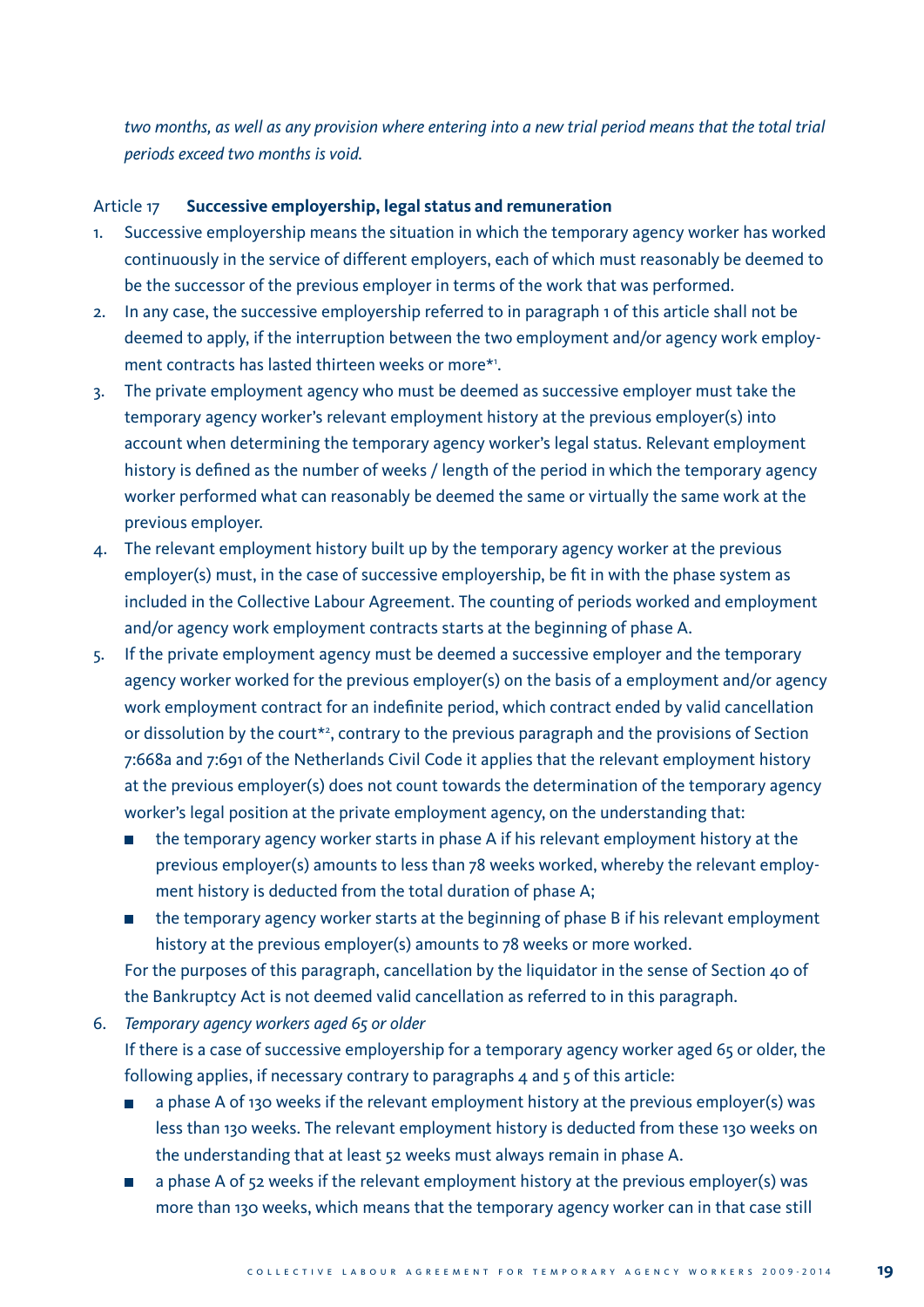*two months, as well as any provision where entering into a new trial period means that the total trial periods exceed two months is void.*

### Article 17 **Successive employership, legal status and remuneration**

1. Successive employership means the situation in which the temporary agency worker has worked continuously in the service of different employers, each of which must reasonably be deemed to be the successor of the previous employer in terms of the work that was performed.
2. In any case, the successive employership referred to in paragraph 1 of this article shall not be deemed to apply, if the interruption between the two employment and/or agency work employment contracts has lasted thirteen weeks or more*[1].
3. The private employment agency who must be deemed as successive employer must take the temporary agency worker's relevant employment history at the previous employer(s) into account when determining the temporary agency worker's legal status. Relevant employment history is defined as the number of weeks / length of the period in which the temporary agency worker performed what can reasonably be deemed the same or virtually the same work at the previous employer.
4. The relevant employment history built up by the temporary agency worker at the previous employer(s) must, in the case of successive employership, be fit in with the phase system as included in the Collective Labour Agreement. The counting of periods worked and employment and/or agency work employment contracts starts at the beginning of phase A.
5. If the private employment agency must be deemed a successive employer and the temporary agency worker worked for the previous employer(s) on the basis of a employment and/or agency work employment contract for an indefinite period, which contract ended by valid cancellation or dissolution by the court*[2], contrary to the previous paragraph and the provisions of Section 7:668a and 7:691 of the Netherlands Civil Code it applies that the relevant employment history at the previous employer(s) does not count towards the determination of the temporary agency worker's legal position at the private employment agency, on the understanding that:
   - the temporary agency worker starts in phase A if his relevant employment history at the previous employer(s) amounts to less than 78 weeks worked, whereby the relevant employment history is deducted from the total duration of phase A;
   - the temporary agency worker starts at the beginning of phase B if his relevant employment history at the previous employer(s) amounts to 78 weeks or more worked.

   For the purposes of this paragraph, cancellation by the liquidator in the sense of Section 40 of the Bankruptcy Act is not deemed valid cancellation as referred to in this paragraph.
6. *Temporary agency workers aged 65 or older*

   If there is a case of successive employership for a temporary agency worker aged 65 or older, the following applies, if necessary contrary to paragraphs 4 and 5 of this article:
   - a phase A of 130 weeks if the relevant employment history at the previous employer(s) was less than 130 weeks. The relevant employment history is deducted from these 130 weeks on the understanding that at least 52 weeks must always remain in phase A.
   - a phase A of 52 weeks if the relevant employment history at the previous employer(s) was more than 130 weeks, which means that the temporary agency worker can in that case still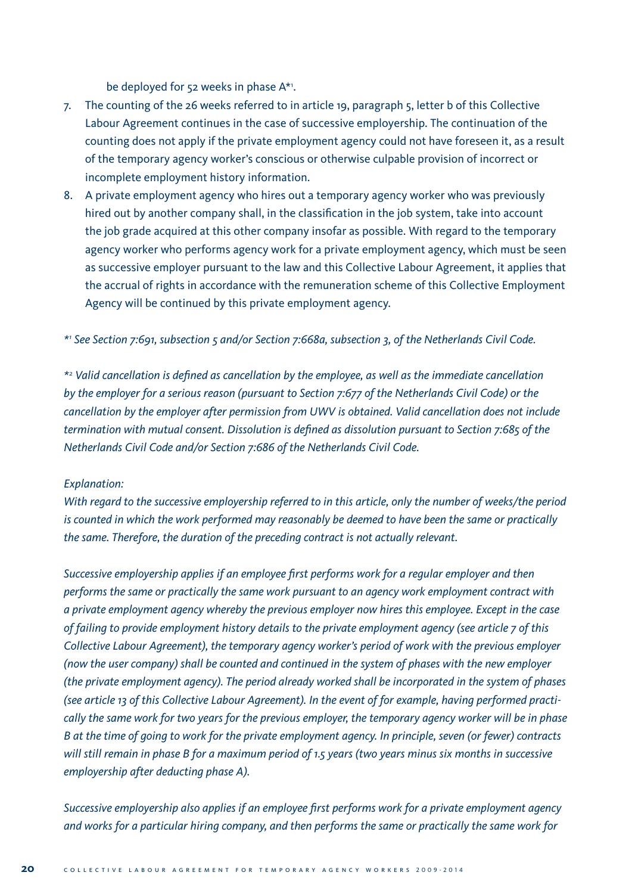be deployed for 52 weeks in phase A*[1].

7. The counting of the 26 weeks referred to in article 19, paragraph 5, letter b of this Collective Labour Agreement continues in the case of successive employership. The continuation of the counting does not apply if the private employment agency could not have foreseen it, as a result of the temporary agency worker's conscious or otherwise culpable provision of incorrect or incomplete employment history information.
8. A private employment agency who hires out a temporary agency worker who was previously hired out by another company shall, in the classification in the job system, take into account the job grade acquired at this other company insofar as possible. With regard to the temporary agency worker who performs agency work for a private employment agency, which must be seen as successive employer pursuant to the law and this Collective Labour Agreement, it applies that the accrual of rights in accordance with the remuneration scheme of this Collective Employment Agency will be continued by this private employment agency.

*\*[1] See Section 7:691, subsection 5 and/or Section 7:668a, subsection 3, of the Netherlands Civil Code.*

*\*[2] Valid cancellation is defined as cancellation by the employee, as well as the immediate cancellation by the employer for a serious reason (pursuant to Section 7:677 of the Netherlands Civil Code) or the cancellation by the employer after permission from UWV is obtained. Valid cancellation does not include termination with mutual consent. Dissolution is defined as dissolution pursuant to Section 7:685 of the Netherlands Civil Code and/or Section 7:686 of the Netherlands Civil Code.*

*Explanation:*
*With regard to the successive employership referred to in this article, only the number of weeks/the period is counted in which the work performed may reasonably be deemed to have been the same or practically the same. Therefore, the duration of the preceding contract is not actually relevant.*

*Successive employership applies if an employee first performs work for a regular employer and then performs the same or practically the same work pursuant to an agency work employment contract with a private employment agency whereby the previous employer now hires this employee. Except in the case of failing to provide employment history details to the private employment agency (see article 7 of this Collective Labour Agreement), the temporary agency worker's period of work with the previous employer (now the user company) shall be counted and continued in the system of phases with the new employer (the private employment agency). The period already worked shall be incorporated in the system of phases (see article 13 of this Collective Labour Agreement). In the event of for example, having performed practically the same work for two years for the previous employer, the temporary agency worker will be in phase B at the time of going to work for the private employment agency. In principle, seven (or fewer) contracts will still remain in phase B for a maximum period of 1.5 years (two years minus six months in successive employership after deducting phase A).*

*Successive employership also applies if an employee first performs work for a private employment agency and works for a particular hiring company, and then performs the same or practically the same work for*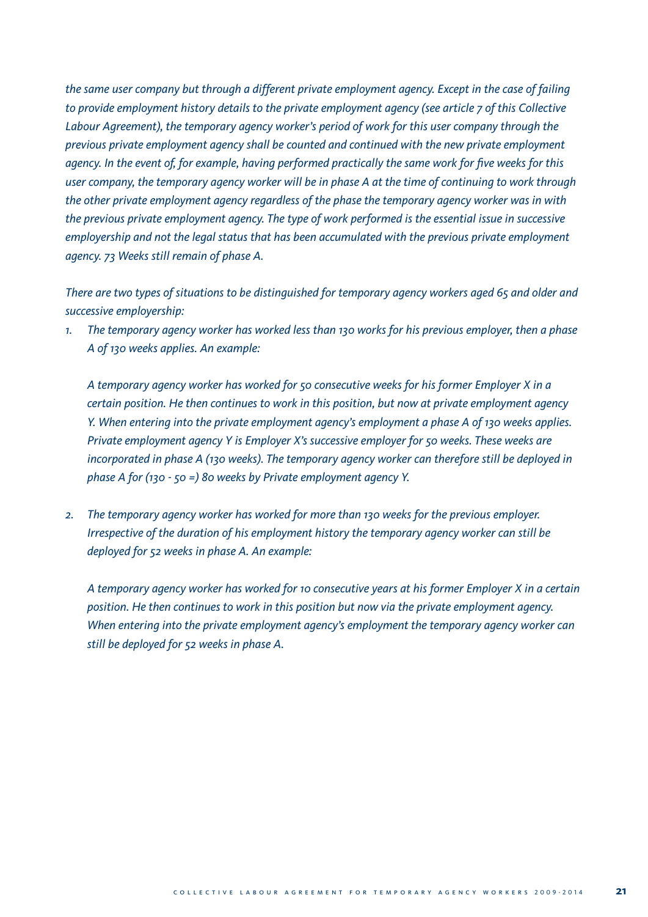*the same user company but through a different private employment agency. Except in the case of failing to provide employment history details to the private employment agency (see article 7 of this Collective Labour Agreement), the temporary agency worker's period of work for this user company through the previous private employment agency shall be counted and continued with the new private employment agency. In the event of, for example, having performed practically the same work for five weeks for this user company, the temporary agency worker will be in phase A at the time of continuing to work through the other private employment agency regardless of the phase the temporary agency worker was in with the previous private employment agency. The type of work performed is the essential issue in successive employership and not the legal status that has been accumulated with the previous private employment agency. 73 Weeks still remain of phase A.*

*There are two types of situations to be distinguished for temporary agency workers aged 65 and older and successive employership:*

1. *The temporary agency worker has worked less than 130 works for his previous employer, then a phase A of 130 weeks applies. An example:*

   *A temporary agency worker has worked for 50 consecutive weeks for his former Employer X in a certain position. He then continues to work in this position, but now at private employment agency Y. When entering into the private employment agency's employment a phase A of 130 weeks applies. Private employment agency Y is Employer X's successive employer for 50 weeks. These weeks are incorporated in phase A (130 weeks). The temporary agency worker can therefore still be deployed in phase A for (130 - 50 =) 80 weeks by Private employment agency Y.*

2. *The temporary agency worker has worked for more than 130 weeks for the previous employer. Irrespective of the duration of his employment history the temporary agency worker can still be deployed for 52 weeks in phase A. An example:*

   *A temporary agency worker has worked for 10 consecutive years at his former Employer X in a certain position. He then continues to work in this position but now via the private employment agency. When entering into the private employment agency's employment the temporary agency worker can still be deployed for 52 weeks in phase A.*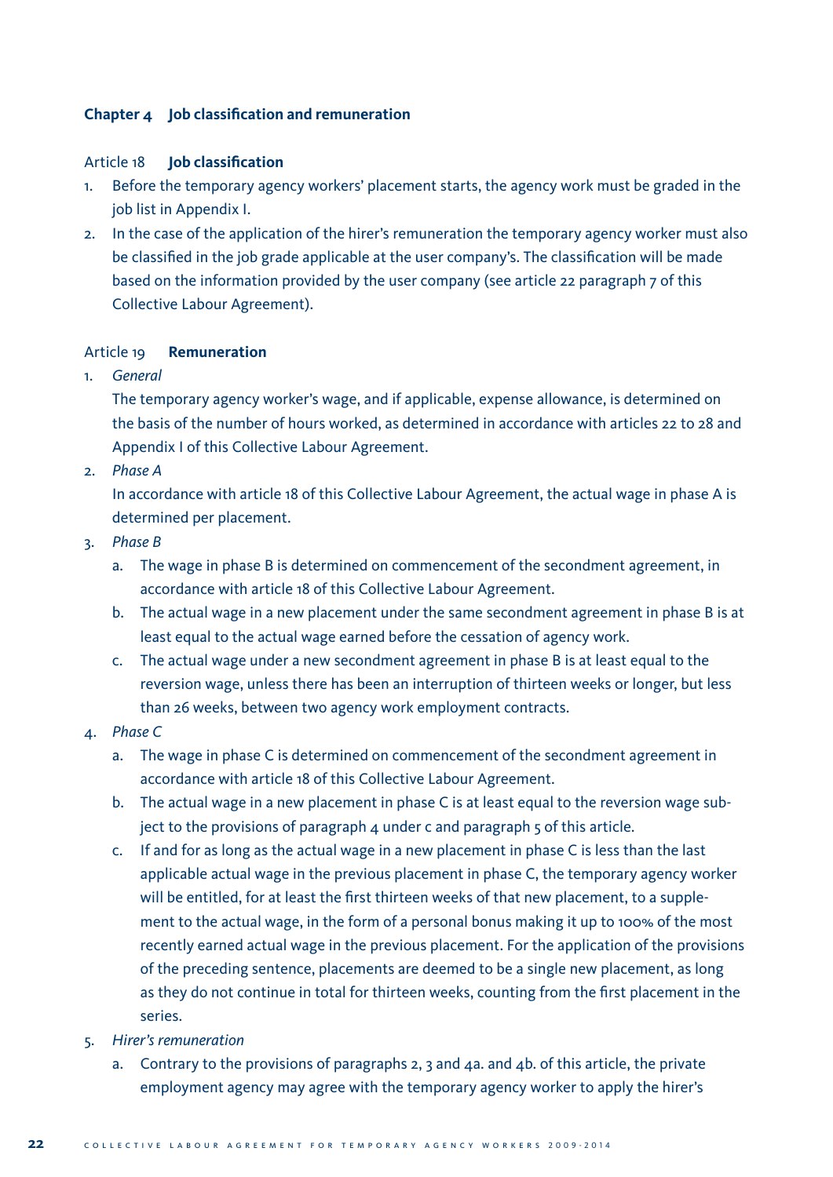## Chapter 4 Job classification and remuneration

### Article 18 **Job classification**

1. Before the temporary agency workers' placement starts, the agency work must be graded in the job list in Appendix I.
2. In the case of the application of the hirer's remuneration the temporary agency worker must also be classified in the job grade applicable at the user company's. The classification will be made based on the information provided by the user company (see article 22 paragraph 7 of this Collective Labour Agreement).

### Article 19 **Remuneration**

1. *General*

   The temporary agency worker's wage, and if applicable, expense allowance, is determined on the basis of the number of hours worked, as determined in accordance with articles 22 to 28 and Appendix I of this Collective Labour Agreement.
2. *Phase A*

   In accordance with article 18 of this Collective Labour Agreement, the actual wage in phase A is determined per placement.
3. *Phase B*
   a. The wage in phase B is determined on commencement of the secondment agreement, in accordance with article 18 of this Collective Labour Agreement.
   b. The actual wage in a new placement under the same secondment agreement in phase B is at least equal to the actual wage earned before the cessation of agency work.
   c. The actual wage under a new secondment agreement in phase B is at least equal to the reversion wage, unless there has been an interruption of thirteen weeks or longer, but less than 26 weeks, between two agency work employment contracts.
4. *Phase C*
   a. The wage in phase C is determined on commencement of the secondment agreement in accordance with article 18 of this Collective Labour Agreement.
   b. The actual wage in a new placement in phase C is at least equal to the reversion wage subject to the provisions of paragraph 4 under c and paragraph 5 of this article.
   c. If and for as long as the actual wage in a new placement in phase C is less than the last applicable actual wage in the previous placement in phase C, the temporary agency worker will be entitled, for at least the first thirteen weeks of that new placement, to a supplement to the actual wage, in the form of a personal bonus making it up to 100% of the most recently earned actual wage in the previous placement. For the application of the provisions of the preceding sentence, placements are deemed to be a single new placement, as long as they do not continue in total for thirteen weeks, counting from the first placement in the series.
5. *Hirer's remuneration*
   a. Contrary to the provisions of paragraphs 2, 3 and 4a. and 4b. of this article, the private employment agency may agree with the temporary agency worker to apply the hirer's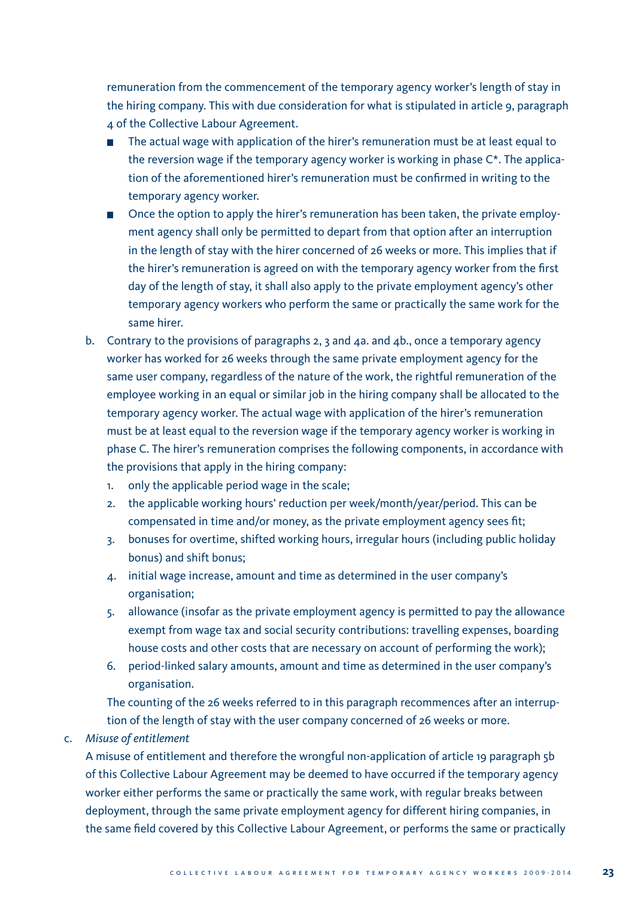remuneration from the commencement of the temporary agency worker's length of stay in the hiring company. This with due consideration for what is stipulated in article 9, paragraph 4 of the Collective Labour Agreement.

- The actual wage with application of the hirer's remuneration must be at least equal to the reversion wage if the temporary agency worker is working in phase C*. The application of the aforementioned hirer's remuneration must be confirmed in writing to the temporary agency worker.
- Once the option to apply the hirer's remuneration has been taken, the private employment agency shall only be permitted to depart from that option after an interruption in the length of stay with the hirer concerned of 26 weeks or more. This implies that if the hirer's remuneration is agreed on with the temporary agency worker from the first day of the length of stay, it shall also apply to the private employment agency's other temporary agency workers who perform the same or practically the same work for the same hirer.

b. Contrary to the provisions of paragraphs 2, 3 and 4a. and 4b., once a temporary agency worker has worked for 26 weeks through the same private employment agency for the same user company, regardless of the nature of the work, the rightful remuneration of the employee working in an equal or similar job in the hiring company shall be allocated to the temporary agency worker. The actual wage with application of the hirer's remuneration must be at least equal to the reversion wage if the temporary agency worker is working in phase C. The hirer's remuneration comprises the following components, in accordance with the provisions that apply in the hiring company:

   1. only the applicable period wage in the scale;
   2. the applicable working hours' reduction per week/month/year/period. This can be compensated in time and/or money, as the private employment agency sees fit;
   3. bonuses for overtime, shifted working hours, irregular hours (including public holiday bonus) and shift bonus;
   4. initial wage increase, amount and time as determined in the user company's organisation;
   5. allowance (insofar as the private employment agency is permitted to pay the allowance exempt from wage tax and social security contributions: travelling expenses, boarding house costs and other costs that are necessary on account of performing the work);
   6. period-linked salary amounts, amount and time as determined in the user company's organisation.

   The counting of the 26 weeks referred to in this paragraph recommences after an interruption of the length of stay with the user company concerned of 26 weeks or more.

c. *Misuse of entitlement*

A misuse of entitlement and therefore the wrongful non-application of article 19 paragraph 5b of this Collective Labour Agreement may be deemed to have occurred if the temporary agency worker either performs the same or practically the same work, with regular breaks between deployment, through the same private employment agency for different hiring companies, in the same field covered by this Collective Labour Agreement, or performs the same or practically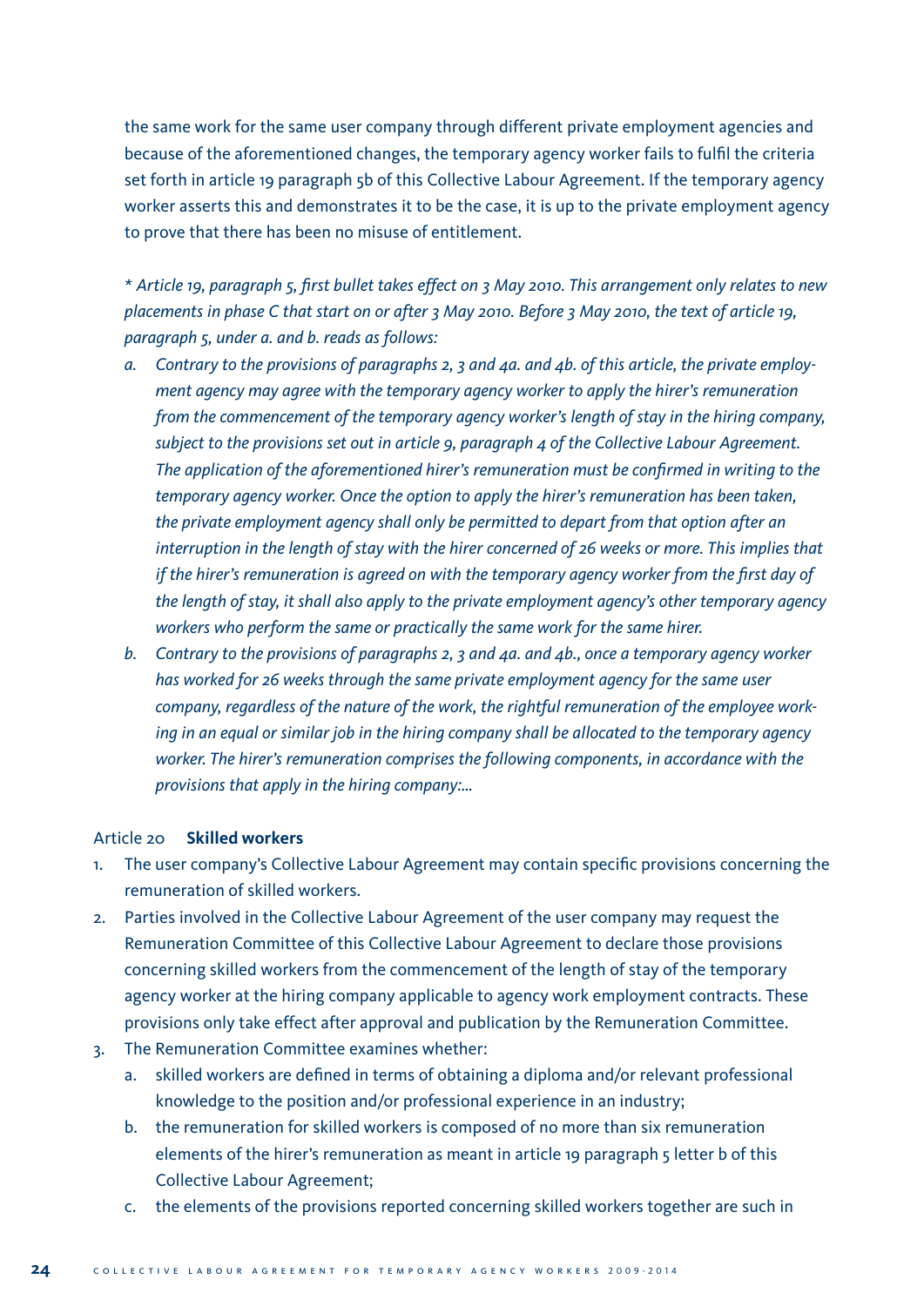the same work for the same user company through different private employment agencies and because of the aforementioned changes, the temporary agency worker fails to fulfil the criteria set forth in article 19 paragraph 5b of this Collective Labour Agreement. If the temporary agency worker asserts this and demonstrates it to be the case, it is up to the private employment agency to prove that there has been no misuse of entitlement.

*\* Article 19, paragraph 5, first bullet takes effect on 3 May 2010. This arrangement only relates to new placements in phase C that start on or after 3 May 2010. Before 3 May 2010, the text of article 19, paragraph 5, under a. and b. reads as follows:*

- *a. Contrary to the provisions of paragraphs 2, 3 and 4a. and 4b. of this article, the private employment agency may agree with the temporary agency worker to apply the hirer's remuneration from the commencement of the temporary agency worker's length of stay in the hiring company, subject to the provisions set out in article 9, paragraph 4 of the Collective Labour Agreement. The application of the aforementioned hirer's remuneration must be confirmed in writing to the temporary agency worker. Once the option to apply the hirer's remuneration has been taken, the private employment agency shall only be permitted to depart from that option after an interruption in the length of stay with the hirer concerned of 26 weeks or more. This implies that if the hirer's remuneration is agreed on with the temporary agency worker from the first day of the length of stay, it shall also apply to the private employment agency's other temporary agency workers who perform the same or practically the same work for the same hirer.*
- *b. Contrary to the provisions of paragraphs 2, 3 and 4a. and 4b., once a temporary agency worker has worked for 26 weeks through the same private employment agency for the same user company, regardless of the nature of the work, the rightful remuneration of the employee working in an equal or similar job in the hiring company shall be allocated to the temporary agency worker. The hirer's remuneration comprises the following components, in accordance with the provisions that apply in the hiring company:...*

### Article 20 **Skilled workers**

1. The user company's Collective Labour Agreement may contain specific provisions concerning the remuneration of skilled workers.
2. Parties involved in the Collective Labour Agreement of the user company may request the Remuneration Committee of this Collective Labour Agreement to declare those provisions concerning skilled workers from the commencement of the length of stay of the temporary agency worker at the hiring company applicable to agency work employment contracts. These provisions only take effect after approval and publication by the Remuneration Committee.
3. The Remuneration Committee examines whether:
   - a. skilled workers are defined in terms of obtaining a diploma and/or relevant professional knowledge to the position and/or professional experience in an industry;
   - b. the remuneration for skilled workers is composed of no more than six remuneration elements of the hirer's remuneration as meant in article 19 paragraph 5 letter b of this Collective Labour Agreement;
   - c. the elements of the provisions reported concerning skilled workers together are such in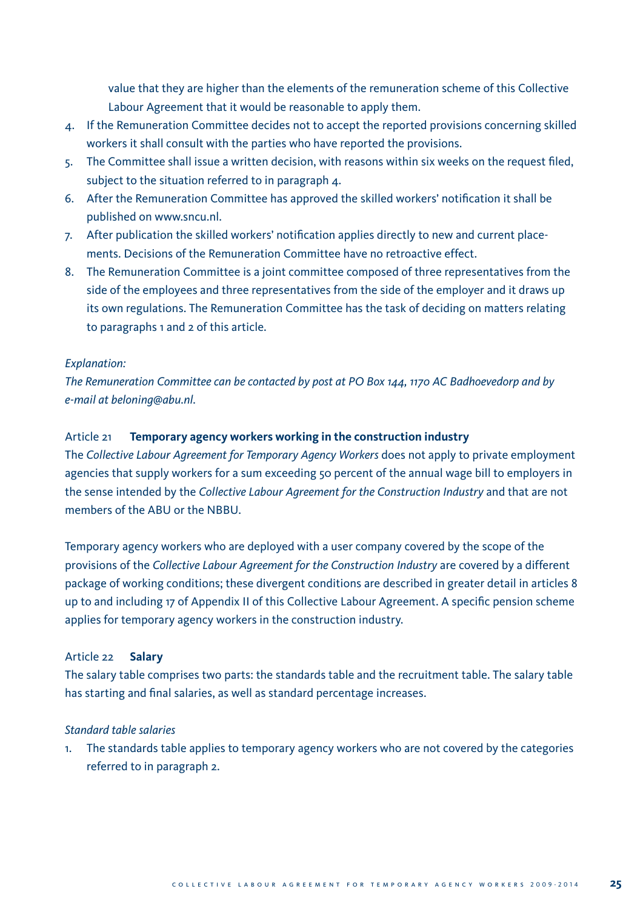value that they are higher than the elements of the remuneration scheme of this Collective Labour Agreement that it would be reasonable to apply them.

4. If the Remuneration Committee decides not to accept the reported provisions concerning skilled workers it shall consult with the parties who have reported the provisions.
5. The Committee shall issue a written decision, with reasons within six weeks on the request filed, subject to the situation referred to in paragraph 4.
6. After the Remuneration Committee has approved the skilled workers' notification it shall be published on www.sncu.nl.
7. After publication the skilled workers' notification applies directly to new and current placements. Decisions of the Remuneration Committee have no retroactive effect.
8. The Remuneration Committee is a joint committee composed of three representatives from the side of the employees and three representatives from the side of the employer and it draws up its own regulations. The Remuneration Committee has the task of deciding on matters relating to paragraphs 1 and 2 of this article.

*Explanation:*
*The Remuneration Committee can be contacted by post at PO Box 144, 1170 AC Badhoevedorp and by e-mail at beloning@abu.nl.*

### Article 21 **Temporary agency workers working in the construction industry**

The *Collective Labour Agreement for Temporary Agency Workers* does not apply to private employment agencies that supply workers for a sum exceeding 50 percent of the annual wage bill to employers in the sense intended by the *Collective Labour Agreement for the Construction Industry* and that are not members of the ABU or the NBBU.

Temporary agency workers who are deployed with a user company covered by the scope of the provisions of the *Collective Labour Agreement for the Construction Industry* are covered by a different package of working conditions; these divergent conditions are described in greater detail in articles 8 up to and including 17 of Appendix II of this Collective Labour Agreement. A specific pension scheme applies for temporary agency workers in the construction industry.

### Article 22 **Salary**

The salary table comprises two parts: the standards table and the recruitment table. The salary table has starting and final salaries, as well as standard percentage increases.

*Standard table salaries*

1. The standards table applies to temporary agency workers who are not covered by the categories referred to in paragraph 2.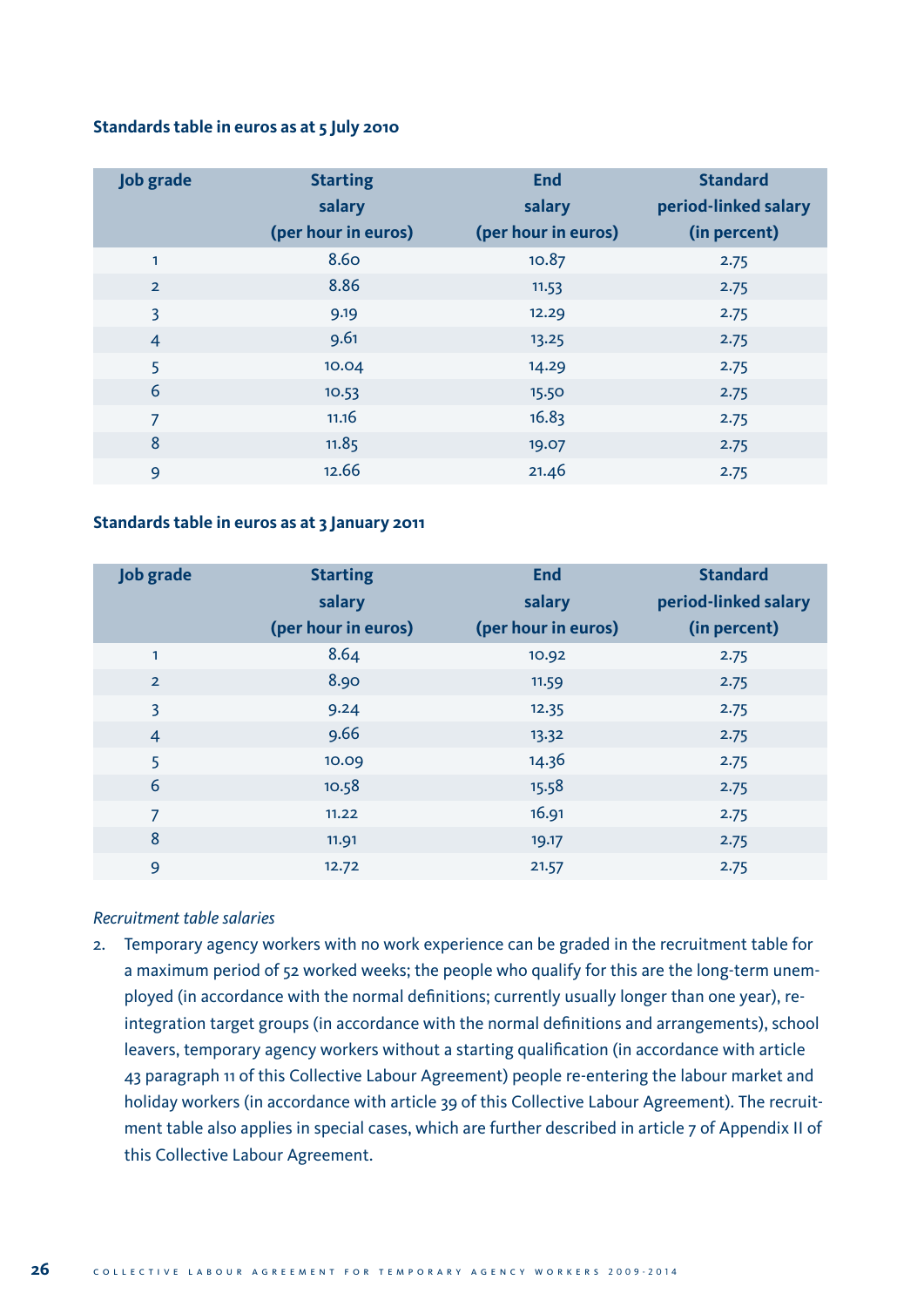**Standards table in euros as at 5 July 2010**

| Job grade | Starting salary (per hour in euros) | End salary (per hour in euros) | Standard period-linked salary (in percent) |
|---|---|---|---|
| 1 | 8.60 | 10.87 | 2.75 |
| 2 | 8.86 | 11.53 | 2.75 |
| 3 | 9.19 | 12.29 | 2.75 |
| 4 | 9.61 | 13.25 | 2.75 |
| 5 | 10.04 | 14.29 | 2.75 |
| 6 | 10.53 | 15.50 | 2.75 |
| 7 | 11.16 | 16.83 | 2.75 |
| 8 | 11.85 | 19.07 | 2.75 |
| 9 | 12.66 | 21.46 | 2.75 |

**Standards table in euros as at 3 January 2011**

| Job grade | Starting salary (per hour in euros) | End salary (per hour in euros) | Standard period-linked salary (in percent) |
|---|---|---|---|
| 1 | 8.64 | 10.92 | 2.75 |
| 2 | 8.90 | 11.59 | 2.75 |
| 3 | 9.24 | 12.35 | 2.75 |
| 4 | 9.66 | 13.32 | 2.75 |
| 5 | 10.09 | 14.36 | 2.75 |
| 6 | 10.58 | 15.58 | 2.75 |
| 7 | 11.22 | 16.91 | 2.75 |
| 8 | 11.91 | 19.17 | 2.75 |
| 9 | 12.72 | 21.57 | 2.75 |

*Recruitment table salaries*

2. Temporary agency workers with no work experience can be graded in the recruitment table for a maximum period of 52 worked weeks; the people who qualify for this are the long-term unemployed (in accordance with the normal definitions; currently usually longer than one year), re-integration target groups (in accordance with the normal definitions and arrangements), school leavers, temporary agency workers without a starting qualification (in accordance with article 43 paragraph 11 of this Collective Labour Agreement) people re-entering the labour market and holiday workers (in accordance with article 39 of this Collective Labour Agreement). The recruitment table also applies in special cases, which are further described in article 7 of Appendix II of this Collective Labour Agreement.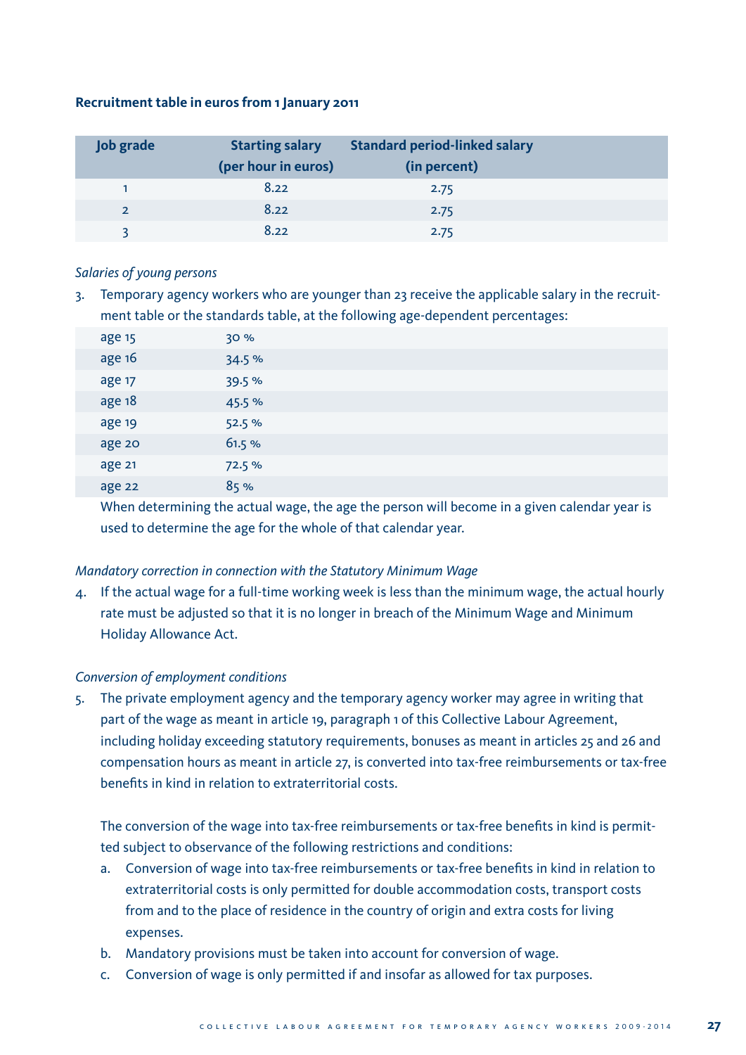**Recruitment table in euros from 1 January 2011**

| Job grade | Starting salary (per hour in euros) | Standard period-linked salary (in percent) |
|---|---|---|
| 1 | 8.22 | 2.75 |
| 2 | 8.22 | 2.75 |
| 3 | 8.22 | 2.75 |

*Salaries of young persons*

3. Temporary agency workers who are younger than 23 receive the applicable salary in the recruitment table or the standards table, at the following age-dependent percentages:

| | |
|---|---|
| age 15 | 30 % |
| age 16 | 34.5 % |
| age 17 | 39.5 % |
| age 18 | 45.5 % |
| age 19 | 52.5 % |
| age 20 | 61.5 % |
| age 21 | 72.5 % |
| age 22 | 85 % |

When determining the actual wage, the age the person will become in a given calendar year is used to determine the age for the whole of that calendar year.

*Mandatory correction in connection with the Statutory Minimum Wage*

4. If the actual wage for a full-time working week is less than the minimum wage, the actual hourly rate must be adjusted so that it is no longer in breach of the Minimum Wage and Minimum Holiday Allowance Act.

*Conversion of employment conditions*

5. The private employment agency and the temporary agency worker may agree in writing that part of the wage as meant in article 19, paragraph 1 of this Collective Labour Agreement, including holiday exceeding statutory requirements, bonuses as meant in articles 25 and 26 and compensation hours as meant in article 27, is converted into tax-free reimbursements or tax-free benefits in kind in relation to extraterritorial costs.

   The conversion of the wage into tax-free reimbursements or tax-free benefits in kind is permitted subject to observance of the following restrictions and conditions:

   a. Conversion of wage into tax-free reimbursements or tax-free benefits in kind in relation to extraterritorial costs is only permitted for double accommodation costs, transport costs from and to the place of residence in the country of origin and extra costs for living expenses.
   b. Mandatory provisions must be taken into account for conversion of wage.
   c. Conversion of wage is only permitted if and insofar as allowed for tax purposes.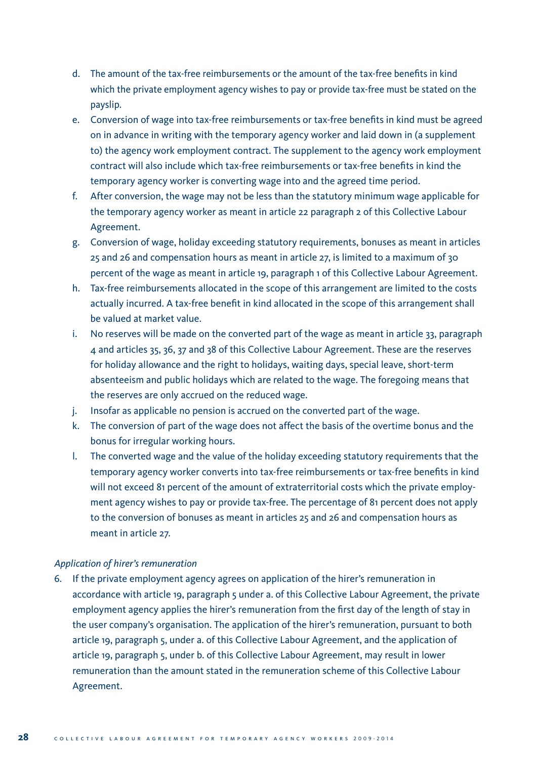d. The amount of the tax-free reimbursements or the amount of the tax-free benefits in kind which the private employment agency wishes to pay or provide tax-free must be stated on the payslip.
e. Conversion of wage into tax-free reimbursements or tax-free benefits in kind must be agreed on in advance in writing with the temporary agency worker and laid down in (a supplement to) the agency work employment contract. The supplement to the agency work employment contract will also include which tax-free reimbursements or tax-free benefits in kind the temporary agency worker is converting wage into and the agreed time period.
f. After conversion, the wage may not be less than the statutory minimum wage applicable for the temporary agency worker as meant in article 22 paragraph 2 of this Collective Labour Agreement.
g. Conversion of wage, holiday exceeding statutory requirements, bonuses as meant in articles 25 and 26 and compensation hours as meant in article 27, is limited to a maximum of 30 percent of the wage as meant in article 19, paragraph 1 of this Collective Labour Agreement.
h. Tax-free reimbursements allocated in the scope of this arrangement are limited to the costs actually incurred. A tax-free benefit in kind allocated in the scope of this arrangement shall be valued at market value.
i. No reserves will be made on the converted part of the wage as meant in article 33, paragraph 4 and articles 35, 36, 37 and 38 of this Collective Labour Agreement. These are the reserves for holiday allowance and the right to holidays, waiting days, special leave, short-term absenteeism and public holidays which are related to the wage. The foregoing means that the reserves are only accrued on the reduced wage.
j. Insofar as applicable no pension is accrued on the converted part of the wage.
k. The conversion of part of the wage does not affect the basis of the overtime bonus and the bonus for irregular working hours.
l. The converted wage and the value of the holiday exceeding statutory requirements that the temporary agency worker converts into tax-free reimbursements or tax-free benefits in kind will not exceed 81 percent of the amount of extraterritorial costs which the private employment agency wishes to pay or provide tax-free. The percentage of 81 percent does not apply to the conversion of bonuses as meant in articles 25 and 26 and compensation hours as meant in article 27.

*Application of hirer's remuneration*

6. If the private employment agency agrees on application of the hirer's remuneration in accordance with article 19, paragraph 5 under a. of this Collective Labour Agreement, the private employment agency applies the hirer's remuneration from the first day of the length of stay in the user company's organisation. The application of the hirer's remuneration, pursuant to both article 19, paragraph 5, under a. of this Collective Labour Agreement, and the application of article 19, paragraph 5, under b. of this Collective Labour Agreement, may result in lower remuneration than the amount stated in the remuneration scheme of this Collective Labour Agreement.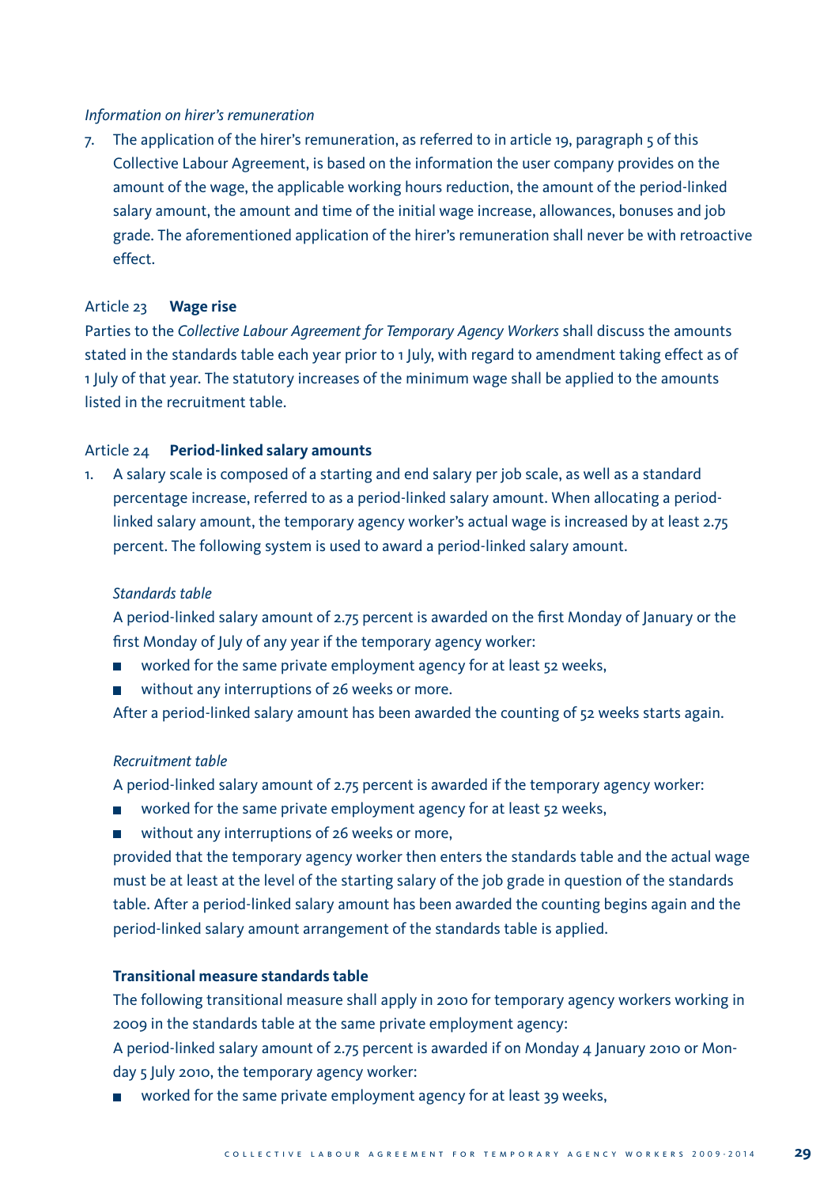*Information on hirer's remuneration*

7. The application of the hirer's remuneration, as referred to in article 19, paragraph 5 of this Collective Labour Agreement, is based on the information the user company provides on the amount of the wage, the applicable working hours reduction, the amount of the period-linked salary amount, the amount and time of the initial wage increase, allowances, bonuses and job grade. The aforementioned application of the hirer's remuneration shall never be with retroactive effect.

### Article 23 **Wage rise**

Parties to the *Collective Labour Agreement for Temporary Agency Workers* shall discuss the amounts stated in the standards table each year prior to 1 July, with regard to amendment taking effect as of 1 July of that year. The statutory increases of the minimum wage shall be applied to the amounts listed in the recruitment table.

### Article 24 **Period-linked salary amounts**

1. A salary scale is composed of a starting and end salary per job scale, as well as a standard percentage increase, referred to as a period-linked salary amount. When allocating a period-linked salary amount, the temporary agency worker's actual wage is increased by at least 2.75 percent. The following system is used to award a period-linked salary amount.

   *Standards table*

   A period-linked salary amount of 2.75 percent is awarded on the first Monday of January or the first Monday of July of any year if the temporary agency worker:

   - worked for the same private employment agency for at least 52 weeks,
   - without any interruptions of 26 weeks or more.

   After a period-linked salary amount has been awarded the counting of 52 weeks starts again.

   *Recruitment table*

   A period-linked salary amount of 2.75 percent is awarded if the temporary agency worker:

   - worked for the same private employment agency for at least 52 weeks,
   - without any interruptions of 26 weeks or more,

   provided that the temporary agency worker then enters the standards table and the actual wage must be at least at the level of the starting salary of the job grade in question of the standards table. After a period-linked salary amount has been awarded the counting begins again and the period-linked salary amount arrangement of the standards table is applied.

   **Transitional measure standards table**

   The following transitional measure shall apply in 2010 for temporary agency workers working in 2009 in the standards table at the same private employment agency:

   A period-linked salary amount of 2.75 percent is awarded if on Monday 4 January 2010 or Monday 5 July 2010, the temporary agency worker:

   - worked for the same private employment agency for at least 39 weeks,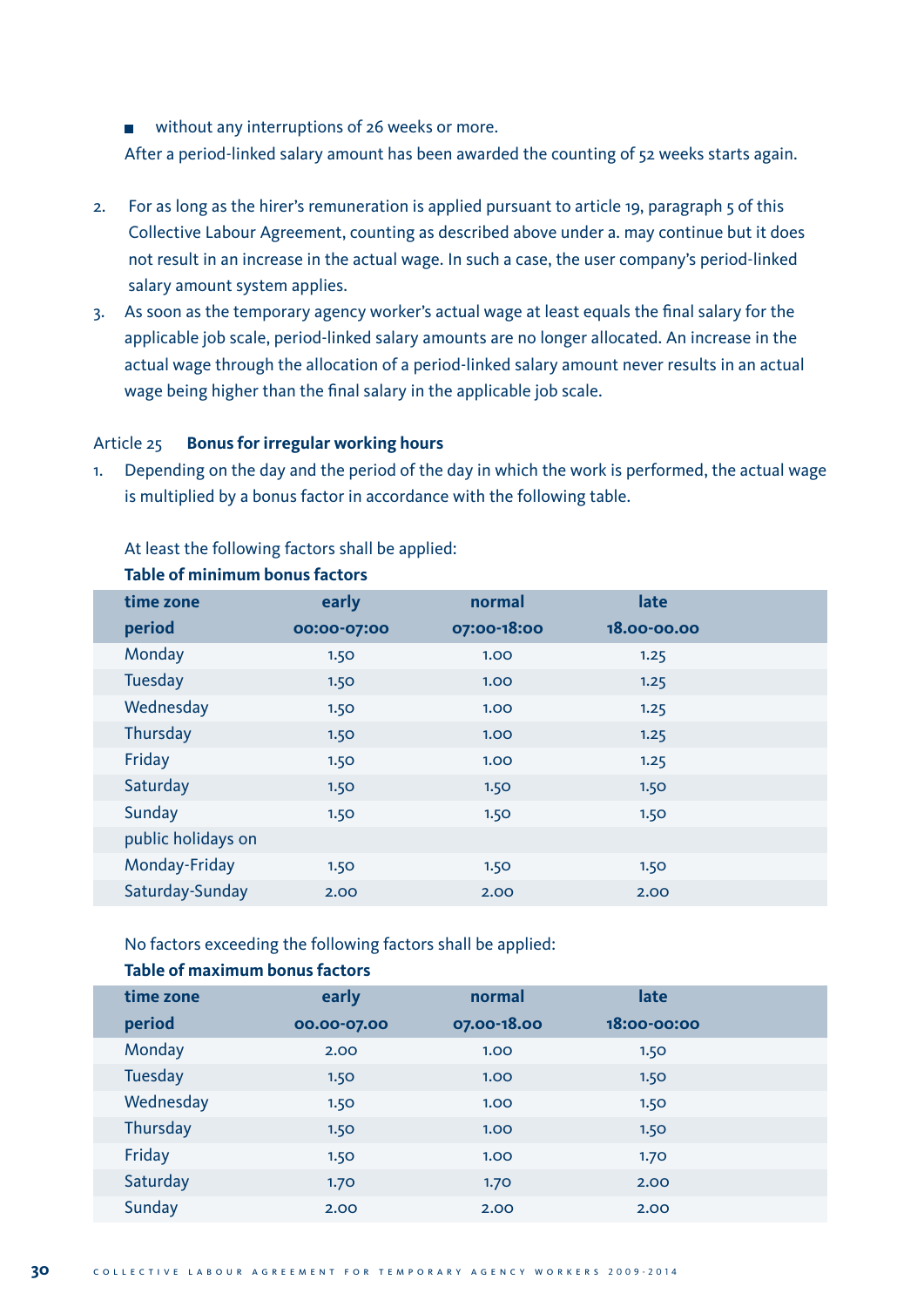- without any interruptions of 26 weeks or more.

After a period-linked salary amount has been awarded the counting of 52 weeks starts again.

2. For as long as the hirer's remuneration is applied pursuant to article 19, paragraph 5 of this Collective Labour Agreement, counting as described above under a. may continue but it does not result in an increase in the actual wage. In such a case, the user company's period-linked salary amount system applies.
3. As soon as the temporary agency worker's actual wage at least equals the final salary for the applicable job scale, period-linked salary amounts are no longer allocated. An increase in the actual wage through the allocation of a period-linked salary amount never results in an actual wage being higher than the final salary in the applicable job scale.

Article 25 **Bonus for irregular working hours**

1. Depending on the day and the period of the day in which the work is performed, the actual wage is multiplied by a bonus factor in accordance with the following table.

At least the following factors shall be applied:

**Table of minimum bonus factors**

| time zone | early | normal | late |
|---|---|---|---|
| **period** | **00:00-07:00** | **07:00-18:00** | **18.00-00.00** |
| Monday | 1.50 | 1.00 | 1.25 |
| Tuesday | 1.50 | 1.00 | 1.25 |
| Wednesday | 1.50 | 1.00 | 1.25 |
| Thursday | 1.50 | 1.00 | 1.25 |
| Friday | 1.50 | 1.00 | 1.25 |
| Saturday | 1.50 | 1.50 | 1.50 |
| Sunday | 1.50 | 1.50 | 1.50 |
| public holidays on | | | |
| Monday-Friday | 1.50 | 1.50 | 1.50 |
| Saturday-Sunday | 2.00 | 2.00 | 2.00 |

No factors exceeding the following factors shall be applied:

**Table of maximum bonus factors**

| time zone | early | normal | late |
|---|---|---|---|
| **period** | **00.00-07.00** | **07.00-18.00** | **18:00-00:00** |
| Monday | 2.00 | 1.00 | 1.50 |
| Tuesday | 1.50 | 1.00 | 1.50 |
| Wednesday | 1.50 | 1.00 | 1.50 |
| Thursday | 1.50 | 1.00 | 1.50 |
| Friday | 1.50 | 1.00 | 1.70 |
| Saturday | 1.70 | 1.70 | 2.00 |
| Sunday | 2.00 | 2.00 | 2.00 |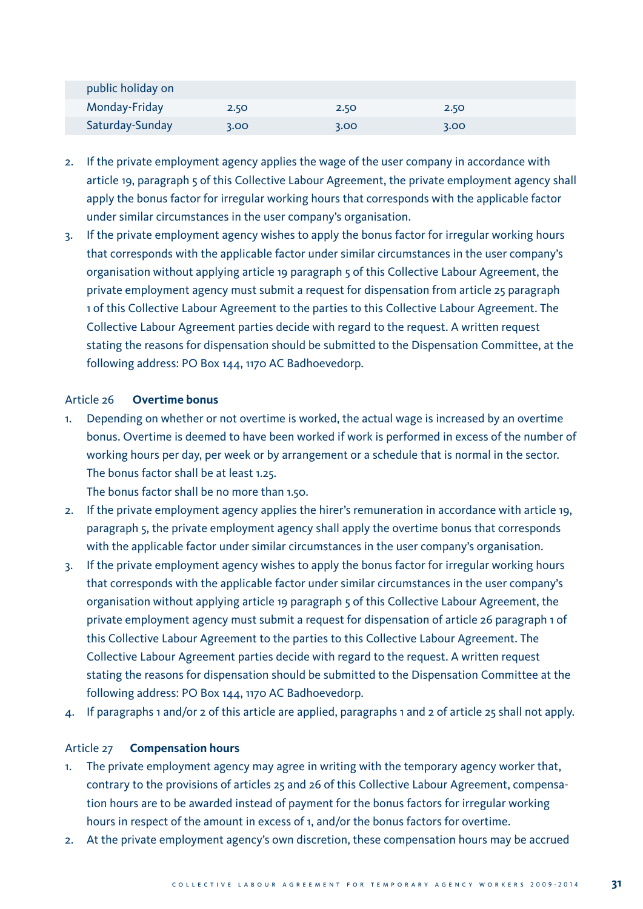| | | | |
|---|---|---|---|
| public holiday on | | | |
| Monday-Friday | 2.50 | 2.50 | 2.50 |
| Saturday-Sunday | 3.00 | 3.00 | 3.00 |

2. If the private employment agency applies the wage of the user company in accordance with article 19, paragraph 5 of this Collective Labour Agreement, the private employment agency shall apply the bonus factor for irregular working hours that corresponds with the applicable factor under similar circumstances in the user company's organisation.
3. If the private employment agency wishes to apply the bonus factor for irregular working hours that corresponds with the applicable factor under similar circumstances in the user company's organisation without applying article 19 paragraph 5 of this Collective Labour Agreement, the private employment agency must submit a request for dispensation from article 25 paragraph 1 of this Collective Labour Agreement to the parties to this Collective Labour Agreement. The Collective Labour Agreement parties decide with regard to the request. A written request stating the reasons for dispensation should be submitted to the Dispensation Committee, at the following address: PO Box 144, 1170 AC Badhoevedorp.

### Article 26 **Overtime bonus**

1. Depending on whether or not overtime is worked, the actual wage is increased by an overtime bonus. Overtime is deemed to have been worked if work is performed in excess of the number of working hours per day, per week or by arrangement or a schedule that is normal in the sector. The bonus factor shall be at least 1.25.
   The bonus factor shall be no more than 1.50.
2. If the private employment agency applies the hirer's remuneration in accordance with article 19, paragraph 5, the private employment agency shall apply the overtime bonus that corresponds with the applicable factor under similar circumstances in the user company's organisation.
3. If the private employment agency wishes to apply the bonus factor for irregular working hours that corresponds with the applicable factor under similar circumstances in the user company's organisation without applying article 19 paragraph 5 of this Collective Labour Agreement, the private employment agency must submit a request for dispensation of article 26 paragraph 1 of this Collective Labour Agreement to the parties to this Collective Labour Agreement. The Collective Labour Agreement parties decide with regard to the request. A written request stating the reasons for dispensation should be submitted to the Dispensation Committee at the following address: PO Box 144, 1170 AC Badhoevedorp.
4. If paragraphs 1 and/or 2 of this article are applied, paragraphs 1 and 2 of article 25 shall not apply.

### Article 27 **Compensation hours**

1. The private employment agency may agree in writing with the temporary agency worker that, contrary to the provisions of articles 25 and 26 of this Collective Labour Agreement, compensation hours are to be awarded instead of payment for the bonus factors for irregular working hours in respect of the amount in excess of 1, and/or the bonus factors for overtime.
2. At the private employment agency's own discretion, these compensation hours may be accrued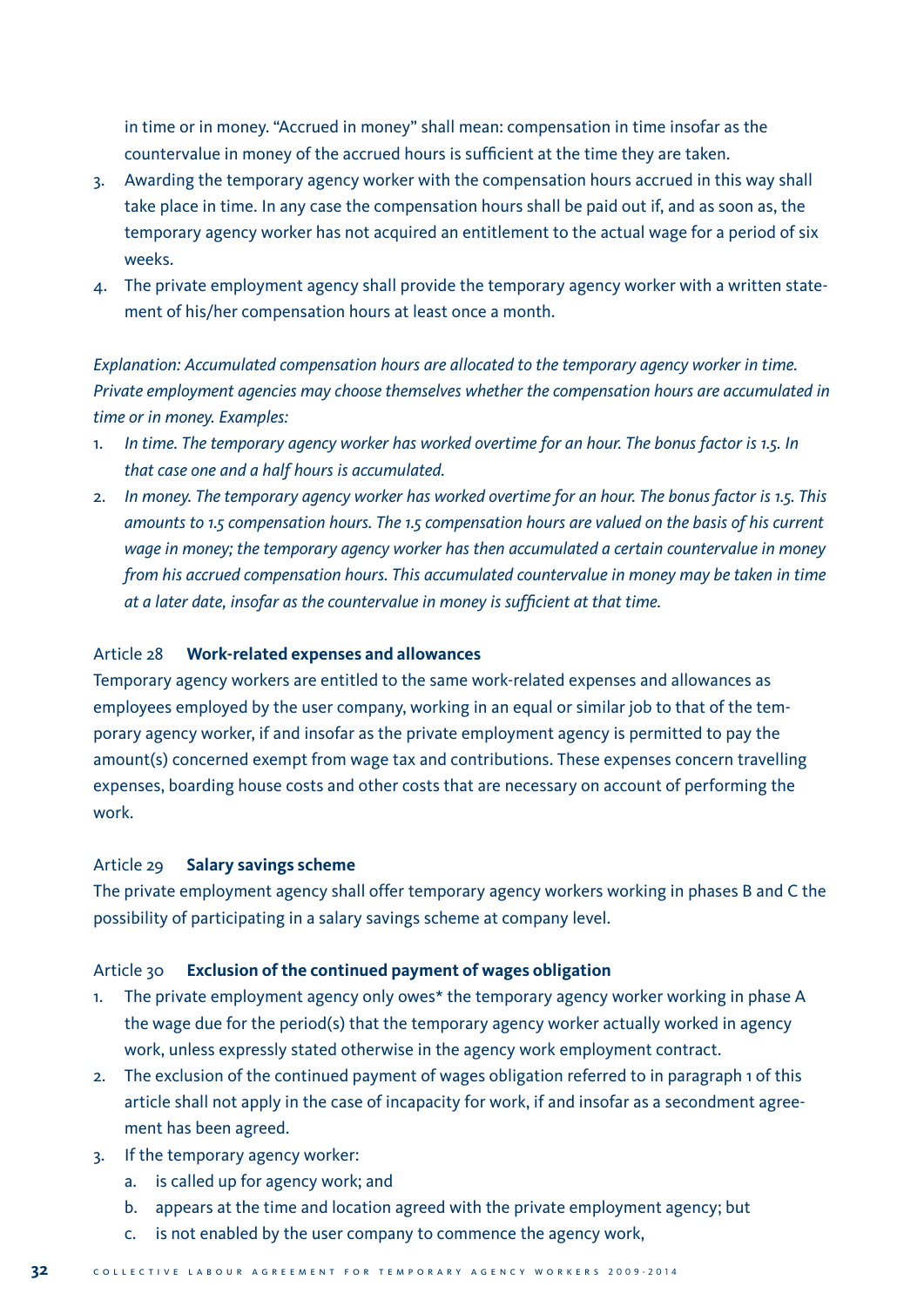in time or in money. “Accrued in money” shall mean: compensation in time insofar as the countervalue in money of the accrued hours is sufficient at the time they are taken.

3. Awarding the temporary agency worker with the compensation hours accrued in this way shall take place in time. In any case the compensation hours shall be paid out if, and as soon as, the temporary agency worker has not acquired an entitlement to the actual wage for a period of six weeks.
4. The private employment agency shall provide the temporary agency worker with a written statement of his/her compensation hours at least once a month.

*Explanation: Accumulated compensation hours are allocated to the temporary agency worker in time. Private employment agencies may choose themselves whether the compensation hours are accumulated in time or in money. Examples:*

1. *In time. The temporary agency worker has worked overtime for an hour. The bonus factor is 1.5. In that case one and a half hours is accumulated.*
2. *In money. The temporary agency worker has worked overtime for an hour. The bonus factor is 1.5. This amounts to 1.5 compensation hours. The 1.5 compensation hours are valued on the basis of his current wage in money; the temporary agency worker has then accumulated a certain countervalue in money from his accrued compensation hours. This accumulated countervalue in money may be taken in time at a later date, insofar as the countervalue in money is sufficient at that time.*

### Article 28 **Work-related expenses and allowances**

Temporary agency workers are entitled to the same work-related expenses and allowances as employees employed by the user company, working in an equal or similar job to that of the temporary agency worker, if and insofar as the private employment agency is permitted to pay the amount(s) concerned exempt from wage tax and contributions. These expenses concern travelling expenses, boarding house costs and other costs that are necessary on account of performing the work.

### Article 29 **Salary savings scheme**

The private employment agency shall offer temporary agency workers working in phases B and C the possibility of participating in a salary savings scheme at company level.

### Article 30 **Exclusion of the continued payment of wages obligation**

1. The private employment agency only owes* the temporary agency worker working in phase A the wage due for the period(s) that the temporary agency worker actually worked in agency work, unless expressly stated otherwise in the agency work employment contract.
2. The exclusion of the continued payment of wages obligation referred to in paragraph 1 of this article shall not apply in the case of incapacity for work, if and insofar as a secondment agreement has been agreed.
3. If the temporary agency worker:
   a. is called up for agency work; and
   b. appears at the time and location agreed with the private employment agency; but
   c. is not enabled by the user company to commence the agency work,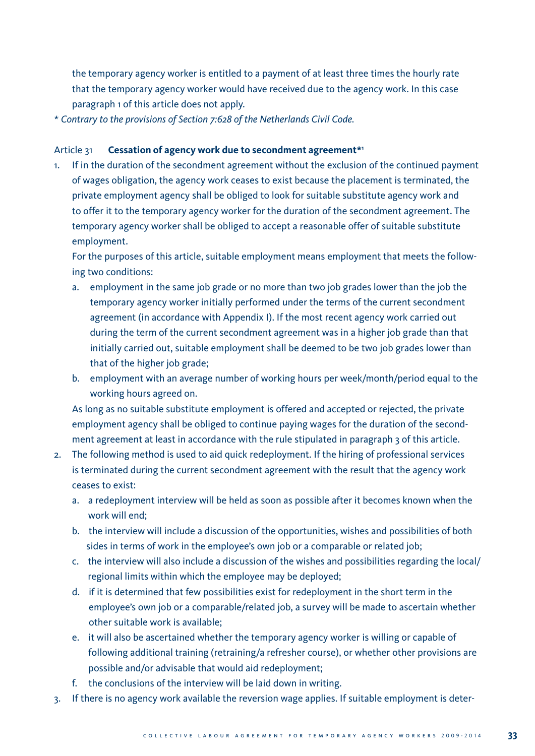the temporary agency worker is entitled to a payment of at least three times the hourly rate that the temporary agency worker would have received due to the agency work. In this case paragraph 1 of this article does not apply.

*\* Contrary to the provisions of Section 7:628 of the Netherlands Civil Code.*

Article 31 **Cessation of agency work due to secondment agreement*[1]**

1. If in the duration of the secondment agreement without the exclusion of the continued payment of wages obligation, the agency work ceases to exist because the placement is terminated, the private employment agency shall be obliged to look for suitable substitute agency work and to offer it to the temporary agency worker for the duration of the secondment agreement. The temporary agency worker shall be obliged to accept a reasonable offer of suitable substitute employment.

   For the purposes of this article, suitable employment means employment that meets the following two conditions:

   a. employment in the same job grade or no more than two job grades lower than the job the temporary agency worker initially performed under the terms of the current secondment agreement (in accordance with Appendix I). If the most recent agency work carried out during the term of the current secondment agreement was in a higher job grade than that initially carried out, suitable employment shall be deemed to be two job grades lower than that of the higher job grade;
   b. employment with an average number of working hours per week/month/period equal to the working hours agreed on.

   As long as no suitable substitute employment is offered and accepted or rejected, the private employment agency shall be obliged to continue paying wages for the duration of the secondment agreement at least in accordance with the rule stipulated in paragraph 3 of this article.

2. The following method is used to aid quick redeployment. If the hiring of professional services is terminated during the current secondment agreement with the result that the agency work ceases to exist:

   a. a redeployment interview will be held as soon as possible after it becomes known when the work will end;
   b. the interview will include a discussion of the opportunities, wishes and possibilities of both sides in terms of work in the employee's own job or a comparable or related job;
   c. the interview will also include a discussion of the wishes and possibilities regarding the local/regional limits within which the employee may be deployed;
   d. if it is determined that few possibilities exist for redeployment in the short term in the employee's own job or a comparable/related job, a survey will be made to ascertain whether other suitable work is available;
   e. it will also be ascertained whether the temporary agency worker is willing or capable of following additional training (retraining/a refresher course), or whether other provisions are possible and/or advisable that would aid redeployment;
   f. the conclusions of the interview will be laid down in writing.

3. If there is no agency work available the reversion wage applies. If suitable employment is deter-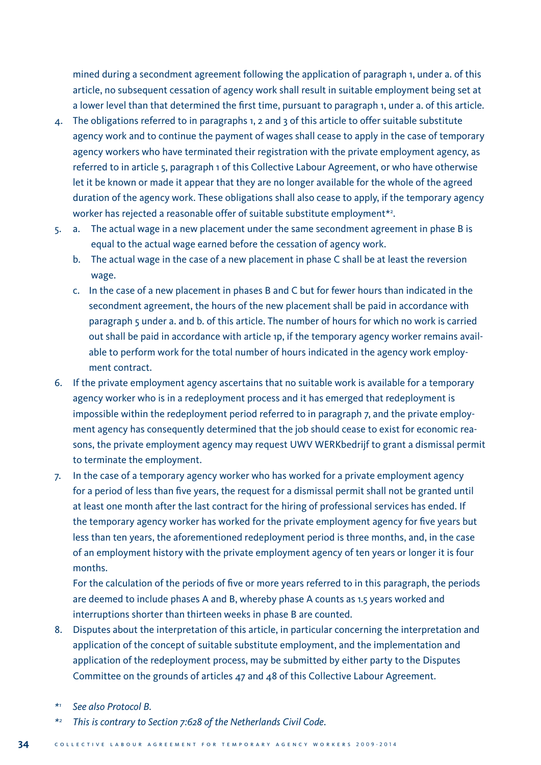mined during a secondment agreement following the application of paragraph 1, under a. of this article, no subsequent cessation of agency work shall result in suitable employment being set at a lower level than that determined the first time, pursuant to paragraph 1, under a. of this article.

4. The obligations referred to in paragraphs 1, 2 and 3 of this article to offer suitable substitute agency work and to continue the payment of wages shall cease to apply in the case of temporary agency workers who have terminated their registration with the private employment agency, as referred to in article 5, paragraph 1 of this Collective Labour Agreement, or who have otherwise let it be known or made it appear that they are no longer available for the whole of the agreed duration of the agency work. These obligations shall also cease to apply, if the temporary agency worker has rejected a reasonable offer of suitable substitute employment*[2].
5. a. The actual wage in a new placement under the same secondment agreement in phase B is equal to the actual wage earned before the cessation of agency work.
   b. The actual wage in the case of a new placement in phase C shall be at least the reversion wage.
   c. In the case of a new placement in phases B and C but for fewer hours than indicated in the secondment agreement, the hours of the new placement shall be paid in accordance with paragraph 5 under a. and b. of this article. The number of hours for which no work is carried out shall be paid in accordance with article 1p, if the temporary agency worker remains available to perform work for the total number of hours indicated in the agency work employment contract.
6. If the private employment agency ascertains that no suitable work is available for a temporary agency worker who is in a redeployment process and it has emerged that redeployment is impossible within the redeployment period referred to in paragraph 7, and the private employment agency has consequently determined that the job should cease to exist for economic reasons, the private employment agency may request UWV WERKbedrijf to grant a dismissal permit to terminate the employment.
7. In the case of a temporary agency worker who has worked for a private employment agency for a period of less than five years, the request for a dismissal permit shall not be granted until at least one month after the last contract for the hiring of professional services has ended. If the temporary agency worker has worked for the private employment agency for five years but less than ten years, the aforementioned redeployment period is three months, and, in the case of an employment history with the private employment agency of ten years or longer it is four months.

   For the calculation of the periods of five or more years referred to in this paragraph, the periods are deemed to include phases A and B, whereby phase A counts as 1.5 years worked and interruptions shorter than thirteen weeks in phase B are counted.
8. Disputes about the interpretation of this article, in particular concerning the interpretation and application of the concept of suitable substitute employment, and the implementation and application of the redeployment process, may be submitted by either party to the Disputes Committee on the grounds of articles 47 and 48 of this Collective Labour Agreement.

*[1] *See also Protocol B.*

*[2] *This is contrary to Section 7:628 of the Netherlands Civil Code.*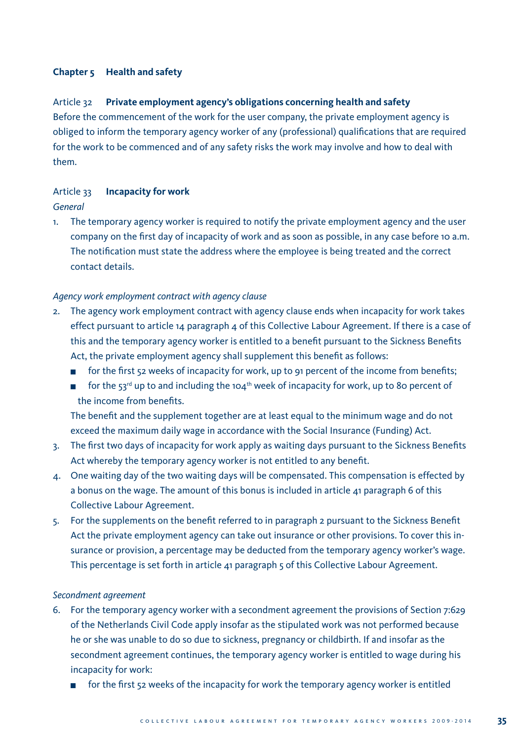## Chapter 5 Health and safety

### Article 32 **Private employment agency's obligations concerning health and safety**

Before the commencement of the work for the user company, the private employment agency is obliged to inform the temporary agency worker of any (professional) qualifications that are required for the work to be commenced and of any safety risks the work may involve and how to deal with them.

### Article 33 **Incapacity for work**

*General*

1. The temporary agency worker is required to notify the private employment agency and the user company on the first day of incapacity of work and as soon as possible, in any case before 10 a.m. The notification must state the address where the employee is being treated and the correct contact details.

*Agency work employment contract with agency clause*

2. The agency work employment contract with agency clause ends when incapacity for work takes effect pursuant to article 14 paragraph 4 of this Collective Labour Agreement. If there is a case of this and the temporary agency worker is entitled to a benefit pursuant to the Sickness Benefits Act, the private employment agency shall supplement this benefit as follows:
   - for the first 52 weeks of incapacity for work, up to 91 percent of the income from benefits;
   - for the 53rd up to and including the 104th week of incapacity for work, up to 80 percent of the income from benefits.

   The benefit and the supplement together are at least equal to the minimum wage and do not exceed the maximum daily wage in accordance with the Social Insurance (Funding) Act.
3. The first two days of incapacity for work apply as waiting days pursuant to the Sickness Benefits Act whereby the temporary agency worker is not entitled to any benefit.
4. One waiting day of the two waiting days will be compensated. This compensation is effected by a bonus on the wage. The amount of this bonus is included in article 41 paragraph 6 of this Collective Labour Agreement.
5. For the supplements on the benefit referred to in paragraph 2 pursuant to the Sickness Benefit Act the private employment agency can take out insurance or other provisions. To cover this insurance or provision, a percentage may be deducted from the temporary agency worker's wage. This percentage is set forth in article 41 paragraph 5 of this Collective Labour Agreement.

*Secondment agreement*

6. For the temporary agency worker with a secondment agreement the provisions of Section 7:629 of the Netherlands Civil Code apply insofar as the stipulated work was not performed because he or she was unable to do so due to sickness, pregnancy or childbirth. If and insofar as the secondment agreement continues, the temporary agency worker is entitled to wage during his incapacity for work:
   - for the first 52 weeks of the incapacity for work the temporary agency worker is entitled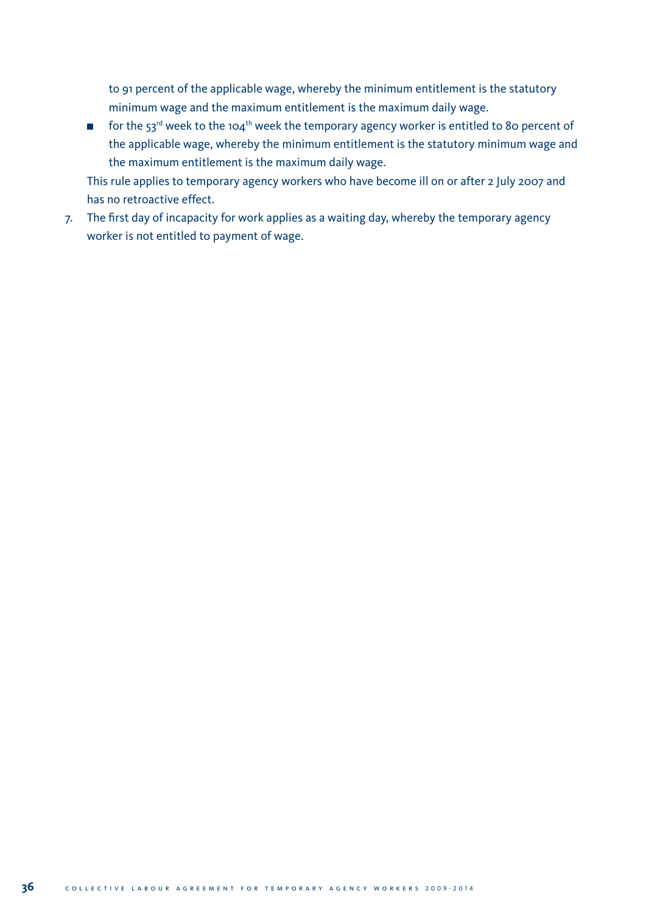to 91 percent of the applicable wage, whereby the minimum entitlement is the statutory minimum wage and the maximum entitlement is the maximum daily wage.

- for the 53rd week to the 104th week the temporary agency worker is entitled to 80 percent of the applicable wage, whereby the minimum entitlement is the statutory minimum wage and the maximum entitlement is the maximum daily wage.

This rule applies to temporary agency workers who have become ill on or after 2 July 2007 and has no retroactive effect.

7. The first day of incapacity for work applies as a waiting day, whereby the temporary agency worker is not entitled to payment of wage.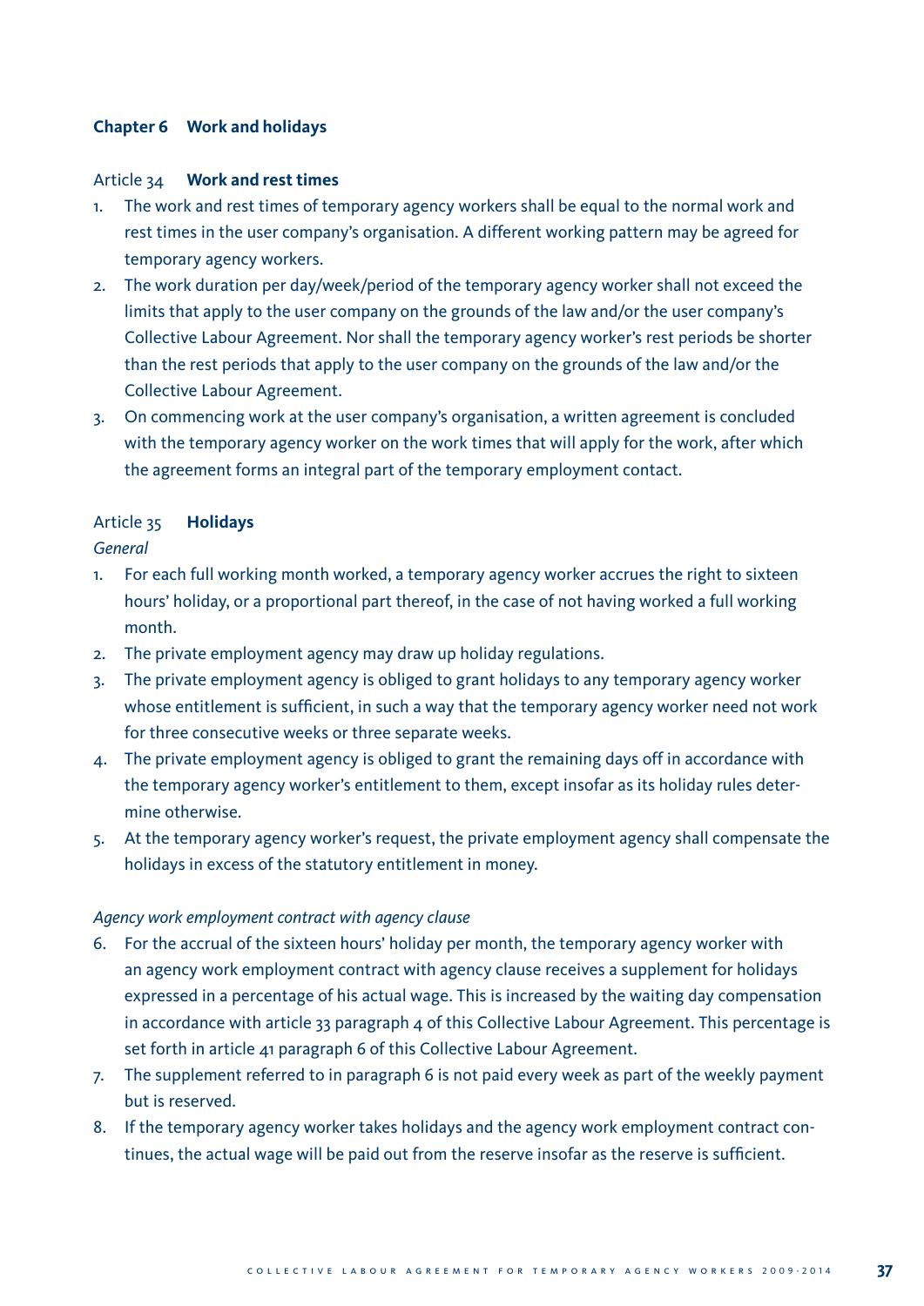## Chapter 6 Work and holidays

### Article 34 **Work and rest times**

1. The work and rest times of temporary agency workers shall be equal to the normal work and rest times in the user company's organisation. A different working pattern may be agreed for temporary agency workers.
2. The work duration per day/week/period of the temporary agency worker shall not exceed the limits that apply to the user company on the grounds of the law and/or the user company's Collective Labour Agreement. Nor shall the temporary agency worker's rest periods be shorter than the rest periods that apply to the user company on the grounds of the law and/or the Collective Labour Agreement.
3. On commencing work at the user company's organisation, a written agreement is concluded with the temporary agency worker on the work times that will apply for the work, after which the agreement forms an integral part of the temporary employment contact.

### Article 35 **Holidays**

*General*

1. For each full working month worked, a temporary agency worker accrues the right to sixteen hours' holiday, or a proportional part thereof, in the case of not having worked a full working month.
2. The private employment agency may draw up holiday regulations.
3. The private employment agency is obliged to grant holidays to any temporary agency worker whose entitlement is sufficient, in such a way that the temporary agency worker need not work for three consecutive weeks or three separate weeks.
4. The private employment agency is obliged to grant the remaining days off in accordance with the temporary agency worker's entitlement to them, except insofar as its holiday rules determine otherwise.
5. At the temporary agency worker's request, the private employment agency shall compensate the holidays in excess of the statutory entitlement in money.

*Agency work employment contract with agency clause*

6. For the accrual of the sixteen hours' holiday per month, the temporary agency worker with an agency work employment contract with agency clause receives a supplement for holidays expressed in a percentage of his actual wage. This is increased by the waiting day compensation in accordance with article 33 paragraph 4 of this Collective Labour Agreement. This percentage is set forth in article 41 paragraph 6 of this Collective Labour Agreement.
7. The supplement referred to in paragraph 6 is not paid every week as part of the weekly payment but is reserved.
8. If the temporary agency worker takes holidays and the agency work employment contract continues, the actual wage will be paid out from the reserve insofar as the reserve is sufficient.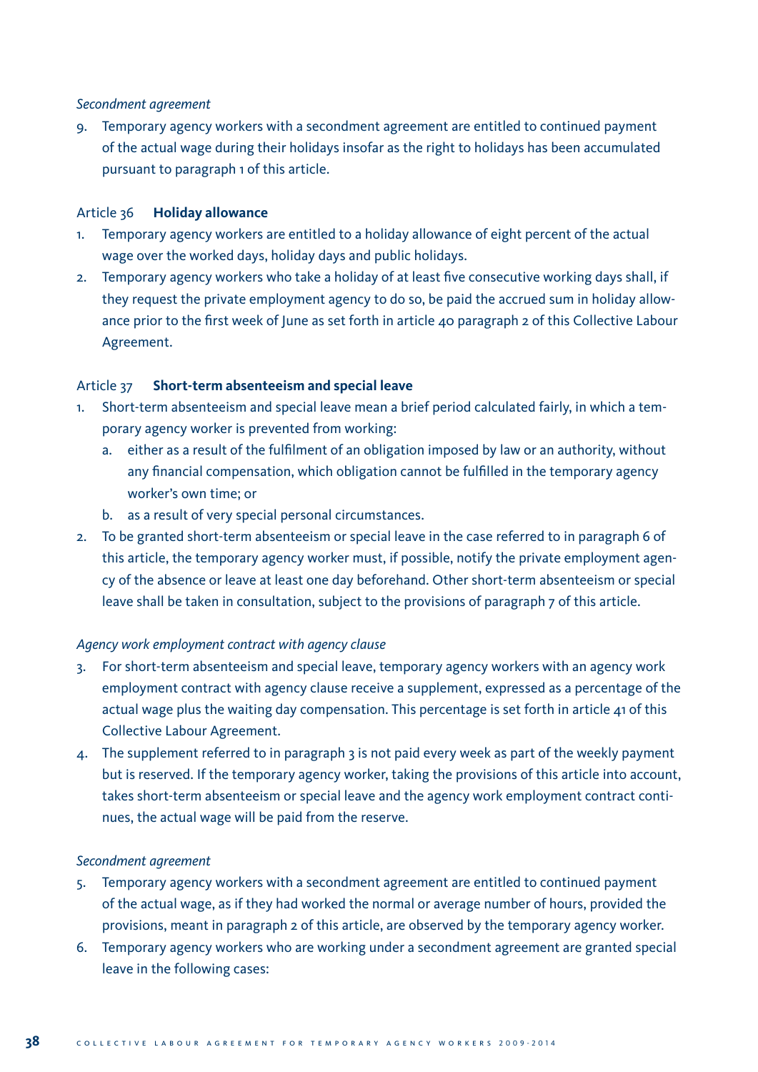*Secondment agreement*

9. Temporary agency workers with a secondment agreement are entitled to continued payment of the actual wage during their holidays insofar as the right to holidays has been accumulated pursuant to paragraph 1 of this article.

### Article 36 **Holiday allowance**

1. Temporary agency workers are entitled to a holiday allowance of eight percent of the actual wage over the worked days, holiday days and public holidays.
2. Temporary agency workers who take a holiday of at least five consecutive working days shall, if they request the private employment agency to do so, be paid the accrued sum in holiday allowance prior to the first week of June as set forth in article 40 paragraph 2 of this Collective Labour Agreement.

### Article 37 **Short-term absenteeism and special leave**

1. Short-term absenteeism and special leave mean a brief period calculated fairly, in which a temporary agency worker is prevented from working:
   a. either as a result of the fulfilment of an obligation imposed by law or an authority, without any financial compensation, which obligation cannot be fulfilled in the temporary agency worker's own time; or
   b. as a result of very special personal circumstances.
2. To be granted short-term absenteeism or special leave in the case referred to in paragraph 6 of this article, the temporary agency worker must, if possible, notify the private employment agency of the absence or leave at least one day beforehand. Other short-term absenteeism or special leave shall be taken in consultation, subject to the provisions of paragraph 7 of this article.

*Agency work employment contract with agency clause*

3. For short-term absenteeism and special leave, temporary agency workers with an agency work employment contract with agency clause receive a supplement, expressed as a percentage of the actual wage plus the waiting day compensation. This percentage is set forth in article 41 of this Collective Labour Agreement.
4. The supplement referred to in paragraph 3 is not paid every week as part of the weekly payment but is reserved. If the temporary agency worker, taking the provisions of this article into account, takes short-term absenteeism or special leave and the agency work employment contract continues, the actual wage will be paid from the reserve.

*Secondment agreement*

5. Temporary agency workers with a secondment agreement are entitled to continued payment of the actual wage, as if they had worked the normal or average number of hours, provided the provisions, meant in paragraph 2 of this article, are observed by the temporary agency worker.
6. Temporary agency workers who are working under a secondment agreement are granted special leave in the following cases: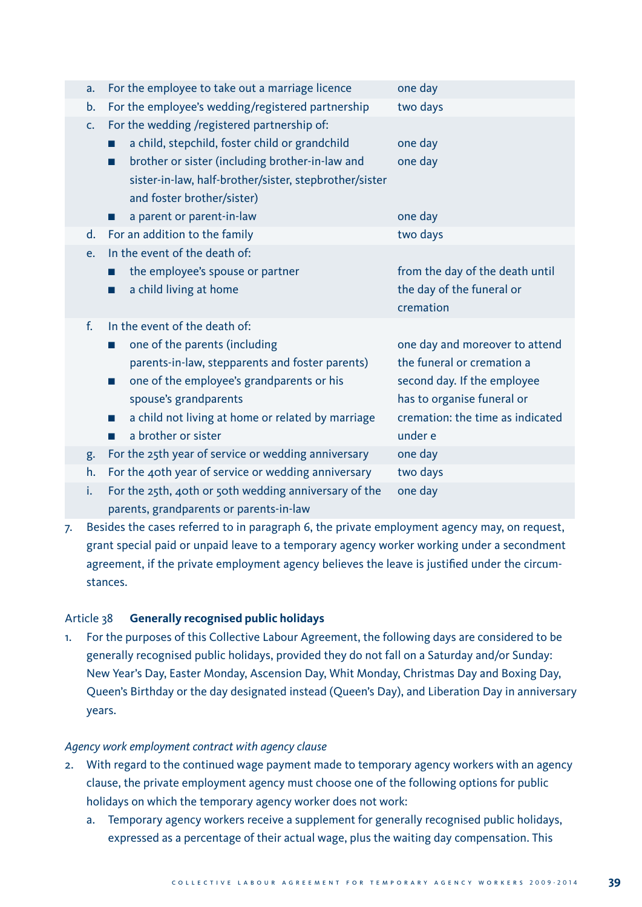| | | |
|---|---|---|
| a. | For the employee to take out a marriage licence | one day |
| b. | For the employee's wedding/registered partnership | two days |
| c. | For the wedding /registered partnership of: | |
| | ■ a child, stepchild, foster child or grandchild | one day |
| | ■ brother or sister (including brother-in-law and sister-in-law, half-brother/sister, stepbrother/sister and foster brother/sister) | one day |
| | ■ a parent or parent-in-law | one day |
| d. | For an addition to the family | two days |
| e. | In the event of the death of: | |
| | ■ the employee's spouse or partner<br>■ a child living at home | from the day of the death until the day of the funeral or cremation |
| f. | In the event of the death of: | |
| | ■ one of the parents (including parents-in-law, stepparents and foster parents)<br>■ one of the employee's grandparents or his spouse's grandparents<br>■ a child not living at home or related by marriage<br>■ a brother or sister | one day and moreover to attend the funeral or cremation a second day. If the employee has to organise funeral or cremation: the time as indicated under e |
| g. | For the 25th year of service or wedding anniversary | one day |
| h. | For the 40th year of service or wedding anniversary | two days |
| i. | For the 25th, 40th or 50th wedding anniversary of the parents, grandparents or parents-in-law | one day |

7. Besides the cases referred to in paragraph 6, the private employment agency may, on request, grant special paid or unpaid leave to a temporary agency worker working under a secondment agreement, if the private employment agency believes the leave is justified under the circumstances.

### Article 38 **Generally recognised public holidays**

1. For the purposes of this Collective Labour Agreement, the following days are considered to be generally recognised public holidays, provided they do not fall on a Saturday and/or Sunday: New Year's Day, Easter Monday, Ascension Day, Whit Monday, Christmas Day and Boxing Day, Queen's Birthday or the day designated instead (Queen's Day), and Liberation Day in anniversary years.

*Agency work employment contract with agency clause*

2. With regard to the continued wage payment made to temporary agency workers with an agency clause, the private employment agency must choose one of the following options for public holidays on which the temporary agency worker does not work:
   a. Temporary agency workers receive a supplement for generally recognised public holidays, expressed as a percentage of their actual wage, plus the waiting day compensation. This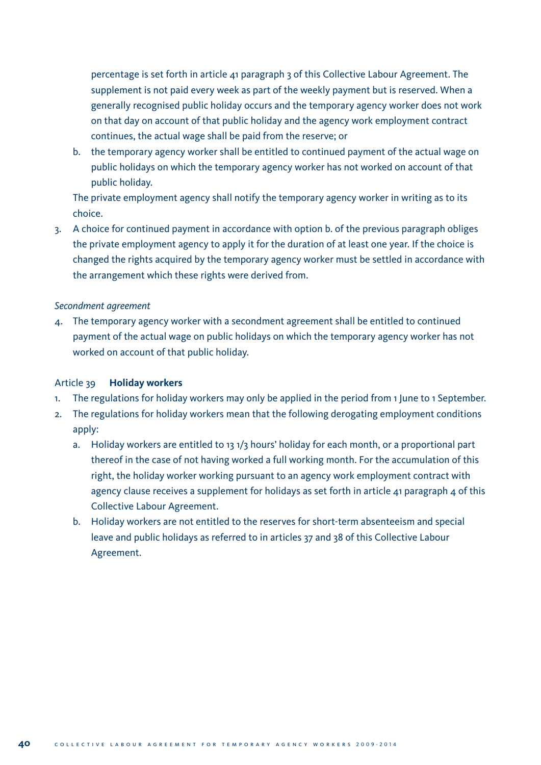percentage is set forth in article 41 paragraph 3 of this Collective Labour Agreement. The supplement is not paid every week as part of the weekly payment but is reserved. When a generally recognised public holiday occurs and the temporary agency worker does not work on that day on account of that public holiday and the agency work employment contract continues, the actual wage shall be paid from the reserve; or

   b. the temporary agency worker shall be entitled to continued payment of the actual wage on public holidays on which the temporary agency worker has not worked on account of that public holiday.

   The private employment agency shall notify the temporary agency worker in writing as to its choice.

3. A choice for continued payment in accordance with option b. of the previous paragraph obliges the private employment agency to apply it for the duration of at least one year. If the choice is changed the rights acquired by the temporary agency worker must be settled in accordance with the arrangement which these rights were derived from.

*Secondment agreement*

4. The temporary agency worker with a secondment agreement shall be entitled to continued payment of the actual wage on public holidays on which the temporary agency worker has not worked on account of that public holiday.

### Article 39 **Holiday workers**

1. The regulations for holiday workers may only be applied in the period from 1 June to 1 September.
2. The regulations for holiday workers mean that the following derogating employment conditions apply:
   a. Holiday workers are entitled to 13 1/3 hours' holiday for each month, or a proportional part thereof in the case of not having worked a full working month. For the accumulation of this right, the holiday worker working pursuant to an agency work employment contract with agency clause receives a supplement for holidays as set forth in article 41 paragraph 4 of this Collective Labour Agreement.
   b. Holiday workers are not entitled to the reserves for short-term absenteeism and special leave and public holidays as referred to in articles 37 and 38 of this Collective Labour Agreement.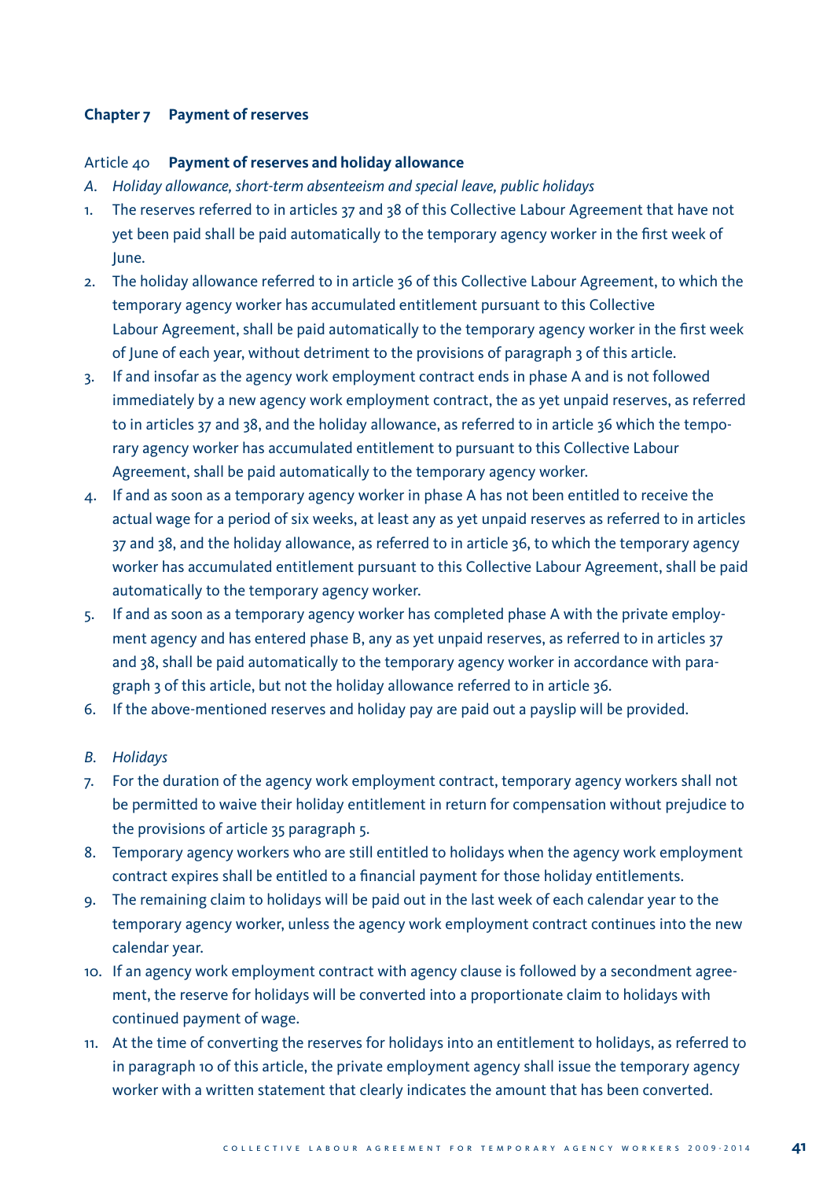## Chapter 7 Payment of reserves

### Article 40 **Payment of reserves and holiday allowance**

*A. Holiday allowance, short-term absenteeism and special leave, public holidays*

1. The reserves referred to in articles 37 and 38 of this Collective Labour Agreement that have not yet been paid shall be paid automatically to the temporary agency worker in the first week of June.
2. The holiday allowance referred to in article 36 of this Collective Labour Agreement, to which the temporary agency worker has accumulated entitlement pursuant to this Collective Labour Agreement, shall be paid automatically to the temporary agency worker in the first week of June of each year, without detriment to the provisions of paragraph 3 of this article.
3. If and insofar as the agency work employment contract ends in phase A and is not followed immediately by a new agency work employment contract, the as yet unpaid reserves, as referred to in articles 37 and 38, and the holiday allowance, as referred to in article 36 which the temporary agency worker has accumulated entitlement to pursuant to this Collective Labour Agreement, shall be paid automatically to the temporary agency worker.
4. If and as soon as a temporary agency worker in phase A has not been entitled to receive the actual wage for a period of six weeks, at least any as yet unpaid reserves as referred to in articles 37 and 38, and the holiday allowance, as referred to in article 36, to which the temporary agency worker has accumulated entitlement pursuant to this Collective Labour Agreement, shall be paid automatically to the temporary agency worker.
5. If and as soon as a temporary agency worker has completed phase A with the private employment agency and has entered phase B, any as yet unpaid reserves, as referred to in articles 37 and 38, shall be paid automatically to the temporary agency worker in accordance with paragraph 3 of this article, but not the holiday allowance referred to in article 36.
6. If the above-mentioned reserves and holiday pay are paid out a payslip will be provided.

*B. Holidays*

7. For the duration of the agency work employment contract, temporary agency workers shall not be permitted to waive their holiday entitlement in return for compensation without prejudice to the provisions of article 35 paragraph 5.
8. Temporary agency workers who are still entitled to holidays when the agency work employment contract expires shall be entitled to a financial payment for those holiday entitlements.
9. The remaining claim to holidays will be paid out in the last week of each calendar year to the temporary agency worker, unless the agency work employment contract continues into the new calendar year.
10. If an agency work employment contract with agency clause is followed by a secondment agreement, the reserve for holidays will be converted into a proportionate claim to holidays with continued payment of wage.
11. At the time of converting the reserves for holidays into an entitlement to holidays, as referred to in paragraph 10 of this article, the private employment agency shall issue the temporary agency worker with a written statement that clearly indicates the amount that has been converted.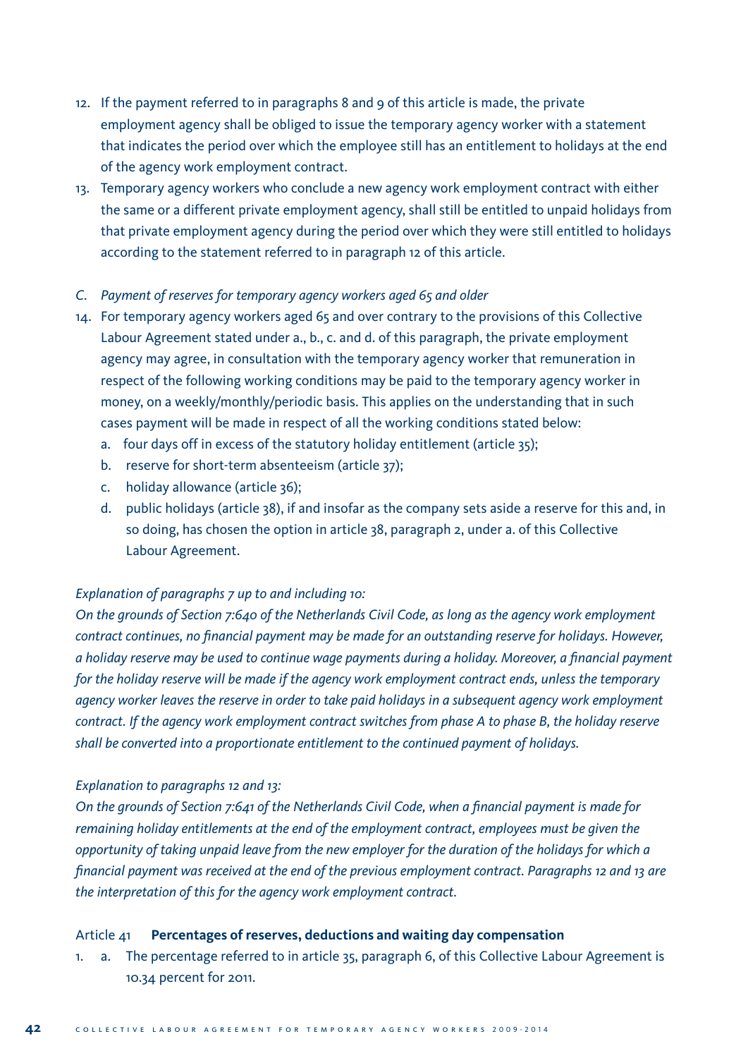12. If the payment referred to in paragraphs 8 and 9 of this article is made, the private employment agency shall be obliged to issue the temporary agency worker with a statement that indicates the period over which the employee still has an entitlement to holidays at the end of the agency work employment contract.
13. Temporary agency workers who conclude a new agency work employment contract with either the same or a different private employment agency, shall still be entitled to unpaid holidays from that private employment agency during the period over which they were still entitled to holidays according to the statement referred to in paragraph 12 of this article.

*C. Payment of reserves for temporary agency workers aged 65 and older*

14. For temporary agency workers aged 65 and over contrary to the provisions of this Collective Labour Agreement stated under a., b., c. and d. of this paragraph, the private employment agency may agree, in consultation with the temporary agency worker that remuneration in respect of the following working conditions may be paid to the temporary agency worker in money, on a weekly/monthly/periodic basis. This applies on the understanding that in such cases payment will be made in respect of all the working conditions stated below:
    a. four days off in excess of the statutory holiday entitlement (article 35);
    b. reserve for short-term absenteeism (article 37);
    c. holiday allowance (article 36);
    d. public holidays (article 38), if and insofar as the company sets aside a reserve for this and, in so doing, has chosen the option in article 38, paragraph 2, under a. of this Collective Labour Agreement.

*Explanation of paragraphs 7 up to and including 10:*
*On the grounds of Section 7:640 of the Netherlands Civil Code, as long as the agency work employment contract continues, no financial payment may be made for an outstanding reserve for holidays. However, a holiday reserve may be used to continue wage payments during a holiday. Moreover, a financial payment for the holiday reserve will be made if the agency work employment contract ends, unless the temporary agency worker leaves the reserve in order to take paid holidays in a subsequent agency work employment contract. If the agency work employment contract switches from phase A to phase B, the holiday reserve shall be converted into a proportionate entitlement to the continued payment of holidays.*

*Explanation to paragraphs 12 and 13:*
*On the grounds of Section 7:641 of the Netherlands Civil Code, when a financial payment is made for remaining holiday entitlements at the end of the employment contract, employees must be given the opportunity of taking unpaid leave from the new employer for the duration of the holidays for which a financial payment was received at the end of the previous employment contract. Paragraphs 12 and 13 are the interpretation of this for the agency work employment contract.*

### Article 41 **Percentages of reserves, deductions and waiting day compensation**

1. a. The percentage referred to in article 35, paragraph 6, of this Collective Labour Agreement is 10.34 percent for 2011.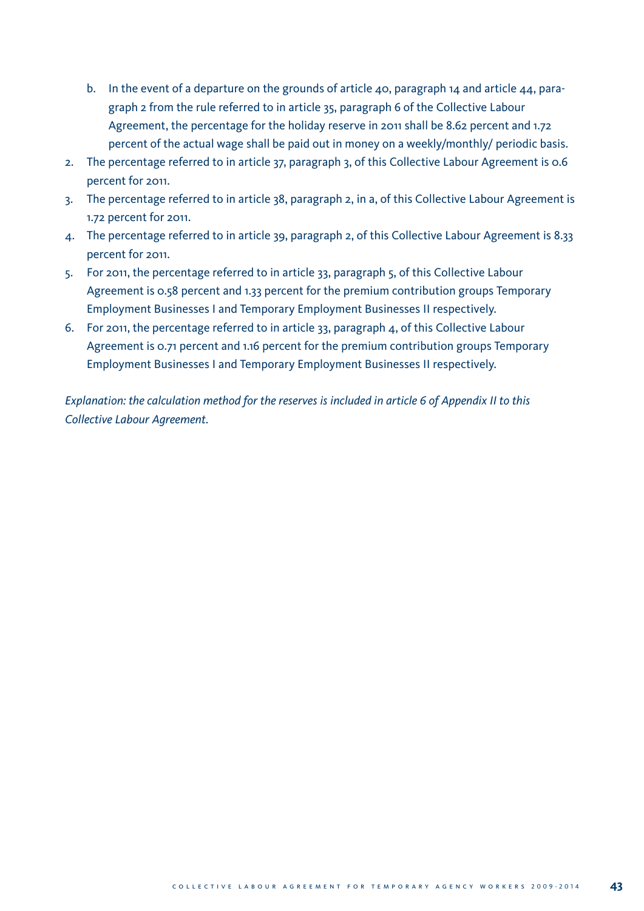b. In the event of a departure on the grounds of article 40, paragraph 14 and article 44, paragraph 2 from the rule referred to in article 35, paragraph 6 of the Collective Labour Agreement, the percentage for the holiday reserve in 2011 shall be 8.62 percent and 1.72 percent of the actual wage shall be paid out in money on a weekly/monthly/ periodic basis.

2. The percentage referred to in article 37, paragraph 3, of this Collective Labour Agreement is 0.6 percent for 2011.
3. The percentage referred to in article 38, paragraph 2, in a, of this Collective Labour Agreement is 1.72 percent for 2011.
4. The percentage referred to in article 39, paragraph 2, of this Collective Labour Agreement is 8.33 percent for 2011.
5. For 2011, the percentage referred to in article 33, paragraph 5, of this Collective Labour Agreement is 0.58 percent and 1.33 percent for the premium contribution groups Temporary Employment Businesses I and Temporary Employment Businesses II respectively.
6. For 2011, the percentage referred to in article 33, paragraph 4, of this Collective Labour Agreement is 0.71 percent and 1.16 percent for the premium contribution groups Temporary Employment Businesses I and Temporary Employment Businesses II respectively.

*Explanation: the calculation method for the reserves is included in article 6 of Appendix II to this Collective Labour Agreement.*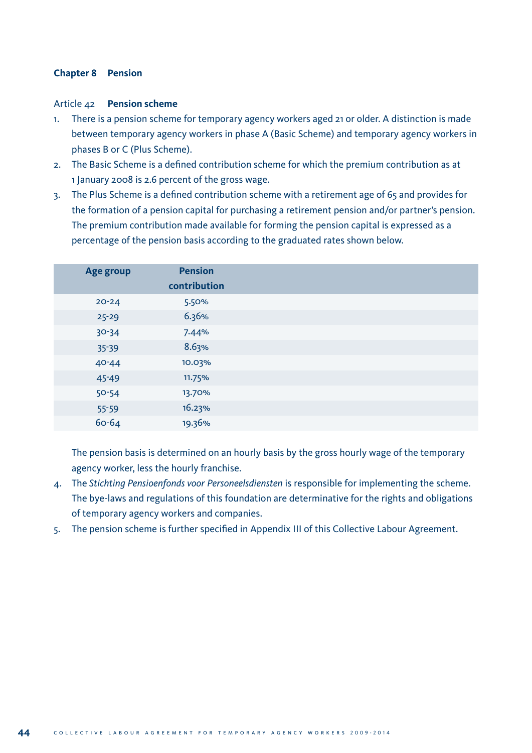## Chapter 8 Pension

Article 42 **Pension scheme**

1. There is a pension scheme for temporary agency workers aged 21 or older. A distinction is made between temporary agency workers in phase A (Basic Scheme) and temporary agency workers in phases B or C (Plus Scheme).
2. The Basic Scheme is a defined contribution scheme for which the premium contribution as at 1 January 2008 is 2.6 percent of the gross wage.
3. The Plus Scheme is a defined contribution scheme with a retirement age of 65 and provides for the formation of a pension capital for purchasing a retirement pension and/or partner's pension. The premium contribution made available for forming the pension capital is expressed as a percentage of the pension basis according to the graduated rates shown below.

| Age group | Pension contribution |
|---|---|
| 20-24 | 5.50% |
| 25-29 | 6.36% |
| 30-34 | 7.44% |
| 35-39 | 8.63% |
| 40-44 | 10.03% |
| 45-49 | 11.75% |
| 50-54 | 13.70% |
| 55-59 | 16.23% |
| 60-64 | 19.36% |

   The pension basis is determined on an hourly basis by the gross hourly wage of the temporary agency worker, less the hourly franchise.

4. The *Stichting Pensioenfonds voor Personeelsdiensten* is responsible for implementing the scheme. The bye-laws and regulations of this foundation are determinative for the rights and obligations of temporary agency workers and companies.
5. The pension scheme is further specified in Appendix III of this Collective Labour Agreement.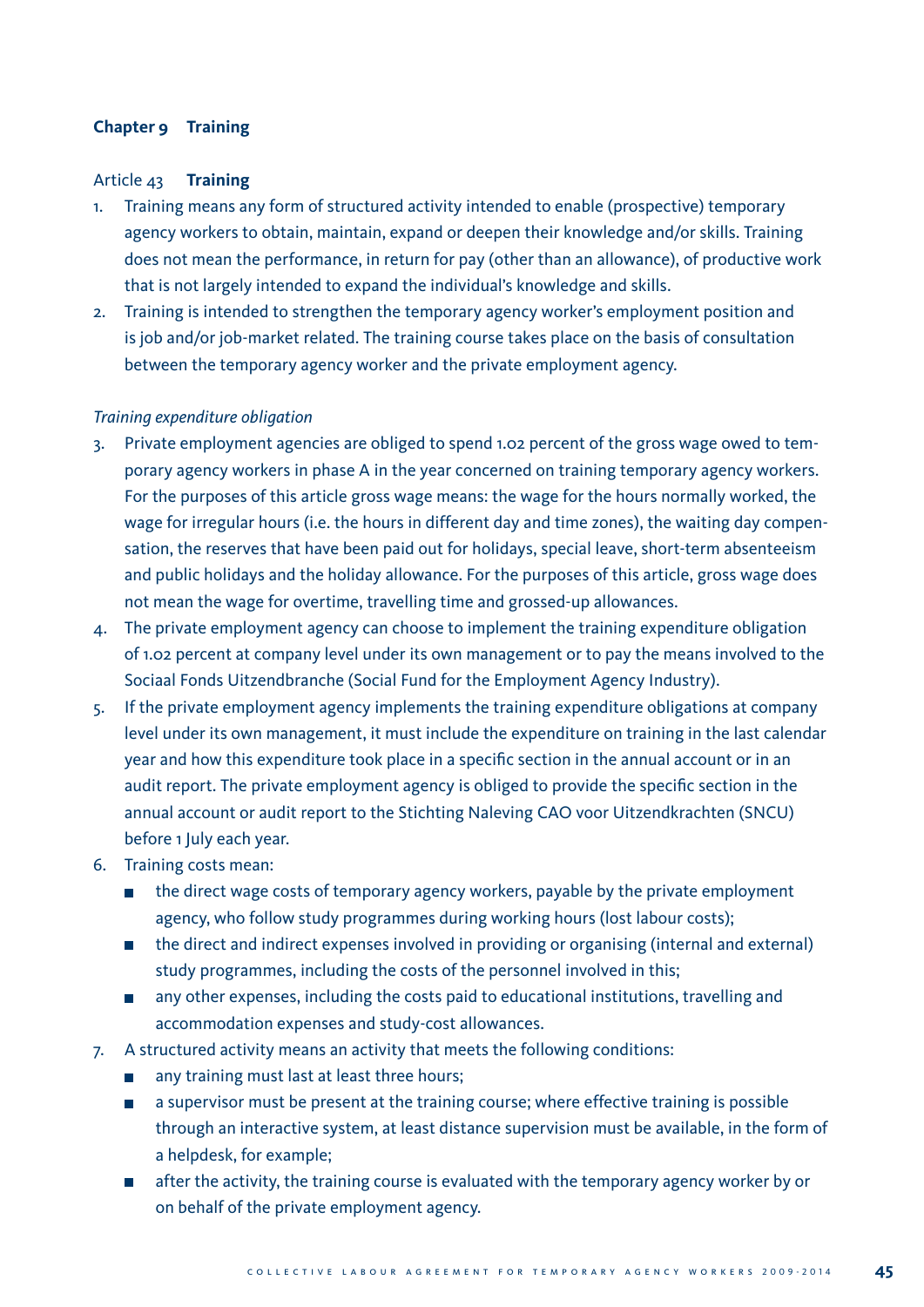## Chapter 9 Training

### Article 43 **Training**

1. Training means any form of structured activity intended to enable (prospective) temporary agency workers to obtain, maintain, expand or deepen their knowledge and/or skills. Training does not mean the performance, in return for pay (other than an allowance), of productive work that is not largely intended to expand the individual's knowledge and skills.
2. Training is intended to strengthen the temporary agency worker's employment position and is job and/or job-market related. The training course takes place on the basis of consultation between the temporary agency worker and the private employment agency.

*Training expenditure obligation*

3. Private employment agencies are obliged to spend 1.02 percent of the gross wage owed to temporary agency workers in phase A in the year concerned on training temporary agency workers. For the purposes of this article gross wage means: the wage for the hours normally worked, the wage for irregular hours (i.e. the hours in different day and time zones), the waiting day compensation, the reserves that have been paid out for holidays, special leave, short-term absenteeism and public holidays and the holiday allowance. For the purposes of this article, gross wage does not mean the wage for overtime, travelling time and grossed-up allowances.
4. The private employment agency can choose to implement the training expenditure obligation of 1.02 percent at company level under its own management or to pay the means involved to the Sociaal Fonds Uitzendbranche (Social Fund for the Employment Agency Industry).
5. If the private employment agency implements the training expenditure obligations at company level under its own management, it must include the expenditure on training in the last calendar year and how this expenditure took place in a specific section in the annual account or in an audit report. The private employment agency is obliged to provide the specific section in the annual account or audit report to the Stichting Naleving CAO voor Uitzendkrachten (SNCU) before 1 July each year.
6. Training costs mean:
   - the direct wage costs of temporary agency workers, payable by the private employment agency, who follow study programmes during working hours (lost labour costs);
   - the direct and indirect expenses involved in providing or organising (internal and external) study programmes, including the costs of the personnel involved in this;
   - any other expenses, including the costs paid to educational institutions, travelling and accommodation expenses and study-cost allowances.
7. A structured activity means an activity that meets the following conditions:
   - any training must last at least three hours;
   - a supervisor must be present at the training course; where effective training is possible through an interactive system, at least distance supervision must be available, in the form of a helpdesk, for example;
   - after the activity, the training course is evaluated with the temporary agency worker by or on behalf of the private employment agency.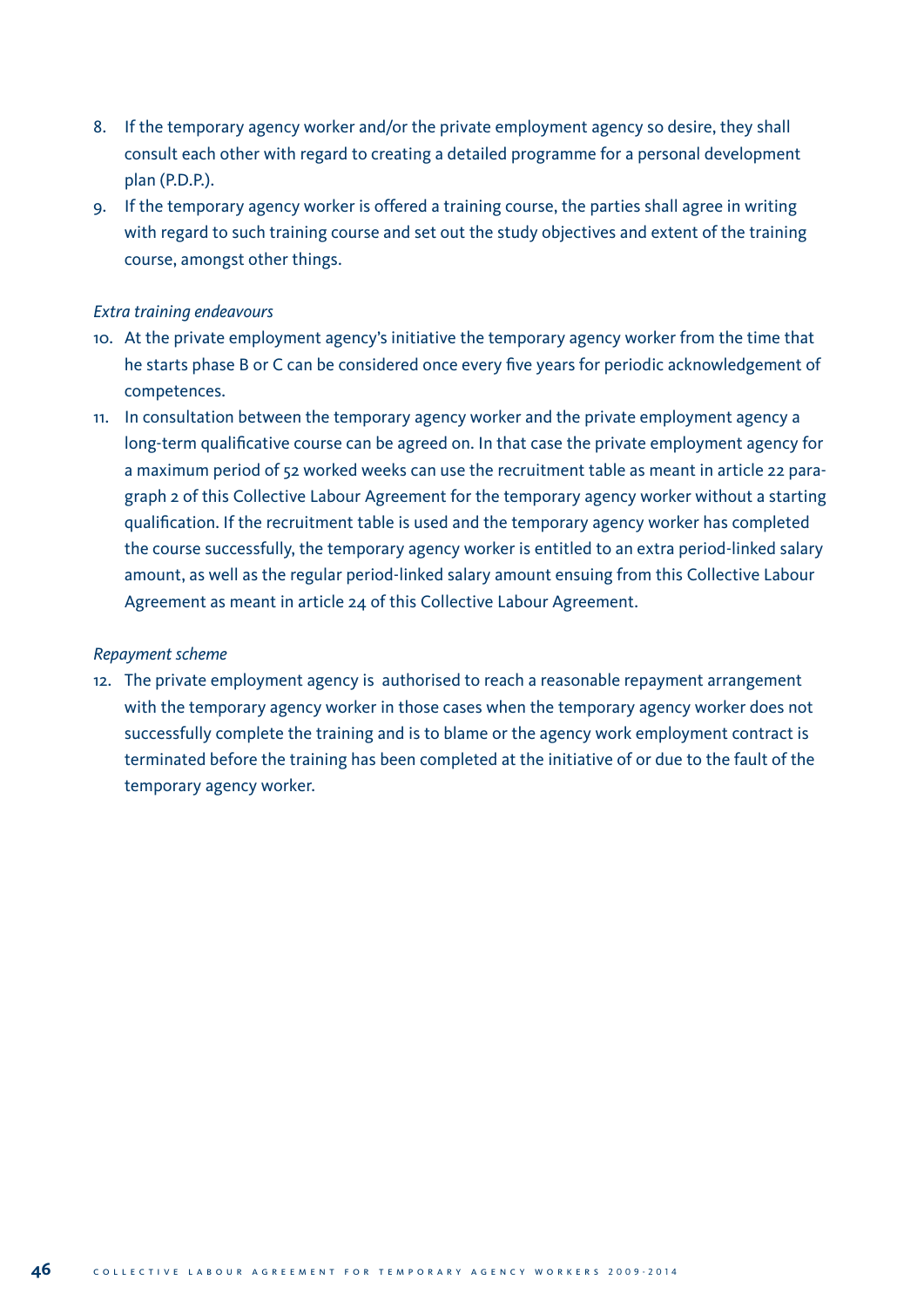8. If the temporary agency worker and/or the private employment agency so desire, they shall consult each other with regard to creating a detailed programme for a personal development plan (P.D.P.).
9. If the temporary agency worker is offered a training course, the parties shall agree in writing with regard to such training course and set out the study objectives and extent of the training course, amongst other things.

*Extra training endeavours*

10. At the private employment agency's initiative the temporary agency worker from the time that he starts phase B or C can be considered once every five years for periodic acknowledgement of competences.
11. In consultation between the temporary agency worker and the private employment agency a long-term qualificative course can be agreed on. In that case the private employment agency for a maximum period of 52 worked weeks can use the recruitment table as meant in article 22 paragraph 2 of this Collective Labour Agreement for the temporary agency worker without a starting qualification. If the recruitment table is used and the temporary agency worker has completed the course successfully, the temporary agency worker is entitled to an extra period-linked salary amount, as well as the regular period-linked salary amount ensuing from this Collective Labour Agreement as meant in article 24 of this Collective Labour Agreement.

*Repayment scheme*

12. The private employment agency is authorised to reach a reasonable repayment arrangement with the temporary agency worker in those cases when the temporary agency worker does not successfully complete the training and is to blame or the agency work employment contract is terminated before the training has been completed at the initiative of or due to the fault of the temporary agency worker.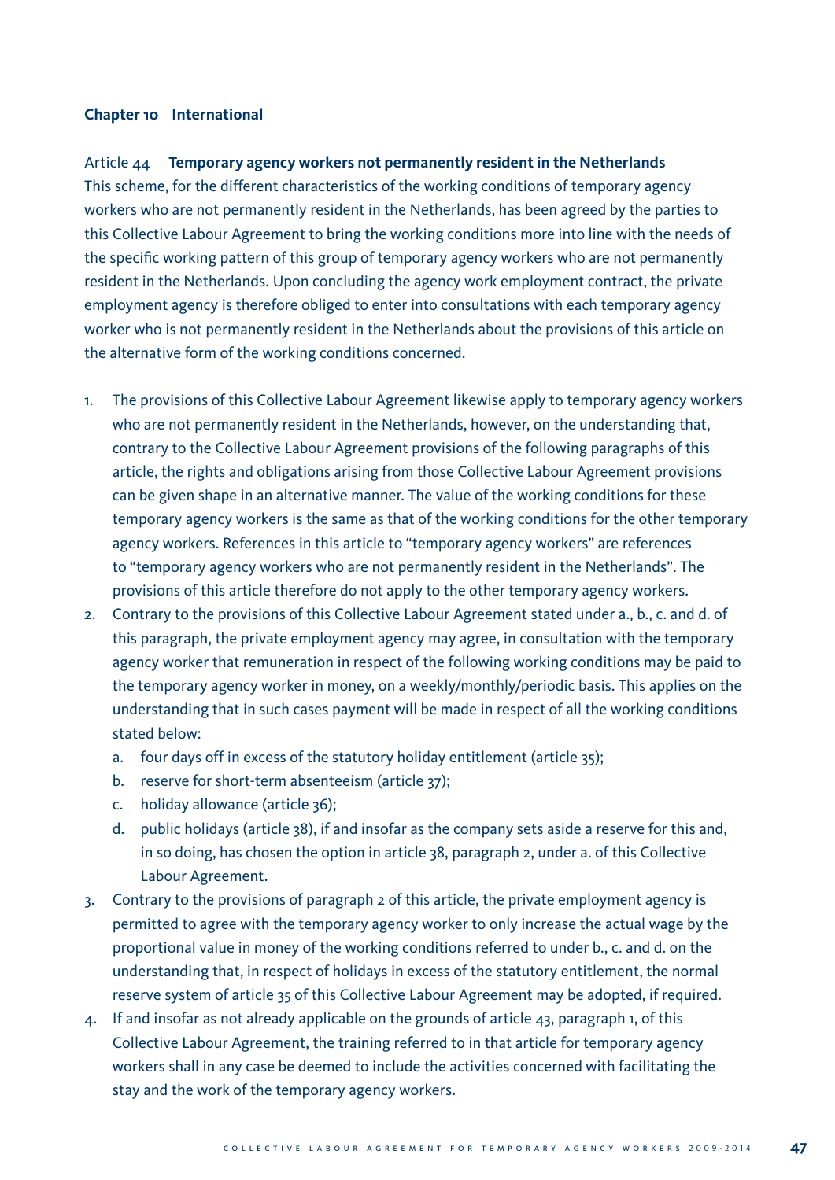## Chapter 10 International

### Article 44 **Temporary agency workers not permanently resident in the Netherlands**

This scheme, for the different characteristics of the working conditions of temporary agency workers who are not permanently resident in the Netherlands, has been agreed by the parties to this Collective Labour Agreement to bring the working conditions more into line with the needs of the specific working pattern of this group of temporary agency workers who are not permanently resident in the Netherlands. Upon concluding the agency work employment contract, the private employment agency is therefore obliged to enter into consultations with each temporary agency worker who is not permanently resident in the Netherlands about the provisions of this article on the alternative form of the working conditions concerned.

1. The provisions of this Collective Labour Agreement likewise apply to temporary agency workers who are not permanently resident in the Netherlands, however, on the understanding that, contrary to the Collective Labour Agreement provisions of the following paragraphs of this article, the rights and obligations arising from those Collective Labour Agreement provisions can be given shape in an alternative manner. The value of the working conditions for these temporary agency workers is the same as that of the working conditions for the other temporary agency workers. References in this article to "temporary agency workers" are references to "temporary agency workers who are not permanently resident in the Netherlands". The provisions of this article therefore do not apply to the other temporary agency workers.
2. Contrary to the provisions of this Collective Labour Agreement stated under a., b., c. and d. of this paragraph, the private employment agency may agree, in consultation with the temporary agency worker that remuneration in respect of the following working conditions may be paid to the temporary agency worker in money, on a weekly/monthly/periodic basis. This applies on the understanding that in such cases payment will be made in respect of all the working conditions stated below:
   a. four days off in excess of the statutory holiday entitlement (article 35);
   b. reserve for short-term absenteeism (article 37);
   c. holiday allowance (article 36);
   d. public holidays (article 38), if and insofar as the company sets aside a reserve for this and, in so doing, has chosen the option in article 38, paragraph 2, under a. of this Collective Labour Agreement.
3. Contrary to the provisions of paragraph 2 of this article, the private employment agency is permitted to agree with the temporary agency worker to only increase the actual wage by the proportional value in money of the working conditions referred to under b., c. and d. on the understanding that, in respect of holidays in excess of the statutory entitlement, the normal reserve system of article 35 of this Collective Labour Agreement may be adopted, if required.
4. If and insofar as not already applicable on the grounds of article 43, paragraph 1, of this Collective Labour Agreement, the training referred to in that article for temporary agency workers shall in any case be deemed to include the activities concerned with facilitating the stay and the work of the temporary agency workers.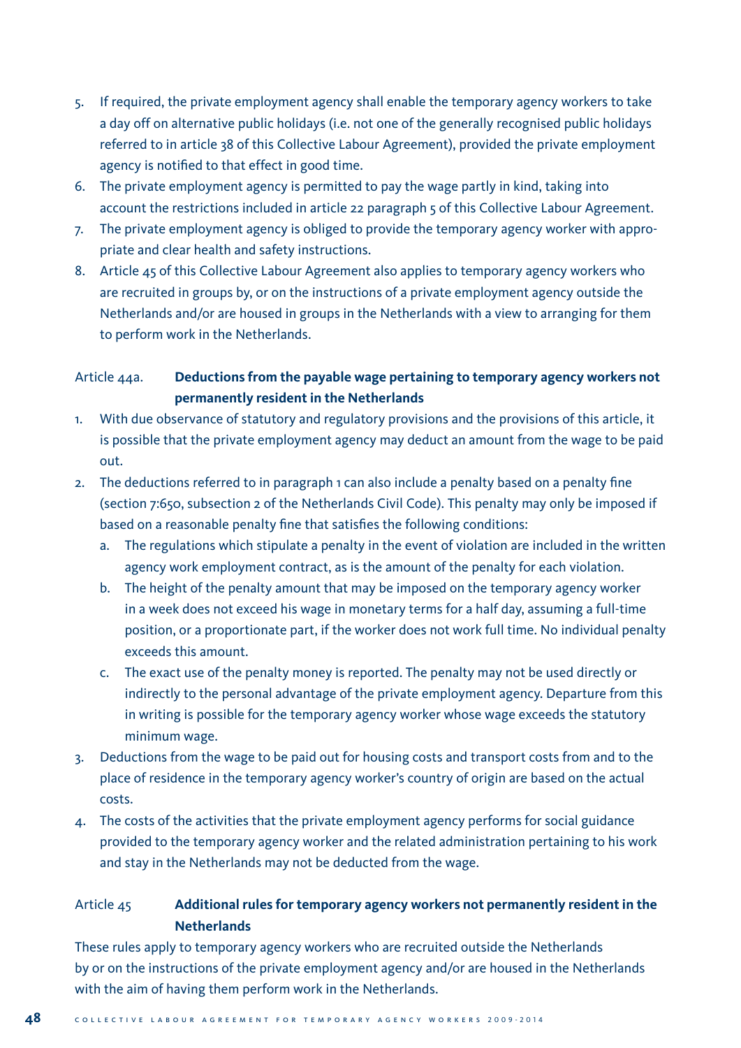5. If required, the private employment agency shall enable the temporary agency workers to take a day off on alternative public holidays (i.e. not one of the generally recognised public holidays referred to in article 38 of this Collective Labour Agreement), provided the private employment agency is notified to that effect in good time.
6. The private employment agency is permitted to pay the wage partly in kind, taking into account the restrictions included in article 22 paragraph 5 of this Collective Labour Agreement.
7. The private employment agency is obliged to provide the temporary agency worker with appropriate and clear health and safety instructions.
8. Article 45 of this Collective Labour Agreement also applies to temporary agency workers who are recruited in groups by, or on the instructions of a private employment agency outside the Netherlands and/or are housed in groups in the Netherlands with a view to arranging for them to perform work in the Netherlands.

### Article 44a. **Deductions from the payable wage pertaining to temporary agency workers not permanently resident in the Netherlands**

1. With due observance of statutory and regulatory provisions and the provisions of this article, it is possible that the private employment agency may deduct an amount from the wage to be paid out.
2. The deductions referred to in paragraph 1 can also include a penalty based on a penalty fine (section 7:650, subsection 2 of the Netherlands Civil Code). This penalty may only be imposed if based on a reasonable penalty fine that satisfies the following conditions:
   a. The regulations which stipulate a penalty in the event of violation are included in the written agency work employment contract, as is the amount of the penalty for each violation.
   b. The height of the penalty amount that may be imposed on the temporary agency worker in a week does not exceed his wage in monetary terms for a half day, assuming a full-time position, or a proportionate part, if the worker does not work full time. No individual penalty exceeds this amount.
   c. The exact use of the penalty money is reported. The penalty may not be used directly or indirectly to the personal advantage of the private employment agency. Departure from this in writing is possible for the temporary agency worker whose wage exceeds the statutory minimum wage.
3. Deductions from the wage to be paid out for housing costs and transport costs from and to the place of residence in the temporary agency worker's country of origin are based on the actual costs.
4. The costs of the activities that the private employment agency performs for social guidance provided to the temporary agency worker and the related administration pertaining to his work and stay in the Netherlands may not be deducted from the wage.

### Article 45 **Additional rules for temporary agency workers not permanently resident in the Netherlands**

These rules apply to temporary agency workers who are recruited outside the Netherlands by or on the instructions of the private employment agency and/or are housed in the Netherlands with the aim of having them perform work in the Netherlands.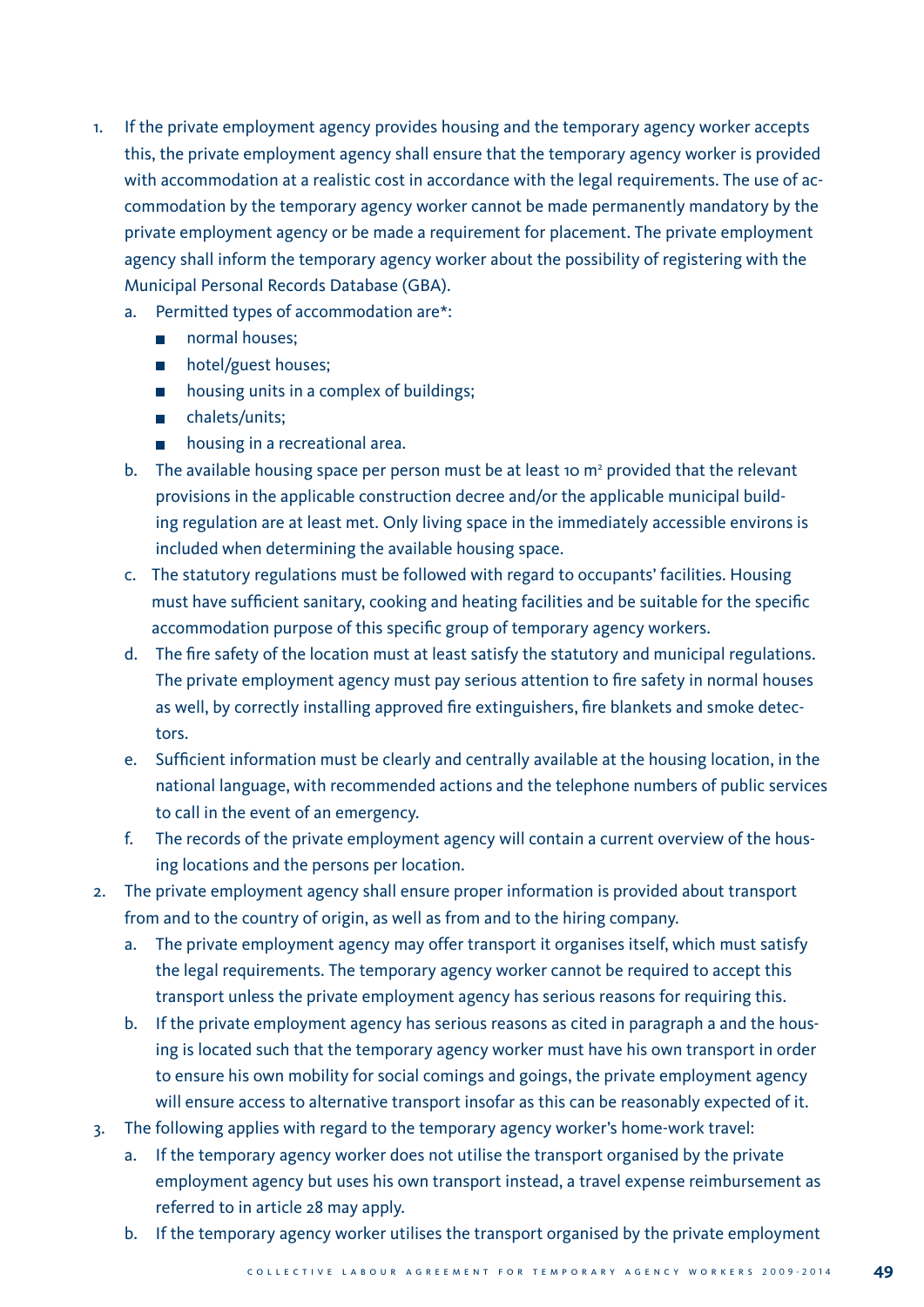1. If the private employment agency provides housing and the temporary agency worker accepts this, the private employment agency shall ensure that the temporary agency worker is provided with accommodation at a realistic cost in accordance with the legal requirements. The use of accommodation by the temporary agency worker cannot be made permanently mandatory by the private employment agency or be made a requirement for placement. The private employment agency shall inform the temporary agency worker about the possibility of registering with the Municipal Personal Records Database (GBA).
   a. Permitted types of accommodation are*:
      - normal houses;
      - hotel/guest houses;
      - housing units in a complex of buildings;
      - chalets/units;
      - housing in a recreational area.
   b. The available housing space per person must be at least 10 m$^2$ provided that the relevant provisions in the applicable construction decree and/or the applicable municipal building regulation are at least met. Only living space in the immediately accessible environs is included when determining the available housing space.
   c. The statutory regulations must be followed with regard to occupants' facilities. Housing must have sufficient sanitary, cooking and heating facilities and be suitable for the specific accommodation purpose of this specific group of temporary agency workers.
   d. The fire safety of the location must at least satisfy the statutory and municipal regulations. The private employment agency must pay serious attention to fire safety in normal houses as well, by correctly installing approved fire extinguishers, fire blankets and smoke detectors.
   e. Sufficient information must be clearly and centrally available at the housing location, in the national language, with recommended actions and the telephone numbers of public services to call in the event of an emergency.
   f. The records of the private employment agency will contain a current overview of the housing locations and the persons per location.
2. The private employment agency shall ensure proper information is provided about transport from and to the country of origin, as well as from and to the hiring company.
   a. The private employment agency may offer transport it organises itself, which must satisfy the legal requirements. The temporary agency worker cannot be required to accept this transport unless the private employment agency has serious reasons for requiring this.
   b. If the private employment agency has serious reasons as cited in paragraph a and the housing is located such that the temporary agency worker must have his own transport in order to ensure his own mobility for social comings and goings, the private employment agency will ensure access to alternative transport insofar as this can be reasonably expected of it.
3. The following applies with regard to the temporary agency worker's home-work travel:
   a. If the temporary agency worker does not utilise the transport organised by the private employment agency but uses his own transport instead, a travel expense reimbursement as referred to in article 28 may apply.
   b. If the temporary agency worker utilises the transport organised by the private employment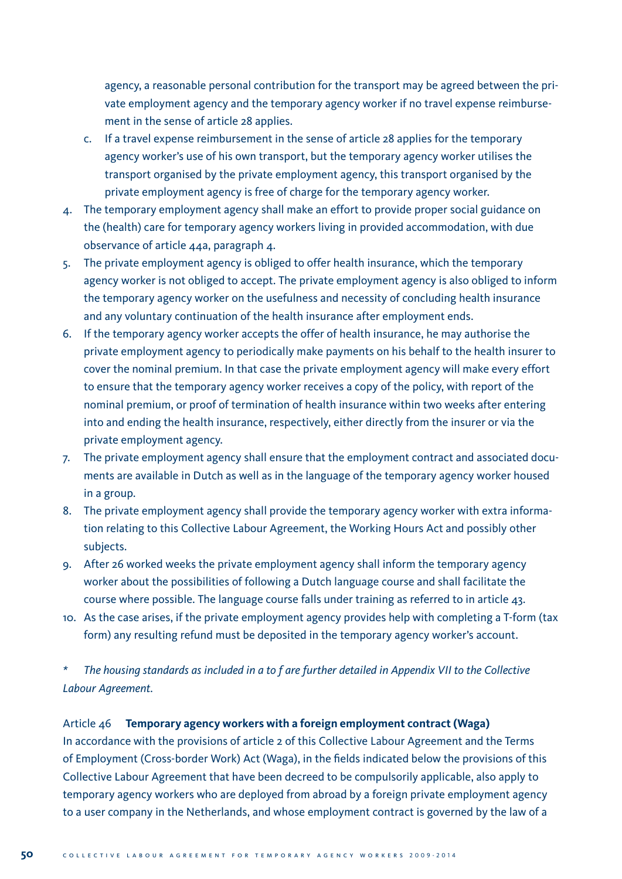agency, a reasonable personal contribution for the transport may be agreed between the private employment agency and the temporary agency worker if no travel expense reimbursement in the sense of article 28 applies.

   c. If a travel expense reimbursement in the sense of article 28 applies for the temporary agency worker's use of his own transport, but the temporary agency worker utilises the transport organised by the private employment agency, this transport organised by the private employment agency is free of charge for the temporary agency worker.

4. The temporary employment agency shall make an effort to provide proper social guidance on the (health) care for temporary agency workers living in provided accommodation, with due observance of article 44a, paragraph 4.
5. The private employment agency is obliged to offer health insurance, which the temporary agency worker is not obliged to accept. The private employment agency is also obliged to inform the temporary agency worker on the usefulness and necessity of concluding health insurance and any voluntary continuation of the health insurance after employment ends.
6. If the temporary agency worker accepts the offer of health insurance, he may authorise the private employment agency to periodically make payments on his behalf to the health insurer to cover the nominal premium. In that case the private employment agency will make every effort to ensure that the temporary agency worker receives a copy of the policy, with report of the nominal premium, or proof of termination of health insurance within two weeks after entering into and ending the health insurance, respectively, either directly from the insurer or via the private employment agency.
7. The private employment agency shall ensure that the employment contract and associated documents are available in Dutch as well as in the language of the temporary agency worker housed in a group.
8. The private employment agency shall provide the temporary agency worker with extra information relating to this Collective Labour Agreement, the Working Hours Act and possibly other subjects.
9. After 26 worked weeks the private employment agency shall inform the temporary agency worker about the possibilities of following a Dutch language course and shall facilitate the course where possible. The language course falls under training as referred to in article 43.
10. As the case arises, if the private employment agency provides help with completing a T-form (tax form) any resulting refund must be deposited in the temporary agency worker's account.

\* *The housing standards as included in a to f are further detailed in Appendix VII to the Collective Labour Agreement.*

Article 46 **Temporary agency workers with a foreign employment contract (Waga)**

In accordance with the provisions of article 2 of this Collective Labour Agreement and the Terms of Employment (Cross-border Work) Act (Waga), in the fields indicated below the provisions of this Collective Labour Agreement that have been decreed to be compulsorily applicable, also apply to temporary agency workers who are deployed from abroad by a foreign private employment agency to a user company in the Netherlands, and whose employment contract is governed by the law of a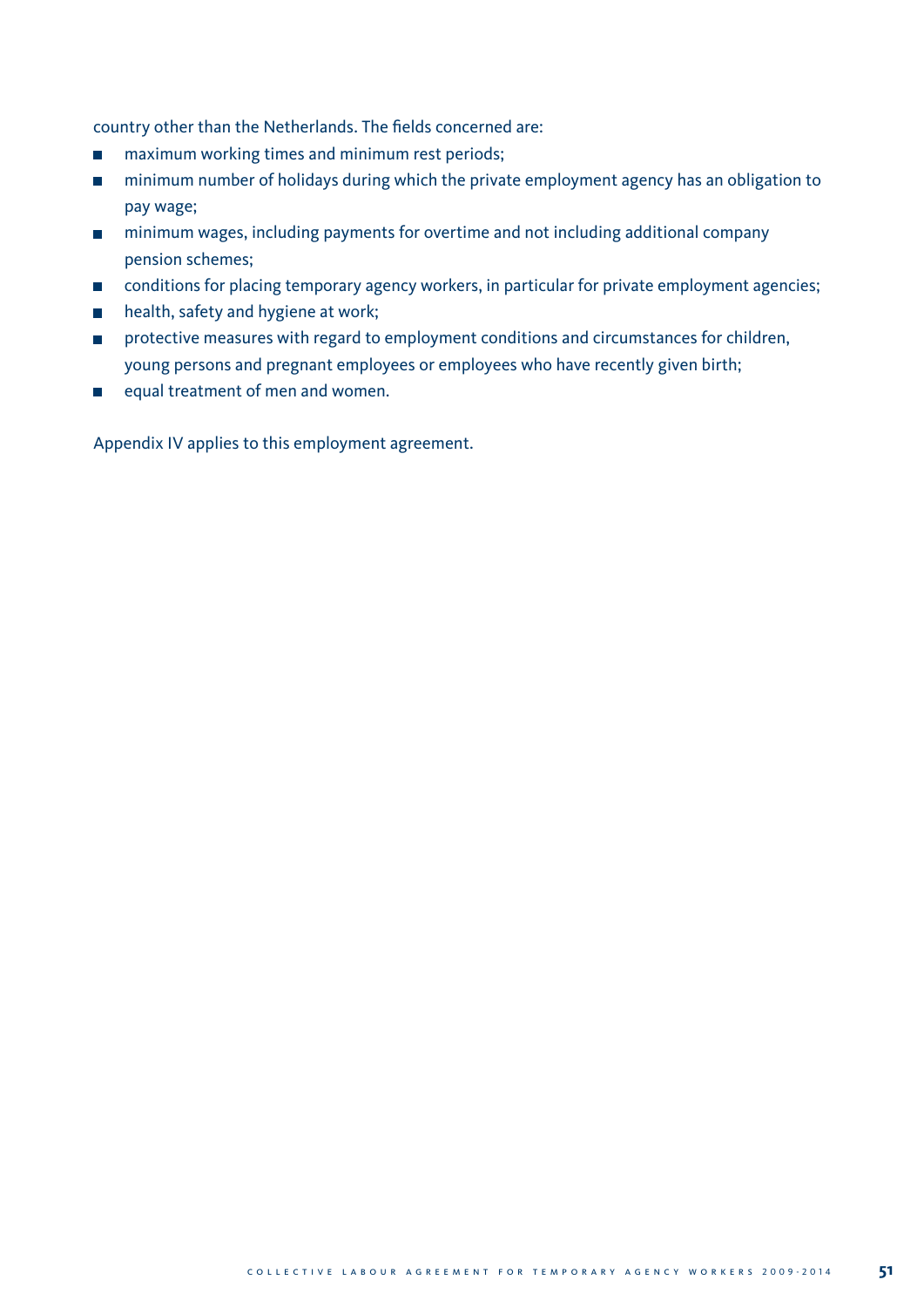country other than the Netherlands. The fields concerned are:

- maximum working times and minimum rest periods;
- minimum number of holidays during which the private employment agency has an obligation to pay wage;
- minimum wages, including payments for overtime and not including additional company pension schemes;
- conditions for placing temporary agency workers, in particular for private employment agencies;
- health, safety and hygiene at work;
- protective measures with regard to employment conditions and circumstances for children, young persons and pregnant employees or employees who have recently given birth;
- equal treatment of men and women.

Appendix IV applies to this employment agreement.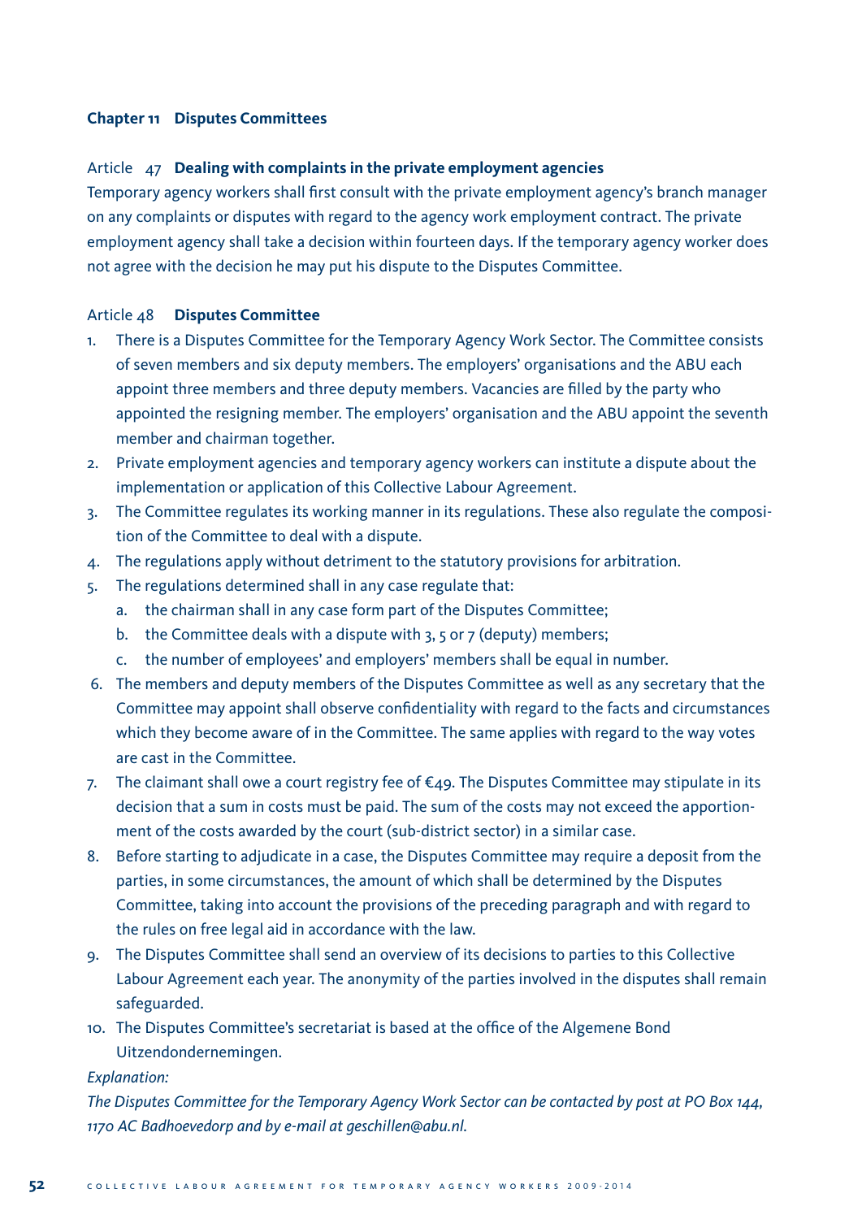## Chapter 11 Disputes Committees

### Article 47 Dealing with complaints in the private employment agencies

Temporary agency workers shall first consult with the private employment agency's branch manager on any complaints or disputes with regard to the agency work employment contract. The private employment agency shall take a decision within fourteen days. If the temporary agency worker does not agree with the decision he may put his dispute to the Disputes Committee.

### Article 48 Disputes Committee

1. There is a Disputes Committee for the Temporary Agency Work Sector. The Committee consists of seven members and six deputy members. The employers' organisations and the ABU each appoint three members and three deputy members. Vacancies are filled by the party who appointed the resigning member. The employers' organisation and the ABU appoint the seventh member and chairman together.
2. Private employment agencies and temporary agency workers can institute a dispute about the implementation or application of this Collective Labour Agreement.
3. The Committee regulates its working manner in its regulations. These also regulate the composition of the Committee to deal with a dispute.
4. The regulations apply without detriment to the statutory provisions for arbitration.
5. The regulations determined shall in any case regulate that:
   a. the chairman shall in any case form part of the Disputes Committee;
   b. the Committee deals with a dispute with 3, 5 or 7 (deputy) members;
   c. the number of employees' and employers' members shall be equal in number.
6. The members and deputy members of the Disputes Committee as well as any secretary that the Committee may appoint shall observe confidentiality with regard to the facts and circumstances which they become aware of in the Committee. The same applies with regard to the way votes are cast in the Committee.
7. The claimant shall owe a court registry fee of €49. The Disputes Committee may stipulate in its decision that a sum in costs must be paid. The sum of the costs may not exceed the apportionment of the costs awarded by the court (sub-district sector) in a similar case.
8. Before starting to adjudicate in a case, the Disputes Committee may require a deposit from the parties, in some circumstances, the amount of which shall be determined by the Disputes Committee, taking into account the provisions of the preceding paragraph and with regard to the rules on free legal aid in accordance with the law.
9. The Disputes Committee shall send an overview of its decisions to parties to this Collective Labour Agreement each year. The anonymity of the parties involved in the disputes shall remain safeguarded.
10. The Disputes Committee's secretariat is based at the office of the Algemene Bond Uitzendondernemingen.

*Explanation:*

*The Disputes Committee for the Temporary Agency Work Sector can be contacted by post at PO Box 144, 1170 AC Badhoevedorp and by e-mail at geschillen@abu.nl.*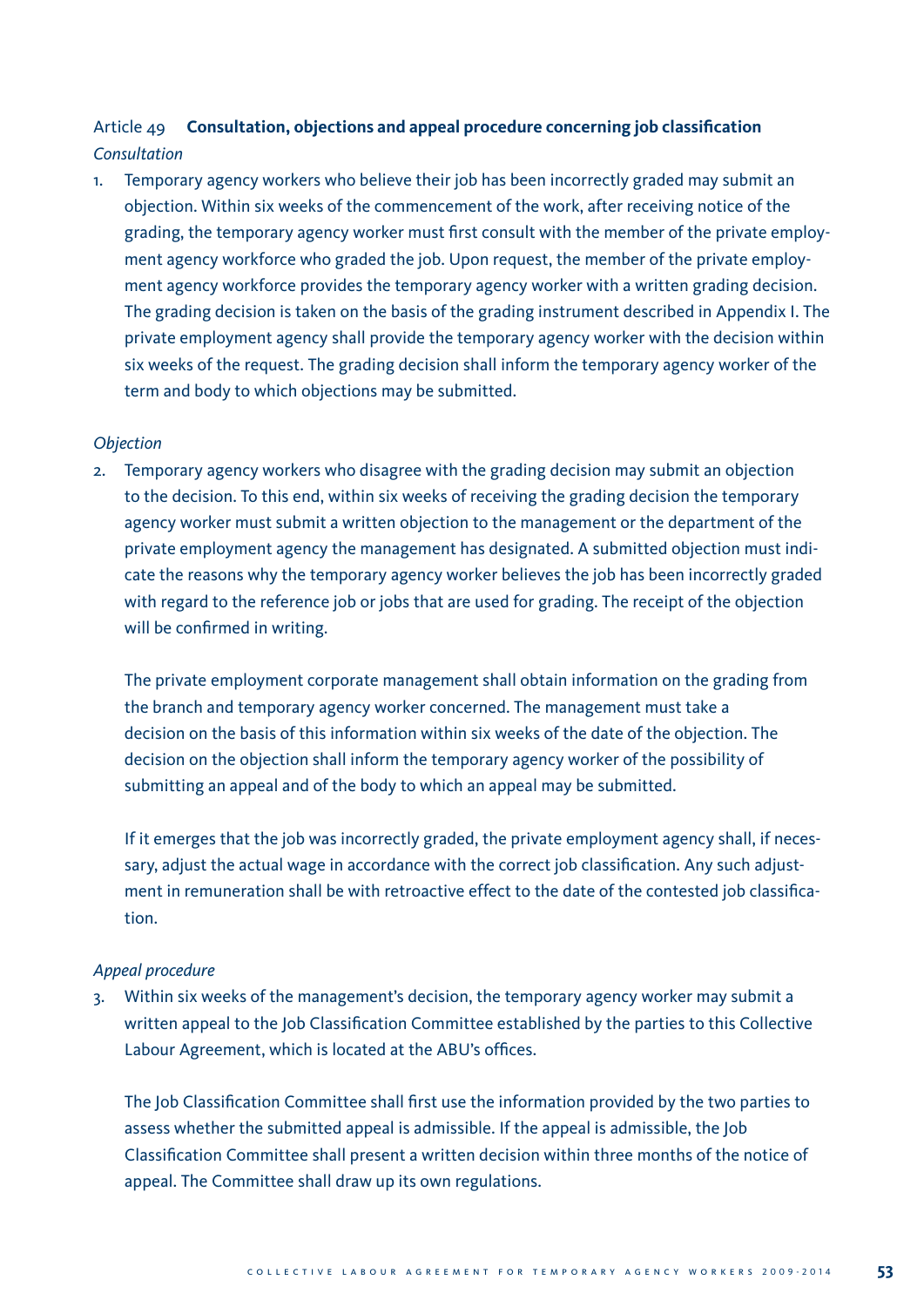### Article 49 **Consultation, objections and appeal procedure concerning job classification**

*Consultation*

1. Temporary agency workers who believe their job has been incorrectly graded may submit an objection. Within six weeks of the commencement of the work, after receiving notice of the grading, the temporary agency worker must first consult with the member of the private employment agency workforce who graded the job. Upon request, the member of the private employment agency workforce provides the temporary agency worker with a written grading decision. The grading decision is taken on the basis of the grading instrument described in Appendix I. The private employment agency shall provide the temporary agency worker with the decision within six weeks of the request. The grading decision shall inform the temporary agency worker of the term and body to which objections may be submitted.

*Objection*

2. Temporary agency workers who disagree with the grading decision may submit an objection to the decision. To this end, within six weeks of receiving the grading decision the temporary agency worker must submit a written objection to the management or the department of the private employment agency the management has designated. A submitted objection must indicate the reasons why the temporary agency worker believes the job has been incorrectly graded with regard to the reference job or jobs that are used for grading. The receipt of the objection will be confirmed in writing.

   The private employment corporate management shall obtain information on the grading from the branch and temporary agency worker concerned. The management must take a decision on the basis of this information within six weeks of the date of the objection. The decision on the objection shall inform the temporary agency worker of the possibility of submitting an appeal and of the body to which an appeal may be submitted.

   If it emerges that the job was incorrectly graded, the private employment agency shall, if necessary, adjust the actual wage in accordance with the correct job classification. Any such adjustment in remuneration shall be with retroactive effect to the date of the contested job classification.

*Appeal procedure*

3. Within six weeks of the management's decision, the temporary agency worker may submit a written appeal to the Job Classification Committee established by the parties to this Collective Labour Agreement, which is located at the ABU's offices.

   The Job Classification Committee shall first use the information provided by the two parties to assess whether the submitted appeal is admissible. If the appeal is admissible, the Job Classification Committee shall present a written decision within three months of the notice of appeal. The Committee shall draw up its own regulations.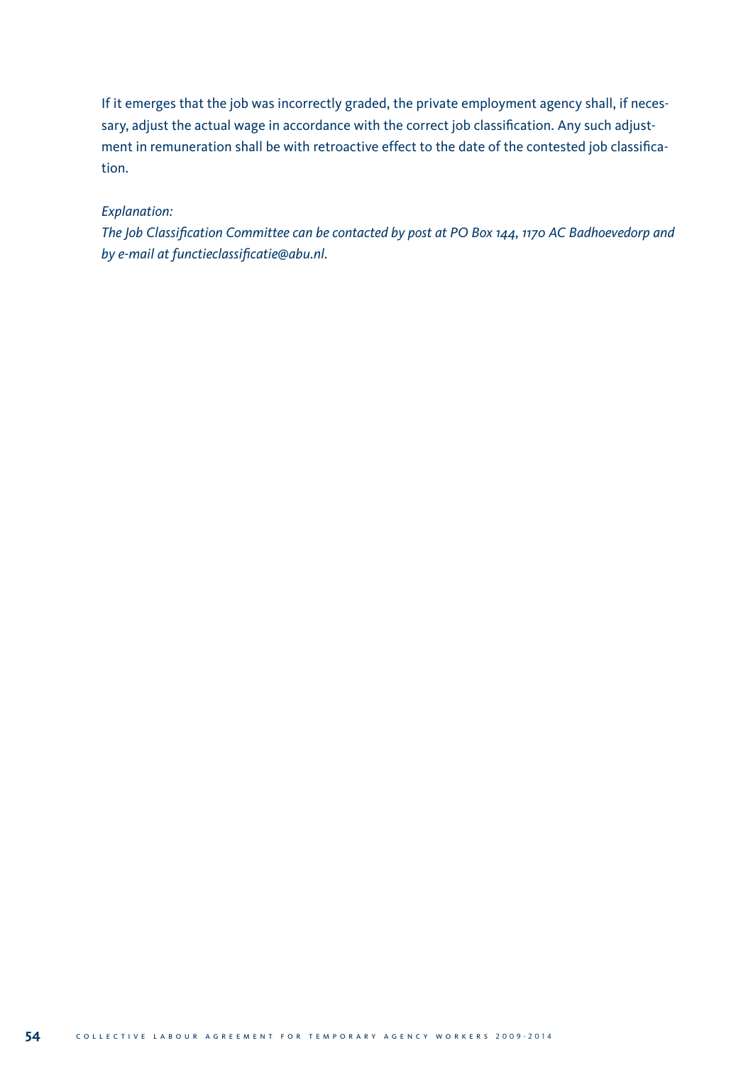If it emerges that the job was incorrectly graded, the private employment agency shall, if necessary, adjust the actual wage in accordance with the correct job classification. Any such adjustment in remuneration shall be with retroactive effect to the date of the contested job classification.

*Explanation:*
*The Job Classification Committee can be contacted by post at PO Box 144, 1170 AC Badhoevedorp and by e-mail at functieclassificatie@abu.nl.*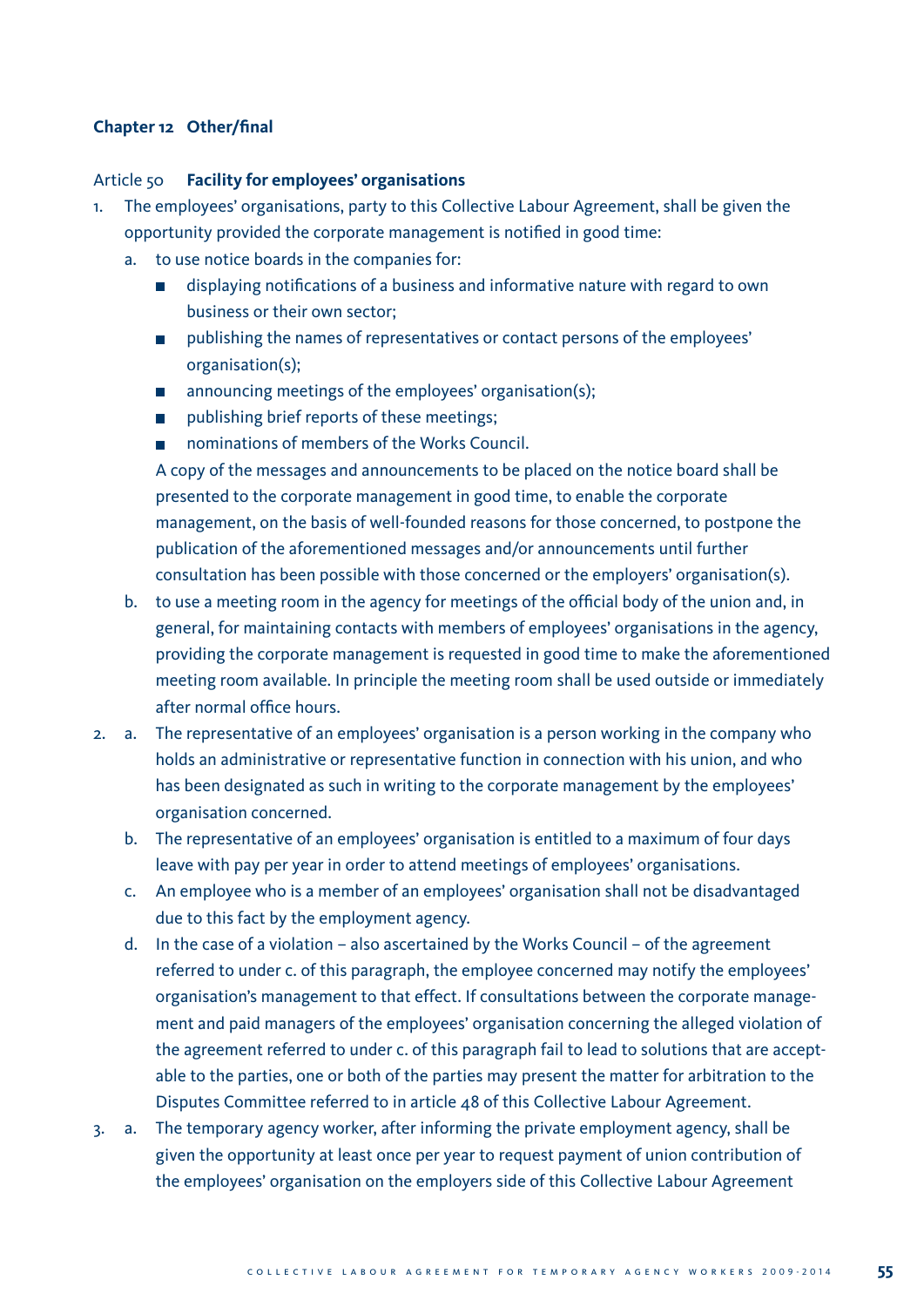## Chapter 12 Other/final

### Article 50 **Facility for employees' organisations**

1. The employees' organisations, party to this Collective Labour Agreement, shall be given the opportunity provided the corporate management is notified in good time:
   a. to use notice boards in the companies for:
      - displaying notifications of a business and informative nature with regard to own business or their own sector;
      - publishing the names of representatives or contact persons of the employees' organisation(s);
      - announcing meetings of the employees' organisation(s);
      - publishing brief reports of these meetings;
      - nominations of members of the Works Council.

      A copy of the messages and announcements to be placed on the notice board shall be presented to the corporate management in good time, to enable the corporate management, on the basis of well-founded reasons for those concerned, to postpone the publication of the aforementioned messages and/or announcements until further consultation has been possible with those concerned or the employers' organisation(s).
   b. to use a meeting room in the agency for meetings of the official body of the union and, in general, for maintaining contacts with members of employees' organisations in the agency, providing the corporate management is requested in good time to make the aforementioned meeting room available. In principle the meeting room shall be used outside or immediately after normal office hours.
2. a. The representative of an employees' organisation is a person working in the company who holds an administrative or representative function in connection with his union, and who has been designated as such in writing to the corporate management by the employees' organisation concerned.
   b. The representative of an employees' organisation is entitled to a maximum of four days leave with pay per year in order to attend meetings of employees' organisations.
   c. An employee who is a member of an employees' organisation shall not be disadvantaged due to this fact by the employment agency.
   d. In the case of a violation – also ascertained by the Works Council – of the agreement referred to under c. of this paragraph, the employee concerned may notify the employees' organisation's management to that effect. If consultations between the corporate management and paid managers of the employees' organisation concerning the alleged violation of the agreement referred to under c. of this paragraph fail to lead to solutions that are acceptable to the parties, one or both of the parties may present the matter for arbitration to the Disputes Committee referred to in article 48 of this Collective Labour Agreement.
3. a. The temporary agency worker, after informing the private employment agency, shall be given the opportunity at least once per year to request payment of union contribution of the employees' organisation on the employers side of this Collective Labour Agreement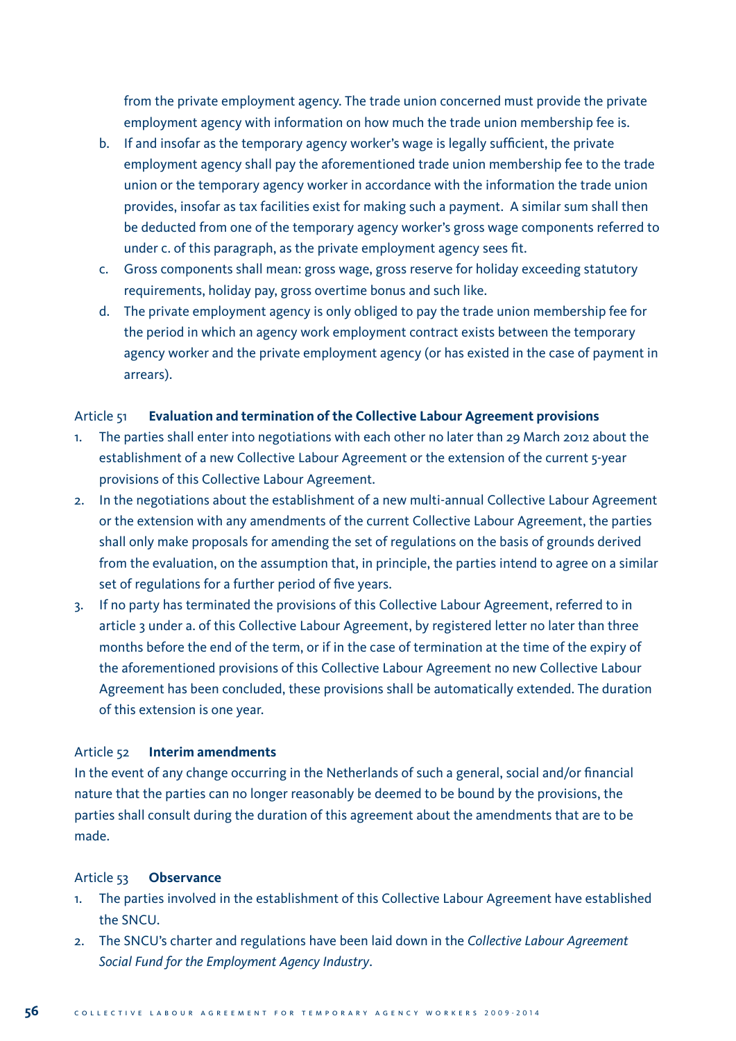from the private employment agency. The trade union concerned must provide the private employment agency with information on how much the trade union membership fee is.

b. If and insofar as the temporary agency worker's wage is legally sufficient, the private employment agency shall pay the aforementioned trade union membership fee to the trade union or the temporary agency worker in accordance with the information the trade union provides, insofar as tax facilities exist for making such a payment. A similar sum shall then be deducted from one of the temporary agency worker's gross wage components referred to under c. of this paragraph, as the private employment agency sees fit.
c. Gross components shall mean: gross wage, gross reserve for holiday exceeding statutory requirements, holiday pay, gross overtime bonus and such like.
d. The private employment agency is only obliged to pay the trade union membership fee for the period in which an agency work employment contract exists between the temporary agency worker and the private employment agency (or has existed in the case of payment in arrears).

### Article 51 **Evaluation and termination of the Collective Labour Agreement provisions**

1. The parties shall enter into negotiations with each other no later than 29 March 2012 about the establishment of a new Collective Labour Agreement or the extension of the current 5-year provisions of this Collective Labour Agreement.
2. In the negotiations about the establishment of a new multi-annual Collective Labour Agreement or the extension with any amendments of the current Collective Labour Agreement, the parties shall only make proposals for amending the set of regulations on the basis of grounds derived from the evaluation, on the assumption that, in principle, the parties intend to agree on a similar set of regulations for a further period of five years.
3. If no party has terminated the provisions of this Collective Labour Agreement, referred to in article 3 under a. of this Collective Labour Agreement, by registered letter no later than three months before the end of the term, or if in the case of termination at the time of the expiry of the aforementioned provisions of this Collective Labour Agreement no new Collective Labour Agreement has been concluded, these provisions shall be automatically extended. The duration of this extension is one year.

### Article 52 **Interim amendments**

In the event of any change occurring in the Netherlands of such a general, social and/or financial nature that the parties can no longer reasonably be deemed to be bound by the provisions, the parties shall consult during the duration of this agreement about the amendments that are to be made.

### Article 53 **Observance**

1. The parties involved in the establishment of this Collective Labour Agreement have established the SNCU.
2. The SNCU's charter and regulations have been laid down in the *Collective Labour Agreement Social Fund for the Employment Agency Industry*.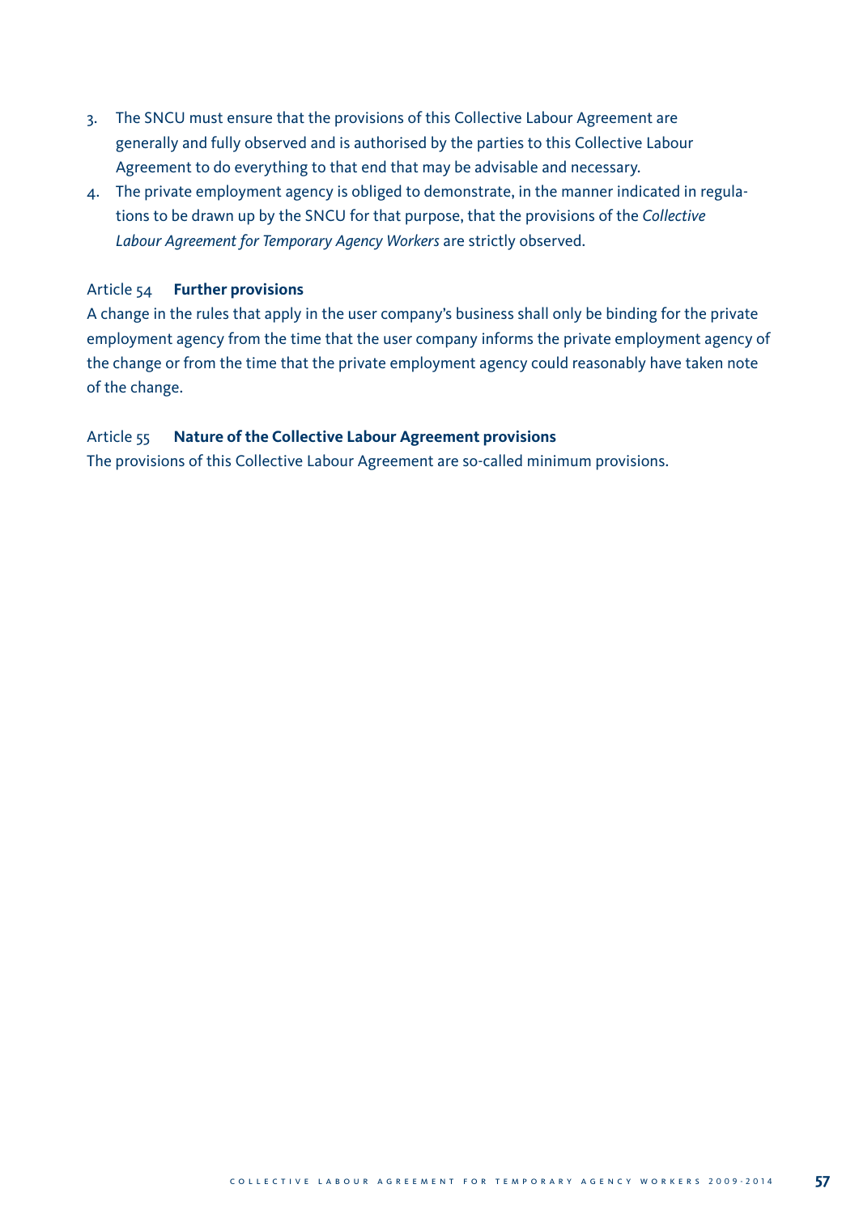3. The SNCU must ensure that the provisions of this Collective Labour Agreement are generally and fully observed and is authorised by the parties to this Collective Labour Agreement to do everything to that end that may be advisable and necessary.
4. The private employment agency is obliged to demonstrate, in the manner indicated in regulations to be drawn up by the SNCU for that purpose, that the provisions of the *Collective Labour Agreement for Temporary Agency Workers* are strictly observed.

### Article 54 **Further provisions**

A change in the rules that apply in the user company's business shall only be binding for the private employment agency from the time that the user company informs the private employment agency of the change or from the time that the private employment agency could reasonably have taken note of the change.

### Article 55 **Nature of the Collective Labour Agreement provisions**

The provisions of this Collective Labour Agreement are so-called minimum provisions.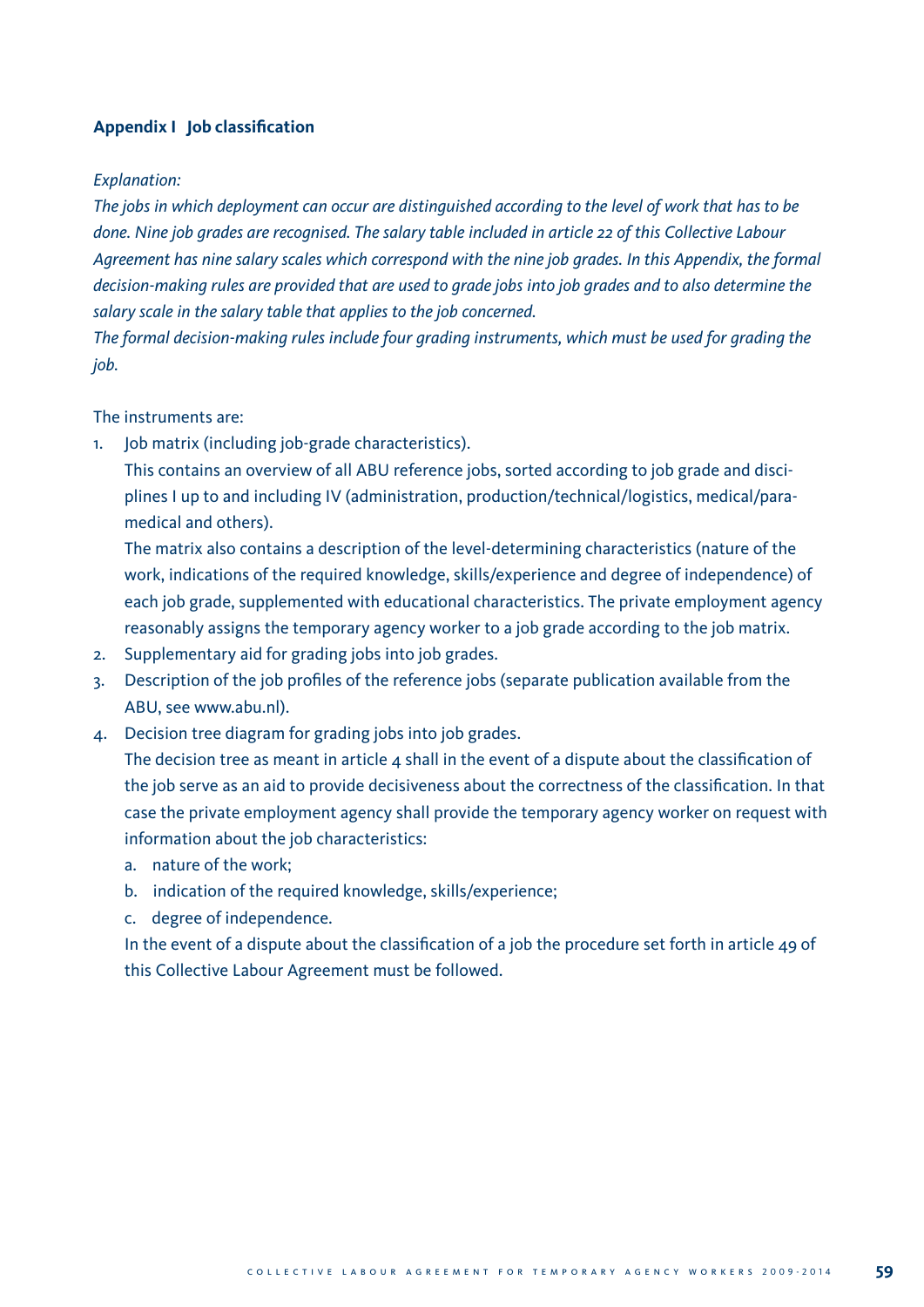**Appendix I Job classification**

*Explanation:*

*The jobs in which deployment can occur are distinguished according to the level of work that has to be done. Nine job grades are recognised. The salary table included in article 22 of this Collective Labour Agreement has nine salary scales which correspond with the nine job grades. In this Appendix, the formal decision-making rules are provided that are used to grade jobs into job grades and to also determine the salary scale in the salary table that applies to the job concerned.*

*The formal decision-making rules include four grading instruments, which must be used for grading the job.*

The instruments are:

1. Job matrix (including job-grade characteristics).

   This contains an overview of all ABU reference jobs, sorted according to job grade and disciplines I up to and including IV (administration, production/technical/logistics, medical/paramedical and others).

   The matrix also contains a description of the level-determining characteristics (nature of the work, indications of the required knowledge, skills/experience and degree of independence) of each job grade, supplemented with educational characteristics. The private employment agency reasonably assigns the temporary agency worker to a job grade according to the job matrix.
2. Supplementary aid for grading jobs into job grades.
3. Description of the job profiles of the reference jobs (separate publication available from the ABU, see www.abu.nl).
4. Decision tree diagram for grading jobs into job grades.

   The decision tree as meant in article 4 shall in the event of a dispute about the classification of the job serve as an aid to provide decisiveness about the correctness of the classification. In that case the private employment agency shall provide the temporary agency worker on request with information about the job characteristics:

   a. nature of the work;

   b. indication of the required knowledge, skills/experience;

   c. degree of independence.

   In the event of a dispute about the classification of a job the procedure set forth in article 49 of this Collective Labour Agreement must be followed.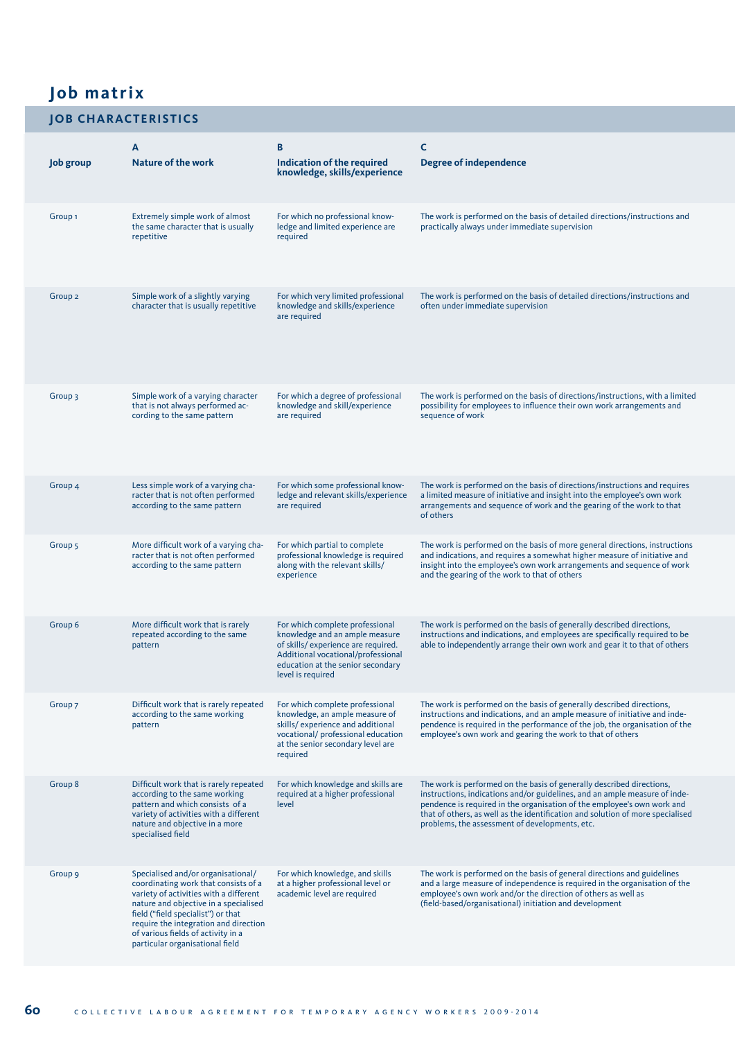# Job matrix

## JOB CHARACTERISTICS

| Job group | A<br>Nature of the work | B<br>Indication of the required knowledge, skills/experience | C<br>Degree of independence |
|---|---|---|---|
| Group 1 | Extremely simple work of almost the same character that is usually repetitive | For which no professional knowledge and limited experience are required | The work is performed on the basis of detailed directions/instructions and practically always under immediate supervision |
| Group 2 | Simple work of a slightly varying character that is usually repetitive | For which very limited professional knowledge and skills/experience are required | The work is performed on the basis of detailed directions/instructions and often under immediate supervision |
| Group 3 | Simple work of a varying character that is not always performed according to the same pattern | For which a degree of professional knowledge and skill/experience are required | The work is performed on the basis of directions/instructions, with a limited possibility for employees to influence their own work arrangements and sequence of work |
| Group 4 | Less simple work of a varying character that is not often performed according to the same pattern | For which some professional knowledge and relevant skills/experience are required | The work is performed on the basis of directions/instructions and requires a limited measure of initiative and insight into the employee's own work arrangements and sequence of work and the gearing of the work to that of others |
| Group 5 | More difficult work of a varying character that is not often performed according to the same pattern | For which partial to complete professional knowledge is required along with the relevant skills/experience | The work is performed on the basis of more general directions, instructions and indications, and requires a somewhat higher measure of initiative and insight into the employee's own work arrangements and sequence of work and the gearing of the work to that of others |
| Group 6 | More difficult work that is rarely repeated according to the same pattern | For which complete professional knowledge and an ample measure of skills/ experience are required. Additional vocational/professional education at the senior secondary level is required | The work is performed on the basis of generally described directions, instructions and indications, and employees are specifically required to be able to independently arrange their own work and gear it to that of others |
| Group 7 | Difficult work that is rarely repeated according to the same working pattern | For which complete professional knowledge, an ample measure of skills/ experience and additional vocational/ professional education at the senior secondary level are required | The work is performed on the basis of generally described directions, instructions and indications, and an ample measure of initiative and independence is required in the performance of the job, the organisation of the employee's own work and gearing the work to that of others |
| Group 8 | Difficult work that is rarely repeated according to the same working pattern and which consists of a variety of activities with a different nature and objective in a more specialised field | For which knowledge and skills are required at a higher professional level | The work is performed on the basis of generally described directions, instructions, indications and/or guidelines, and an ample measure of independence is required in the organisation of the employee's own work and that of others, as well as the identification and solution of more specialised problems, the assessment of developments, etc. |
| Group 9 | Specialised and/or organisational/ coordinating work that consists of a variety of activities with a different nature and objective in a specialised field ("field specialist") or that require the integration and direction of various fields of activity in a particular organisational field | For which knowledge, and skills at a higher professional level or academic level are required | The work is performed on the basis of general directions and guidelines and a large measure of independence is required in the organisation of the employee's own work and/or the direction of others as well as (field-based/organisational) initiation and development |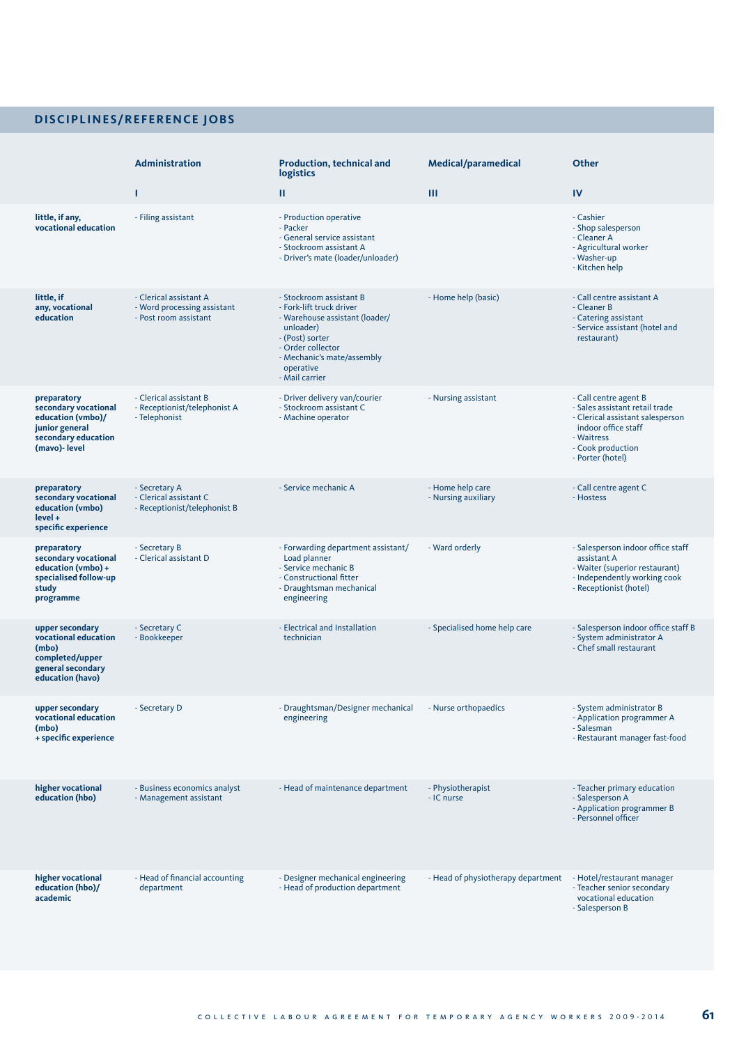## DISCIPLINES/REFERENCE JOBS

| | Administration | Production, technical and logistics | Medical/paramedical | Other |
|---|---|---|---|---|
| | I | II | III | IV |
| **little, if any, vocational education** | - Filing assistant | - Production operative<br>- Packer<br>- General service assistant<br>- Stockroom assistant A<br>- Driver's mate (loader/unloader) | | - Cashier<br>- Shop salesperson<br>- Cleaner A<br>- Agricultural worker<br>- Washer-up<br>- Kitchen help |
| **little, if any, vocational education** | - Clerical assistant A<br>- Word processing assistant<br>- Post room assistant | - Stockroom assistant B<br>- Fork-lift truck driver<br>- Warehouse assistant (loader/unloader)<br>- (Post) sorter<br>- Order collector<br>- Mechanic's mate/assembly operative<br>- Mail carrier | - Home help (basic) | - Call centre assistant A<br>- Cleaner B<br>- Catering assistant<br>- Service assistant (hotel and restaurant) |
| **preparatory secondary vocational education (vmbo)/ junior general secondary education (mavo)- level** | - Clerical assistant B<br>- Receptionist/telephonist A<br>- Telephonist | - Driver delivery van/courier<br>- Stockroom assistant C<br>- Machine operator | - Nursing assistant | - Call centre agent B<br>- Sales assistant retail trade<br>- Clerical assistant salesperson indoor office staff<br>- Waitress<br>- Cook production<br>- Porter (hotel) |
| **preparatory secondary vocational education (vmbo) level + specific experience** | - Secretary A<br>- Clerical assistant C<br>- Receptionist/telephonist B | - Service mechanic A | - Home help care<br>- Nursing auxiliary | - Call centre agent C<br>- Hostess |
| **preparatory secondary vocational education (vmbo) + specialised follow-up study programme** | - Secretary B<br>- Clerical assistant D | - Forwarding department assistant/ Load planner<br>- Service mechanic B<br>- Constructional fitter<br>- Draughtsman mechanical engineering | - Ward orderly | - Salesperson indoor office staff assistant A<br>- Waiter (superior restaurant)<br>- Independently working cook<br>- Receptionist (hotel) |
| **upper secondary vocational education (mbo) completed/upper general secondary education (havo)** | - Secretary C<br>- Bookkeeper | - Electrical and Installation technician | - Specialised home help care | - Salesperson indoor office staff B<br>- System administrator A<br>- Chef small restaurant |
| **upper secondary vocational education (mbo) + specific experience** | - Secretary D | - Draughtsman/Designer mechanical engineering | - Nurse orthopaedics | - System administrator B<br>- Application programmer A<br>- Salesman<br>- Restaurant manager fast-food |
| **higher vocational education (hbo)** | - Business economics analyst<br>- Management assistant | - Head of maintenance department | - Physiotherapist<br>- IC nurse | - Teacher primary education<br>- Salesperson A<br>- Application programmer B<br>- Personnel officer |
| **higher vocational education (hbo)/ academic** | - Head of financial accounting department | - Designer mechanical engineering<br>- Head of production department | - Head of physiotherapy department | - Hotel/restaurant manager<br>- Teacher senior secondary vocational education<br>- Salesperson B |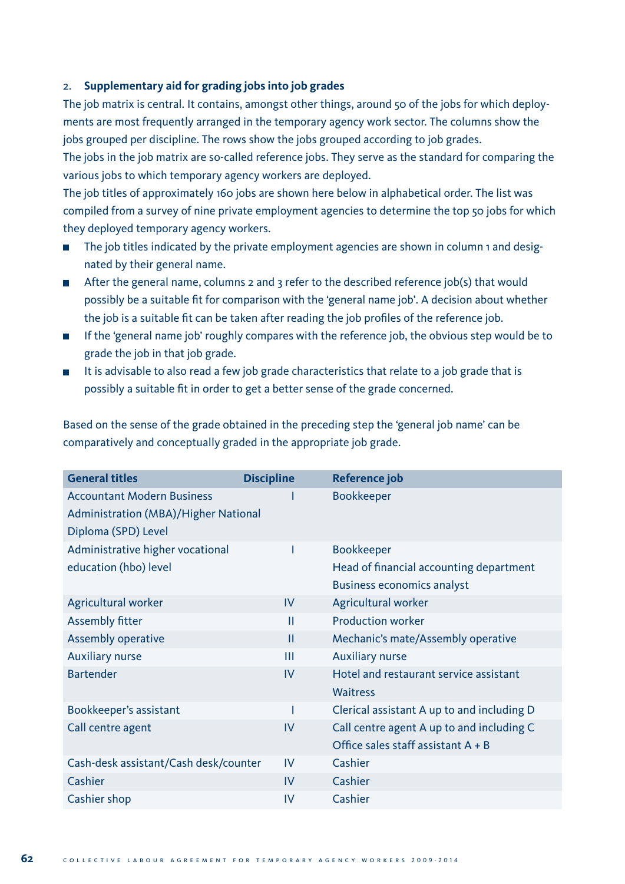2. **Supplementary aid for grading jobs into job grades**

The job matrix is central. It contains, amongst other things, around 50 of the jobs for which deployments are most frequently arranged in the temporary agency work sector. The columns show the jobs grouped per discipline. The rows show the jobs grouped according to job grades.

The jobs in the job matrix are so-called reference jobs. They serve as the standard for comparing the various jobs to which temporary agency workers are deployed.

The job titles of approximately 160 jobs are shown here below in alphabetical order. The list was compiled from a survey of nine private employment agencies to determine the top 50 jobs for which they deployed temporary agency workers.

- The job titles indicated by the private employment agencies are shown in column 1 and designated by their general name.
- After the general name, columns 2 and 3 refer to the described reference job(s) that would possibly be a suitable fit for comparison with the 'general name job'. A decision about whether the job is a suitable fit can be taken after reading the job profiles of the reference job.
- If the 'general name job' roughly compares with the reference job, the obvious step would be to grade the job in that job grade.
- It is advisable to also read a few job grade characteristics that relate to a job grade that is possibly a suitable fit in order to get a better sense of the grade concerned.

Based on the sense of the grade obtained in the preceding step the 'general job name' can be comparatively and conceptually graded in the appropriate job grade.

| General titles | Discipline | Reference job |
|---|---|---|
| Accountant Modern Business Administration (MBA)/Higher National Diploma (SPD) Level | I | Bookkeeper |
| Administrative higher vocational education (hbo) level | I | Bookkeeper<br>Head of financial accounting department<br>Business economics analyst |
| Agricultural worker | IV | Agricultural worker |
| Assembly fitter | II | Production worker |
| Assembly operative | II | Mechanic's mate/Assembly operative |
| Auxiliary nurse | III | Auxiliary nurse |
| Bartender | IV | Hotel and restaurant service assistant<br>Waitress |
| Bookkeeper's assistant | I | Clerical assistant A up to and including D |
| Call centre agent | IV | Call centre agent A up to and including C<br>Office sales staff assistant A + B |
| Cash-desk assistant/Cash desk/counter | IV | Cashier |
| Cashier | IV | Cashier |
| Cashier shop | IV | Cashier |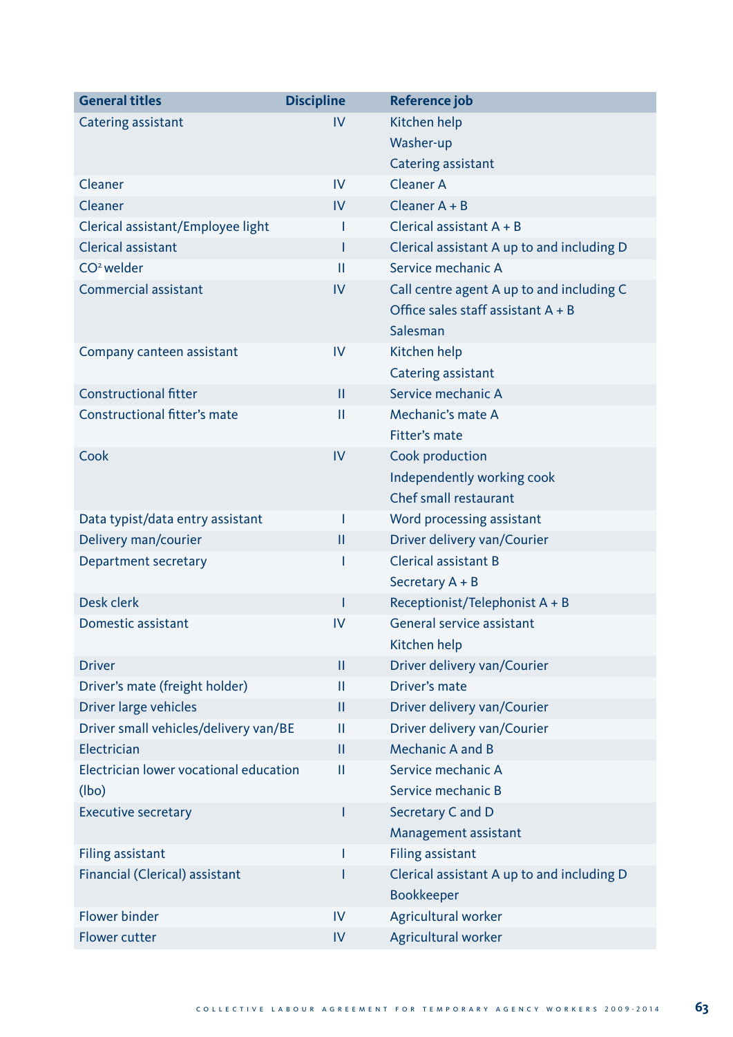| General titles | Discipline | Reference job |
|---|---|---|
| Catering assistant | IV | Kitchen help<br>Washer-up<br>Catering assistant |
| Cleaner | IV | Cleaner A |
| Cleaner | IV | Cleaner A + B |
| Clerical assistant/Employee light | I | Clerical assistant A + B |
| Clerical assistant | I | Clerical assistant A up to and including D |
| $CO^2$ welder | II | Service mechanic A |
| Commercial assistant | IV | Call centre agent A up to and including C<br>Office sales staff assistant A + B<br>Salesman |
| Company canteen assistant | IV | Kitchen help<br>Catering assistant |
| Constructional fitter | II | Service mechanic A |
| Constructional fitter's mate | II | Mechanic's mate A<br>Fitter's mate |
| Cook | IV | Cook production<br>Independently working cook<br>Chef small restaurant |
| Data typist/data entry assistant | I | Word processing assistant |
| Delivery man/courier | II | Driver delivery van/Courier |
| Department secretary | I | Clerical assistant B<br>Secretary A + B |
| Desk clerk | I | Receptionist/Telephonist A + B |
| Domestic assistant | IV | General service assistant<br>Kitchen help |
| Driver | II | Driver delivery van/Courier |
| Driver's mate (freight holder) | II | Driver's mate |
| Driver large vehicles | II | Driver delivery van/Courier |
| Driver small vehicles/delivery van/BE | II | Driver delivery van/Courier |
| Electrician | II | Mechanic A and B |
| Electrician lower vocational education (lbo) | II | Service mechanic A<br>Service mechanic B |
| Executive secretary | I | Secretary C and D<br>Management assistant |
| Filing assistant | I | Filing assistant |
| Financial (Clerical) assistant | I | Clerical assistant A up to and including D<br>Bookkeeper |
| Flower binder | IV | Agricultural worker |
| Flower cutter | IV | Agricultural worker |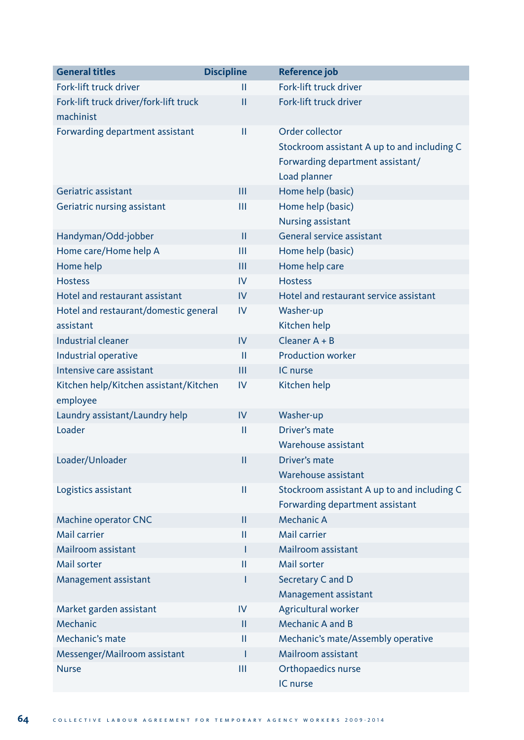| General titles | Discipline | Reference job |
|---|---|---|
| Fork-lift truck driver | II | Fork-lift truck driver |
| Fork-lift truck driver/fork-lift truck machinist | II | Fork-lift truck driver |
| Forwarding department assistant | II | Order collector<br>Stockroom assistant A up to and including C<br>Forwarding department assistant/<br>Load planner |
| Geriatric assistant | III | Home help (basic) |
| Geriatric nursing assistant | III | Home help (basic)<br>Nursing assistant |
| Handyman/Odd-jobber | II | General service assistant |
| Home care/Home help A | III | Home help (basic) |
| Home help | III | Home help care |
| Hostess | IV | Hostess |
| Hotel and restaurant assistant | IV | Hotel and restaurant service assistant |
| Hotel and restaurant/domestic general assistant | IV | Washer-up<br>Kitchen help |
| Industrial cleaner | IV | Cleaner A + B |
| Industrial operative | II | Production worker |
| Intensive care assistant | III | IC nurse |
| Kitchen help/Kitchen assistant/Kitchen employee | IV | Kitchen help |
| Laundry assistant/Laundry help | IV | Washer-up |
| Loader | II | Driver's mate<br>Warehouse assistant |
| Loader/Unloader | II | Driver's mate<br>Warehouse assistant |
| Logistics assistant | II | Stockroom assistant A up to and including C<br>Forwarding department assistant |
| Machine operator CNC | II | Mechanic A |
| Mail carrier | II | Mail carrier |
| Mailroom assistant | I | Mailroom assistant |
| Mail sorter | II | Mail sorter |
| Management assistant | I | Secretary C and D<br>Management assistant |
| Market garden assistant | IV | Agricultural worker |
| Mechanic | II | Mechanic A and B |
| Mechanic's mate | II | Mechanic's mate/Assembly operative |
| Messenger/Mailroom assistant | I | Mailroom assistant |
| Nurse | III | Orthopaedics nurse<br>IC nurse |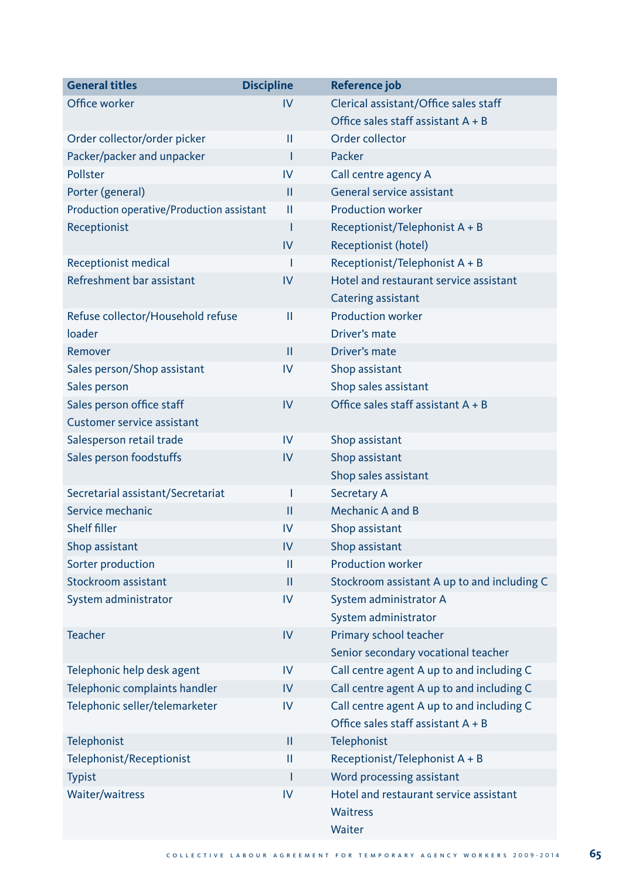| General titles | Discipline | Reference job |
|---|---|---|
| Office worker | IV | Clerical assistant/Office sales staff |
| | | Office sales staff assistant A + B |
| Order collector/order picker | II | Order collector |
| Packer/packer and unpacker | I | Packer |
| Pollster | IV | Call centre agency A |
| Porter (general) | II | General service assistant |
| Production operative/Production assistant | II | Production worker |
| Receptionist | I | Receptionist/Telephonist A + B |
| | IV | Receptionist (hotel) |
| Receptionist medical | I | Receptionist/Telephonist A + B |
| Refreshment bar assistant | IV | Hotel and restaurant service assistant |
| | | Catering assistant |
| Refuse collector/Household refuse loader | II | Production worker |
| | | Driver's mate |
| Remover | II | Driver's mate |
| Sales person/Shop assistant | IV | Shop assistant |
| Sales person | | Shop sales assistant |
| Sales person office staff | IV | Office sales staff assistant A + B |
| Customer service assistant | | |
| Salesperson retail trade | IV | Shop assistant |
| Sales person foodstuffs | IV | Shop assistant |
| | | Shop sales assistant |
| Secretarial assistant/Secretariat | I | Secretary A |
| Service mechanic | II | Mechanic A and B |
| Shelf filler | IV | Shop assistant |
| Shop assistant | IV | Shop assistant |
| Sorter production | II | Production worker |
| Stockroom assistant | II | Stockroom assistant A up to and including C |
| System administrator | IV | System administrator A |
| | | System administrator |
| Teacher | IV | Primary school teacher |
| | | Senior secondary vocational teacher |
| Telephonic help desk agent | IV | Call centre agent A up to and including C |
| Telephonic complaints handler | IV | Call centre agent A up to and including C |
| Telephonic seller/telemarketer | IV | Call centre agent A up to and including C |
| | | Office sales staff assistant A + B |
| Telephonist | II | Telephonist |
| Telephonist/Receptionist | II | Receptionist/Telephonist A + B |
| Typist | I | Word processing assistant |
| Waiter/waitress | IV | Hotel and restaurant service assistant |
| | | Waitress |
| | | Waiter |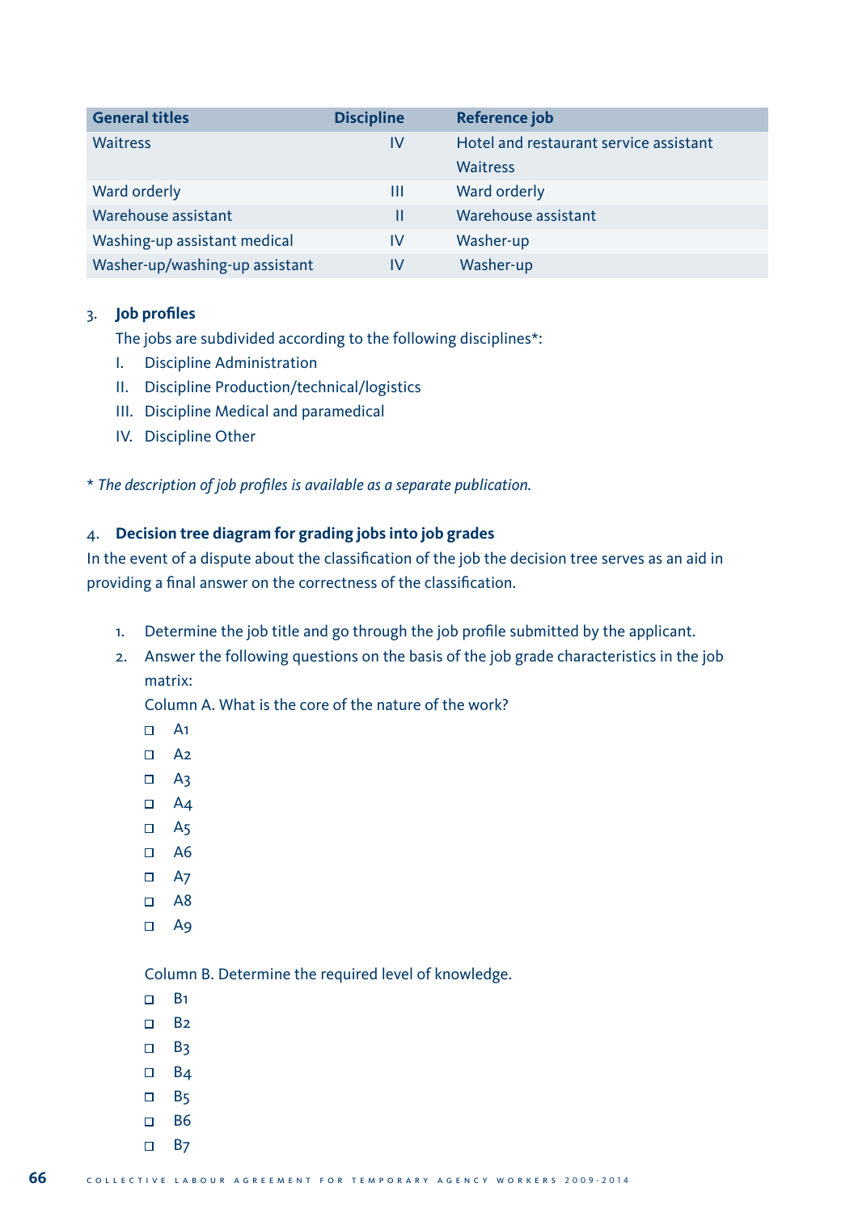| General titles | Discipline | Reference job |
|---|---|---|
| Waitress | IV | Hotel and restaurant service assistant<br>Waitress |
| Ward orderly | III | Ward orderly |
| Warehouse assistant | II | Warehouse assistant |
| Washing-up assistant medical | IV | Washer-up |
| Washer-up/washing-up assistant | IV | Washer-up |

3. **Job profiles**

   The jobs are subdivided according to the following disciplines*:

   I. Discipline Administration
   II. Discipline Production/technical/logistics
   III. Discipline Medical and paramedical
   IV. Discipline Other

*\* The description of job profiles is available as a separate publication.*

4. **Decision tree diagram for grading jobs into job grades**

In the event of a dispute about the classification of the job the decision tree serves as an aid in providing a final answer on the correctness of the classification.

1. Determine the job title and go through the job profile submitted by the applicant.
2. Answer the following questions on the basis of the job grade characteristics in the job matrix:

   Column A. What is the core of the nature of the work?

   - ☐ A1
   - ☐ A2
   - ☐ A3
   - ☐ A4
   - ☐ A5
   - ☐ A6
   - ☐ A7
   - ☐ A8
   - ☐ A9

   Column B. Determine the required level of knowledge.

   - ☐ B1
   - ☐ B2
   - ☐ B3
   - ☐ B4
   - ☐ B5
   - ☐ B6
   - ☐ B7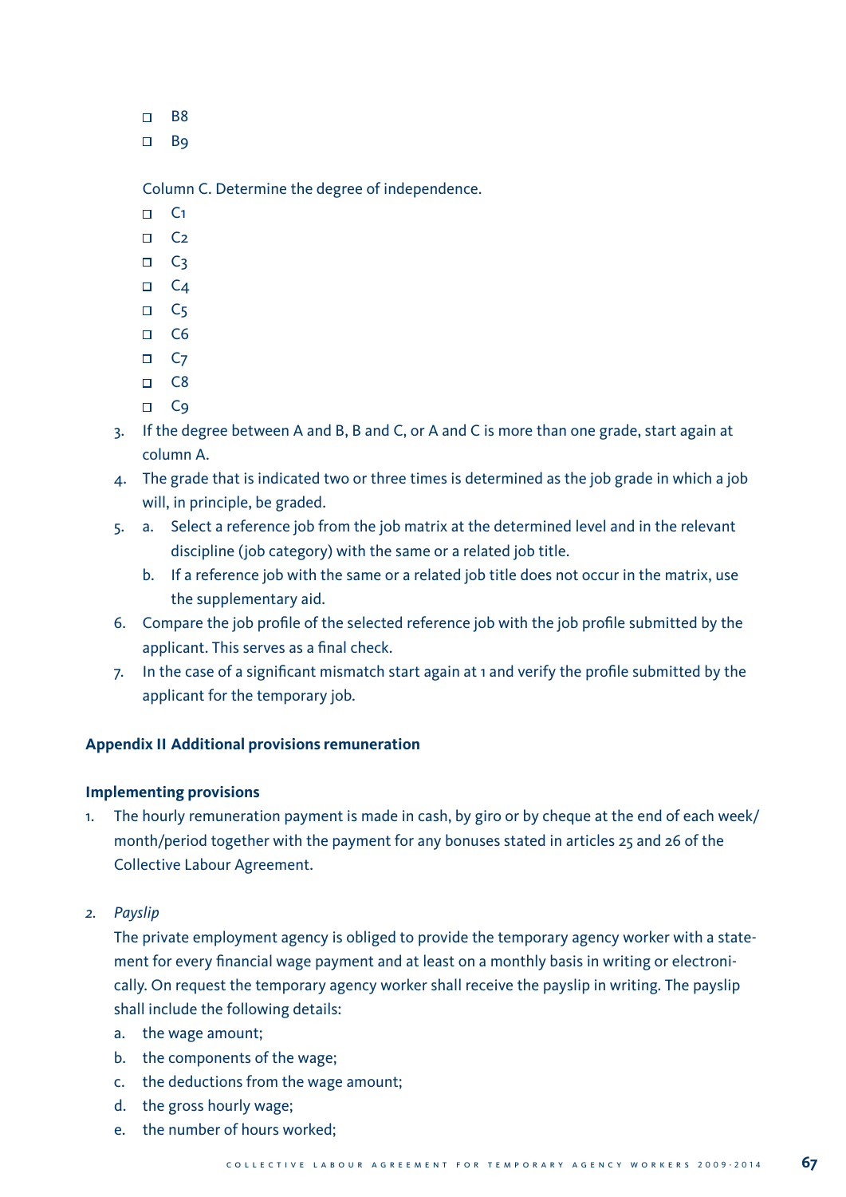- ☐ B8
- ☐ B9

Column C. Determine the degree of independence.

- ☐ C1
- ☐ C2
- ☐ C3
- ☐ C4
- ☐ C5
- ☐ C6
- ☐ C7
- ☐ C8
- ☐ C9

3. If the degree between A and B, B and C, or A and C is more than one grade, start again at column A.
4. The grade that is indicated two or three times is determined as the job grade in which a job will, in principle, be graded.
5. a. Select a reference job from the job matrix at the determined level and in the relevant discipline (job category) with the same or a related job title.
   b. If a reference job with the same or a related job title does not occur in the matrix, use the supplementary aid.
6. Compare the job profile of the selected reference job with the job profile submitted by the applicant. This serves as a final check.
7. In the case of a significant mismatch start again at 1 and verify the profile submitted by the applicant for the temporary job.

**Appendix II Additional provisions remuneration**

**Implementing provisions**

1. The hourly remuneration payment is made in cash, by giro or by cheque at the end of each week/month/period together with the payment for any bonuses stated in articles 25 and 26 of the Collective Labour Agreement.

2. *Payslip*

   The private employment agency is obliged to provide the temporary agency worker with a statement for every financial wage payment and at least on a monthly basis in writing or electronically. On request the temporary agency worker shall receive the payslip in writing. The payslip shall include the following details:

   a. the wage amount;
   b. the components of the wage;
   c. the deductions from the wage amount;
   d. the gross hourly wage;
   e. the number of hours worked;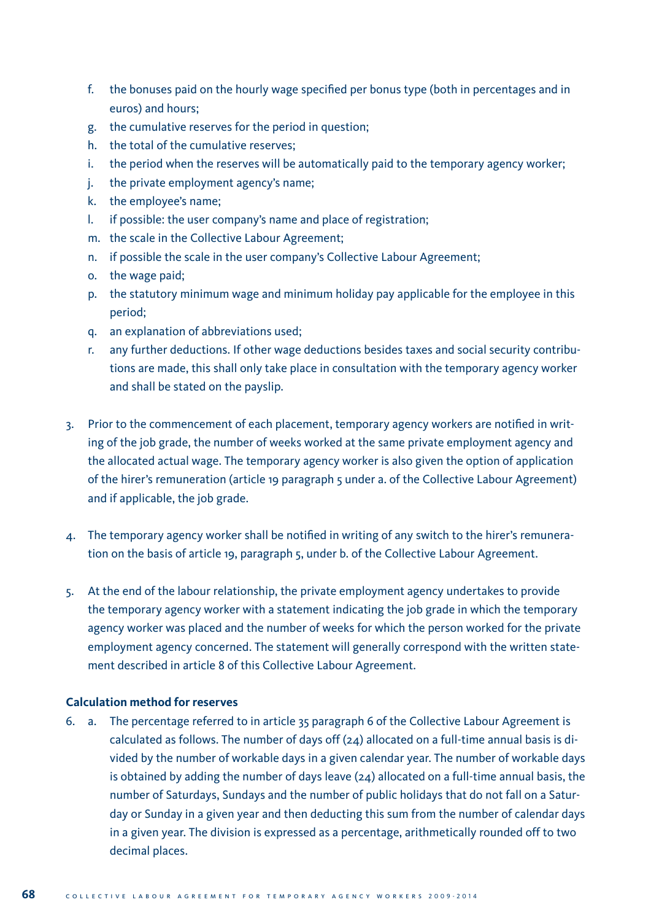f. the bonuses paid on the hourly wage specified per bonus type (both in percentages and in euros) and hours;
g. the cumulative reserves for the period in question;
h. the total of the cumulative reserves;
i. the period when the reserves will be automatically paid to the temporary agency worker;
j. the private employment agency's name;
k. the employee's name;
l. if possible: the user company's name and place of registration;
m. the scale in the Collective Labour Agreement;
n. if possible the scale in the user company's Collective Labour Agreement;
o. the wage paid;
p. the statutory minimum wage and minimum holiday pay applicable for the employee in this period;
q. an explanation of abbreviations used;
r. any further deductions. If other wage deductions besides taxes and social security contributions are made, this shall only take place in consultation with the temporary agency worker and shall be stated on the payslip.

3. Prior to the commencement of each placement, temporary agency workers are notified in writing of the job grade, the number of weeks worked at the same private employment agency and the allocated actual wage. The temporary agency worker is also given the option of application of the hirer's remuneration (article 19 paragraph 5 under a. of the Collective Labour Agreement) and if applicable, the job grade.

4. The temporary agency worker shall be notified in writing of any switch to the hirer's remuneration on the basis of article 19, paragraph 5, under b. of the Collective Labour Agreement.

5. At the end of the labour relationship, the private employment agency undertakes to provide the temporary agency worker with a statement indicating the job grade in which the temporary agency worker was placed and the number of weeks for which the person worked for the private employment agency concerned. The statement will generally correspond with the written statement described in article 8 of this Collective Labour Agreement.

**Calculation method for reserves**

6. a. The percentage referred to in article 35 paragraph 6 of the Collective Labour Agreement is calculated as follows. The number of days off (24) allocated on a full-time annual basis is divided by the number of workable days in a given calendar year. The number of workable days is obtained by adding the number of days leave (24) allocated on a full-time annual basis, the number of Saturdays, Sundays and the number of public holidays that do not fall on a Saturday or Sunday in a given year and then deducting this sum from the number of calendar days in a given year. The division is expressed as a percentage, arithmetically rounded off to two decimal places.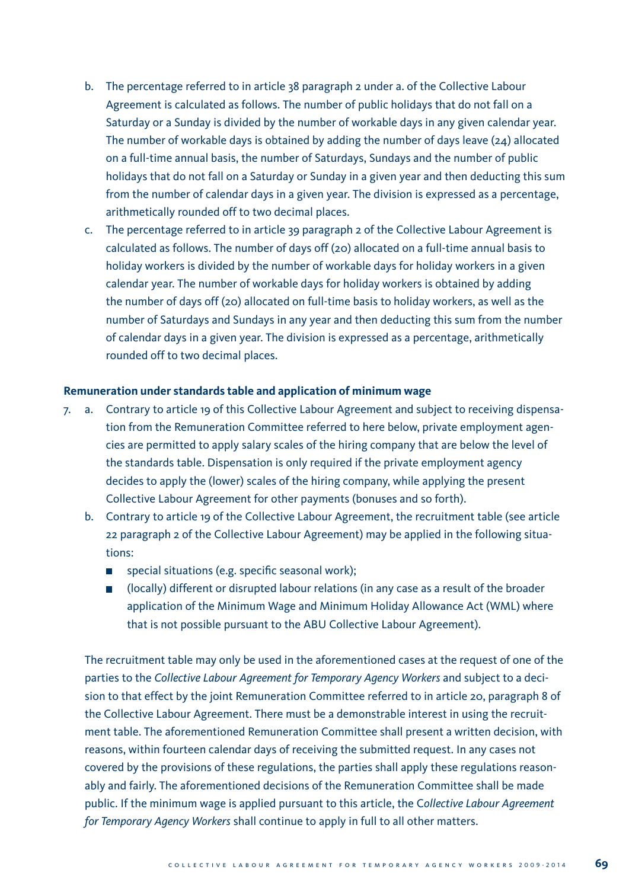b. The percentage referred to in article 38 paragraph 2 under a. of the Collective Labour Agreement is calculated as follows. The number of public holidays that do not fall on a Saturday or a Sunday is divided by the number of workable days in any given calendar year. The number of workable days is obtained by adding the number of days leave (24) allocated on a full-time annual basis, the number of Saturdays, Sundays and the number of public holidays that do not fall on a Saturday or Sunday in a given year and then deducting this sum from the number of calendar days in a given year. The division is expressed as a percentage, arithmetically rounded off to two decimal places.

c. The percentage referred to in article 39 paragraph 2 of the Collective Labour Agreement is calculated as follows. The number of days off (20) allocated on a full-time annual basis to holiday workers is divided by the number of workable days for holiday workers in a given calendar year. The number of workable days for holiday workers is obtained by adding the number of days off (20) allocated on full-time basis to holiday workers, as well as the number of Saturdays and Sundays in any year and then deducting this sum from the number of calendar days in a given year. The division is expressed as a percentage, arithmetically rounded off to two decimal places.

**Remuneration under standards table and application of minimum wage**

7. a. Contrary to article 19 of this Collective Labour Agreement and subject to receiving dispensation from the Remuneration Committee referred to here below, private employment agencies are permitted to apply salary scales of the hiring company that are below the level of the standards table. Dispensation is only required if the private employment agency decides to apply the (lower) scales of the hiring company, while applying the present Collective Labour Agreement for other payments (bonuses and so forth).

   b. Contrary to article 19 of the Collective Labour Agreement, the recruitment table (see article 22 paragraph 2 of the Collective Labour Agreement) may be applied in the following situations:

   - special situations (e.g. specific seasonal work);
   - (locally) different or disrupted labour relations (in any case as a result of the broader application of the Minimum Wage and Minimum Holiday Allowance Act (WML) where that is not possible pursuant to the ABU Collective Labour Agreement).

   The recruitment table may only be used in the aforementioned cases at the request of one of the parties to the *Collective Labour Agreement for Temporary Agency Workers* and subject to a decision to that effect by the joint Remuneration Committee referred to in article 20, paragraph 8 of the Collective Labour Agreement. There must be a demonstrable interest in using the recruitment table. The aforementioned Remuneration Committee shall present a written decision, with reasons, within fourteen calendar days of receiving the submitted request. In any cases not covered by the provisions of these regulations, the parties shall apply these regulations reasonably and fairly. The aforementioned decisions of the Remuneration Committee shall be made public. If the minimum wage is applied pursuant to this article, the *Collective Labour Agreement for Temporary Agency Workers* shall continue to apply in full to all other matters.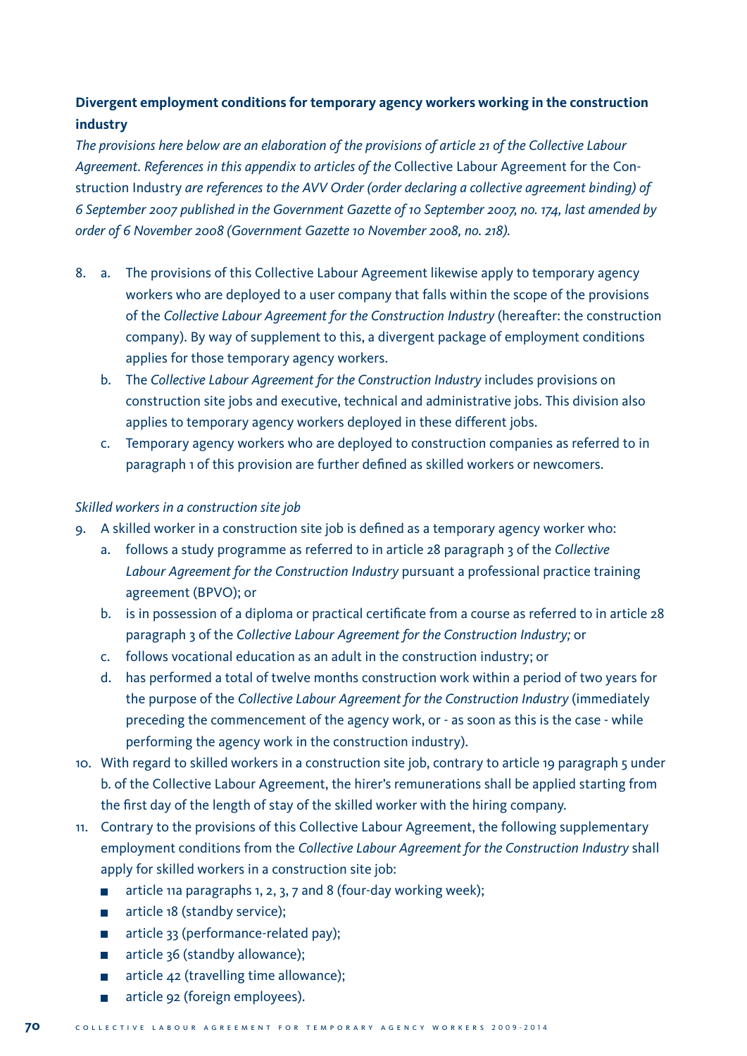**Divergent employment conditions for temporary agency workers working in the construction industry**

*The provisions here below are an elaboration of the provisions of article 21 of the Collective Labour Agreement. References in this appendix to articles of the* Collective Labour Agreement for the Construction Industry *are references to the AVV Order (order declaring a collective agreement binding) of 6 September 2007 published in the Government Gazette of 10 September 2007, no. 174, last amended by order of 6 November 2008 (Government Gazette 10 November 2008, no. 218).*

8. a. The provisions of this Collective Labour Agreement likewise apply to temporary agency workers who are deployed to a user company that falls within the scope of the provisions of the *Collective Labour Agreement for the Construction Industry* (hereafter: the construction company). By way of supplement to this, a divergent package of employment conditions applies for those temporary agency workers.
   b. The *Collective Labour Agreement for the Construction Industry* includes provisions on construction site jobs and executive, technical and administrative jobs. This division also applies to temporary agency workers deployed in these different jobs.
   c. Temporary agency workers who are deployed to construction companies as referred to in paragraph 1 of this provision are further defined as skilled workers or newcomers.

*Skilled workers in a construction site job*

9. A skilled worker in a construction site job is defined as a temporary agency worker who:
   a. follows a study programme as referred to in article 28 paragraph 3 of the *Collective Labour Agreement for the Construction Industry* pursuant a professional practice training agreement (BPVO); or
   b. is in possession of a diploma or practical certificate from a course as referred to in article 28 paragraph 3 of the *Collective Labour Agreement for the Construction Industry;* or
   c. follows vocational education as an adult in the construction industry; or
   d. has performed a total of twelve months construction work within a period of two years for the purpose of the *Collective Labour Agreement for the Construction Industry* (immediately preceding the commencement of the agency work, or - as soon as this is the case - while performing the agency work in the construction industry).
10. With regard to skilled workers in a construction site job, contrary to article 19 paragraph 5 under b. of the Collective Labour Agreement, the hirer's remunerations shall be applied starting from the first day of the length of stay of the skilled worker with the hiring company.
11. Contrary to the provisions of this Collective Labour Agreement, the following supplementary employment conditions from the *Collective Labour Agreement for the Construction Industry* shall apply for skilled workers in a construction site job:
   - article 11a paragraphs 1, 2, 3, 7 and 8 (four-day working week);
   - article 18 (standby service);
   - article 33 (performance-related pay);
   - article 36 (standby allowance);
   - article 42 (travelling time allowance);
   - article 92 (foreign employees).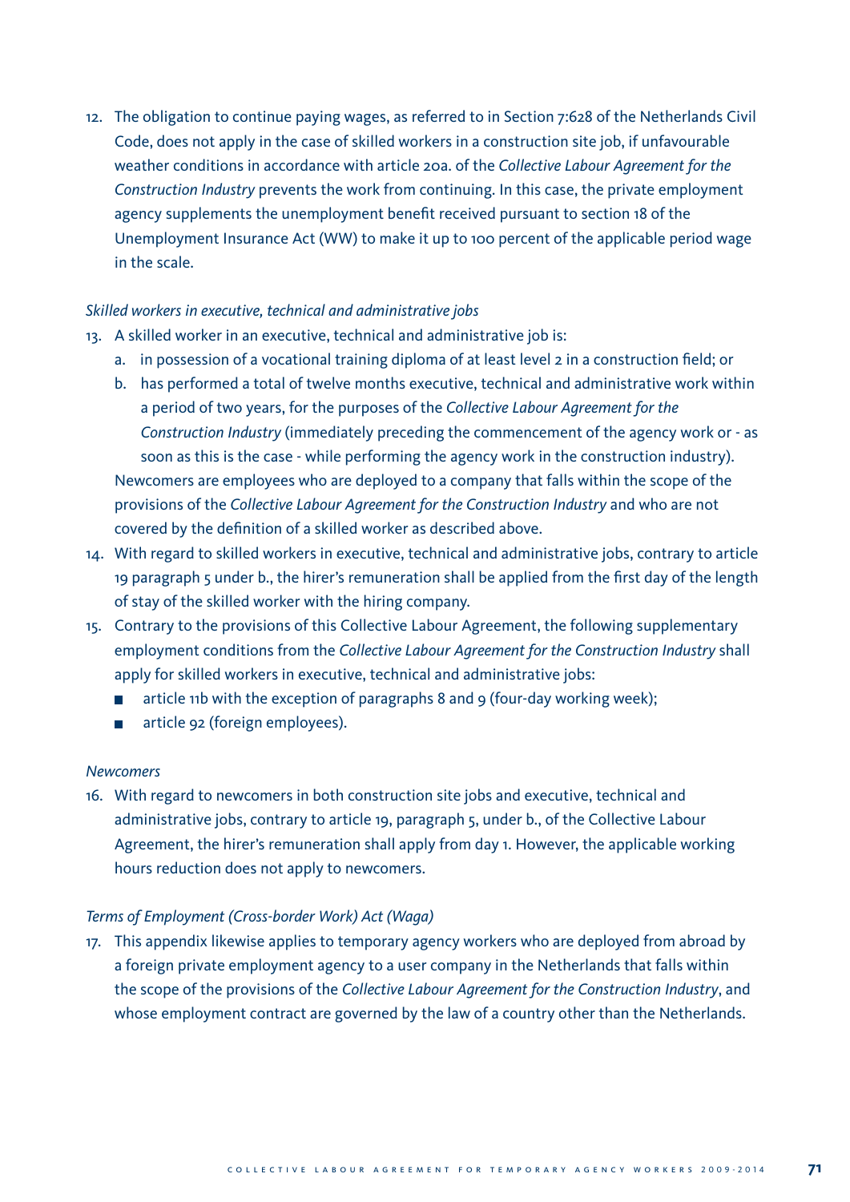12. The obligation to continue paying wages, as referred to in Section 7:628 of the Netherlands Civil Code, does not apply in the case of skilled workers in a construction site job, if unfavourable weather conditions in accordance with article 20a. of the *Collective Labour Agreement for the Construction Industry* prevents the work from continuing. In this case, the private employment agency supplements the unemployment benefit received pursuant to section 18 of the Unemployment Insurance Act (WW) to make it up to 100 percent of the applicable period wage in the scale.

*Skilled workers in executive, technical and administrative jobs*

13. A skilled worker in an executive, technical and administrative job is:
    a. in possession of a vocational training diploma of at least level 2 in a construction field; or
    b. has performed a total of twelve months executive, technical and administrative work within a period of two years, for the purposes of the *Collective Labour Agreement for the Construction Industry* (immediately preceding the commencement of the agency work or - as soon as this is the case - while performing the agency work in the construction industry).

    Newcomers are employees who are deployed to a company that falls within the scope of the provisions of the *Collective Labour Agreement for the Construction Industry* and who are not covered by the definition of a skilled worker as described above.
14. With regard to skilled workers in executive, technical and administrative jobs, contrary to article 19 paragraph 5 under b., the hirer's remuneration shall be applied from the first day of the length of stay of the skilled worker with the hiring company.
15. Contrary to the provisions of this Collective Labour Agreement, the following supplementary employment conditions from the *Collective Labour Agreement for the Construction Industry* shall apply for skilled workers in executive, technical and administrative jobs:
    - article 11b with the exception of paragraphs 8 and 9 (four-day working week);
    - article 92 (foreign employees).

*Newcomers*

16. With regard to newcomers in both construction site jobs and executive, technical and administrative jobs, contrary to article 19, paragraph 5, under b., of the Collective Labour Agreement, the hirer's remuneration shall apply from day 1. However, the applicable working hours reduction does not apply to newcomers.

*Terms of Employment (Cross-border Work) Act (Waga)*

17. This appendix likewise applies to temporary agency workers who are deployed from abroad by a foreign private employment agency to a user company in the Netherlands that falls within the scope of the provisions of the *Collective Labour Agreement for the Construction Industry*, and whose employment contract are governed by the law of a country other than the Netherlands.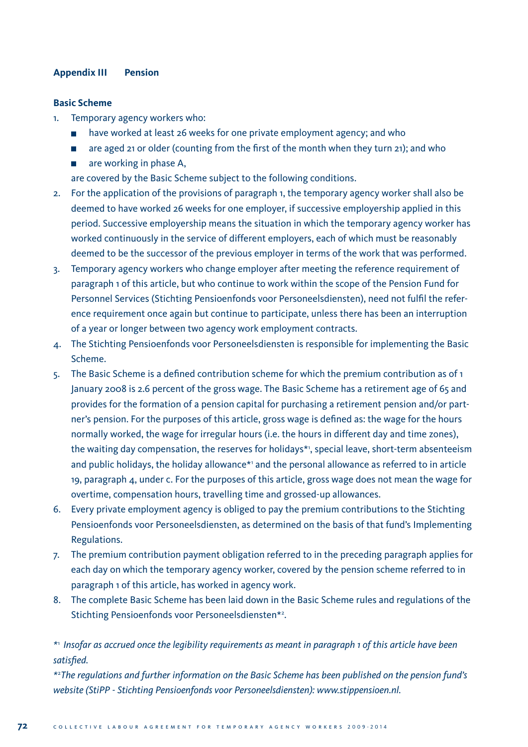## Appendix III Pension

### Basic Scheme

1. Temporary agency workers who:
   - have worked at least 26 weeks for one private employment agency; and who
   - are aged 21 or older (counting from the first of the month when they turn 21); and who
   - are working in phase A,

   are covered by the Basic Scheme subject to the following conditions.
2. For the application of the provisions of paragraph 1, the temporary agency worker shall also be deemed to have worked 26 weeks for one employer, if successive employership applied in this period. Successive employership means the situation in which the temporary agency worker has worked continuously in the service of different employers, each of which must be reasonably deemed to be the successor of the previous employer in terms of the work that was performed.
3. Temporary agency workers who change employer after meeting the reference requirement of paragraph 1 of this article, but who continue to work within the scope of the Pension Fund for Personnel Services (Stichting Pensioenfonds voor Personeelsdiensten), need not fulfil the reference requirement once again but continue to participate, unless there has been an interruption of a year or longer between two agency work employment contracts.
4. The Stichting Pensioenfonds voor Personeelsdiensten is responsible for implementing the Basic Scheme.
5. The Basic Scheme is a defined contribution scheme for which the premium contribution as of 1 January 2008 is 2.6 percent of the gross wage. The Basic Scheme has a retirement age of 65 and provides for the formation of a pension capital for purchasing a retirement pension and/or partner's pension. For the purposes of this article, gross wage is defined as: the wage for the hours normally worked, the wage for irregular hours (i.e. the hours in different day and time zones), the waiting day compensation, the reserves for holidays*[1], special leave, short-term absenteeism and public holidays, the holiday allowance*[1] and the personal allowance as referred to in article 19, paragraph 4, under c. For the purposes of this article, gross wage does not mean the wage for overtime, compensation hours, travelling time and grossed-up allowances.
6. Every private employment agency is obliged to pay the premium contributions to the Stichting Pensioenfonds voor Personeelsdiensten, as determined on the basis of that fund's Implementing Regulations.
7. The premium contribution payment obligation referred to in the preceding paragraph applies for each day on which the temporary agency worker, covered by the pension scheme referred to in paragraph 1 of this article, has worked in agency work.
8. The complete Basic Scheme has been laid down in the Basic Scheme rules and regulations of the Stichting Pensioenfonds voor Personeelsdiensten*[2].

*[1] *Insofar as accrued once the legibility requirements as meant in paragraph 1 of this article have been satisfied.*

*[2] *The regulations and further information on the Basic Scheme has been published on the pension fund's website (StiPP - Stichting Pensioenfonds voor Personeelsdiensten): www.stippensioen.nl.*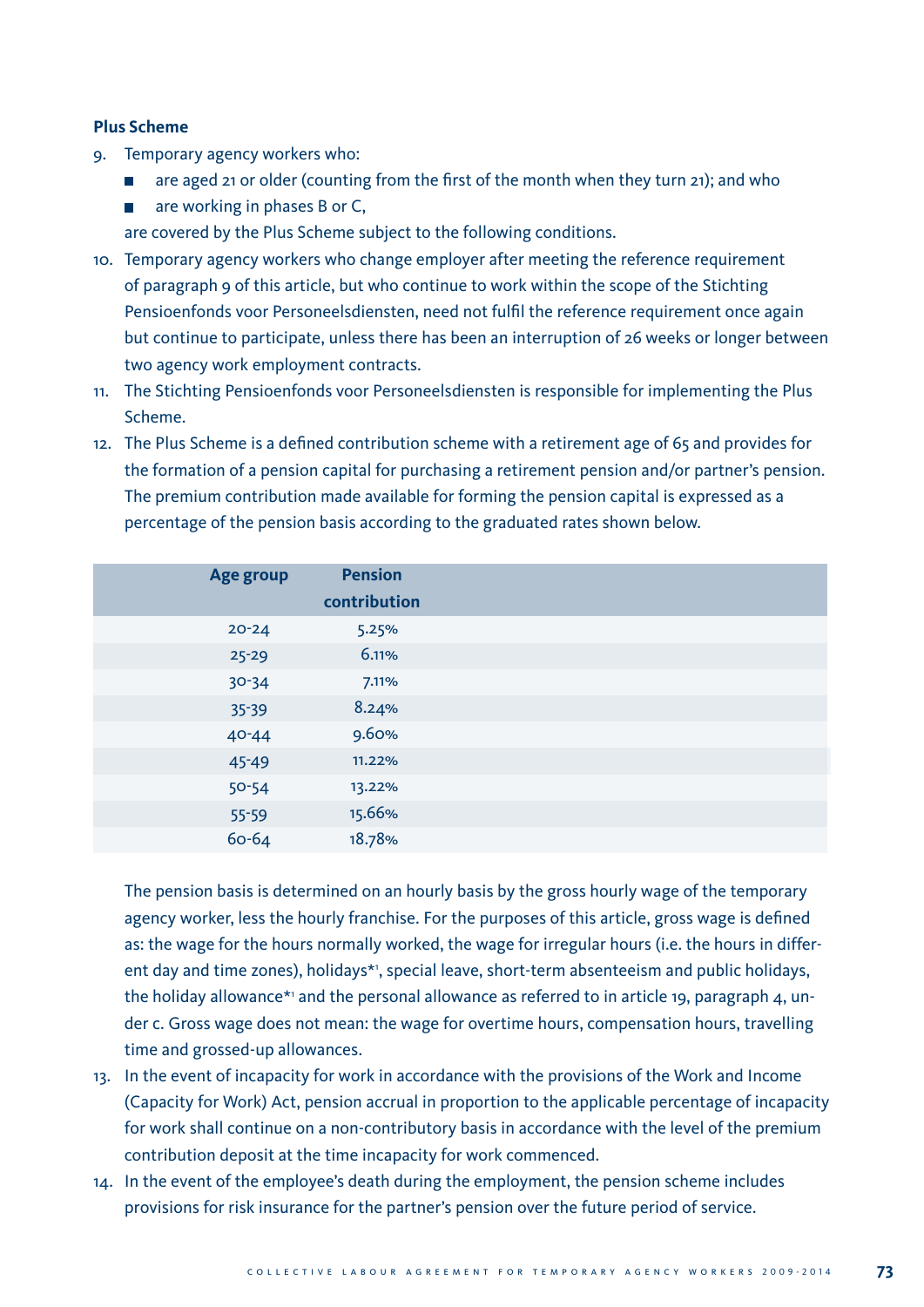**Plus Scheme**

9. Temporary agency workers who:
   - are aged 21 or older (counting from the first of the month when they turn 21); and who
   - are working in phases B or C,

   are covered by the Plus Scheme subject to the following conditions.
10. Temporary agency workers who change employer after meeting the reference requirement of paragraph 9 of this article, but who continue to work within the scope of the Stichting Pensioenfonds voor Personeelsdiensten, need not fulfil the reference requirement once again but continue to participate, unless there has been an interruption of 26 weeks or longer between two agency work employment contracts.
11. The Stichting Pensioenfonds voor Personeelsdiensten is responsible for implementing the Plus Scheme.
12. The Plus Scheme is a defined contribution scheme with a retirement age of 65 and provides for the formation of a pension capital for purchasing a retirement pension and/or partner's pension. The premium contribution made available for forming the pension capital is expressed as a percentage of the pension basis according to the graduated rates shown below.

| Age group | Pension contribution |
|---|---|
| 20-24 | 5.25% |
| 25-29 | 6.11% |
| 30-34 | 7.11% |
| 35-39 | 8.24% |
| 40-44 | 9.60% |
| 45-49 | 11.22% |
| 50-54 | 13.22% |
| 55-59 | 15.66% |
| 60-64 | 18.78% |

The pension basis is determined on an hourly basis by the gross hourly wage of the temporary agency worker, less the hourly franchise. For the purposes of this article, gross wage is defined as: the wage for the hours normally worked, the wage for irregular hours (i.e. the hours in different day and time zones), holidays*[1], special leave, short-term absenteeism and public holidays, the holiday allowance*[1] and the personal allowance as referred to in article 19, paragraph 4, under c. Gross wage does not mean: the wage for overtime hours, compensation hours, travelling time and grossed-up allowances.

13. In the event of incapacity for work in accordance with the provisions of the Work and Income (Capacity for Work) Act, pension accrual in proportion to the applicable percentage of incapacity for work shall continue on a non-contributory basis in accordance with the level of the premium contribution deposit at the time incapacity for work commenced.
14. In the event of the employee's death during the employment, the pension scheme includes provisions for risk insurance for the partner's pension over the future period of service.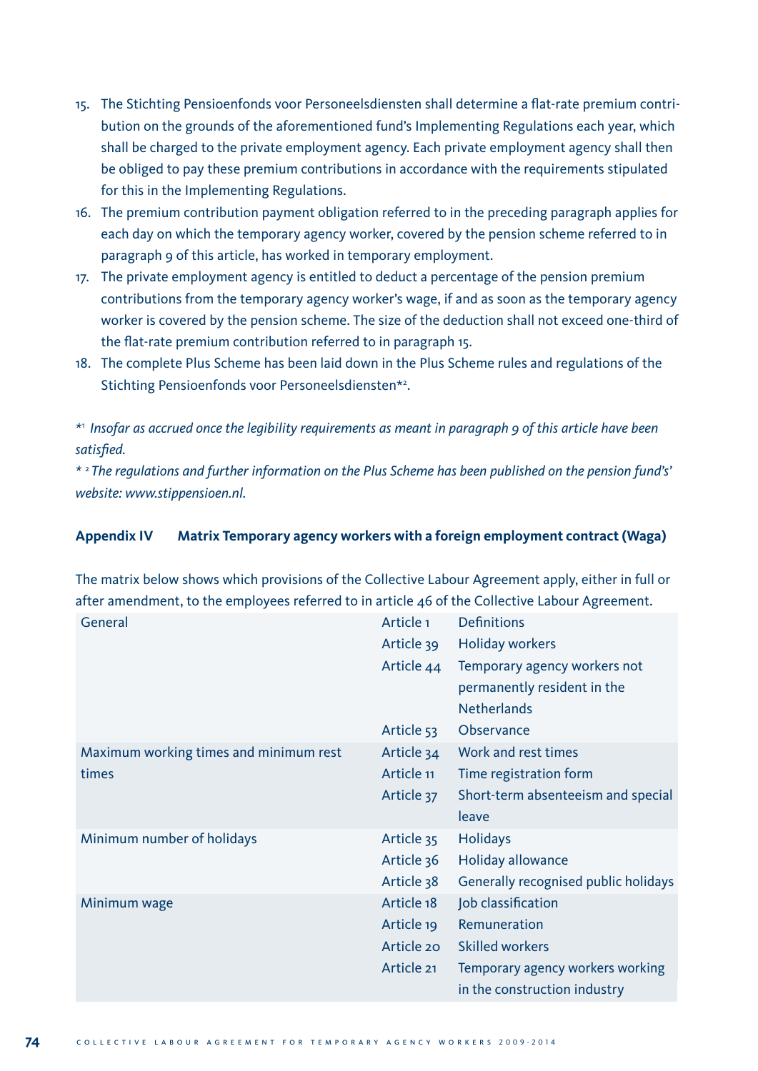15. The Stichting Pensioenfonds voor Personeelsdiensten shall determine a flat-rate premium contribution on the grounds of the aforementioned fund's Implementing Regulations each year, which shall be charged to the private employment agency. Each private employment agency shall then be obliged to pay these premium contributions in accordance with the requirements stipulated for this in the Implementing Regulations.
16. The premium contribution payment obligation referred to in the preceding paragraph applies for each day on which the temporary agency worker, covered by the pension scheme referred to in paragraph 9 of this article, has worked in temporary employment.
17. The private employment agency is entitled to deduct a percentage of the pension premium contributions from the temporary agency worker's wage, if and as soon as the temporary agency worker is covered by the pension scheme. The size of the deduction shall not exceed one-third of the flat-rate premium contribution referred to in paragraph 15.
18. The complete Plus Scheme has been laid down in the Plus Scheme rules and regulations of the Stichting Pensioenfonds voor Personeelsdiensten*[2].

*[1] *Insofar as accrued once the legibility requirements as meant in paragraph 9 of this article have been satisfied.*

*[2] *The regulations and further information on the Plus Scheme has been published on the pension fund's' website: www.stippensioen.nl.*

## Appendix IV Matrix Temporary agency workers with a foreign employment contract (Waga)

The matrix below shows which provisions of the Collective Labour Agreement apply, either in full or after amendment, to the employees referred to in article 46 of the Collective Labour Agreement.

| | | |
|---|---|---|
| General | Article 1 | Definitions |
| | Article 39 | Holiday workers |
| | Article 44 | Temporary agency workers not permanently resident in the Netherlands |
| | Article 53 | Observance |
| Maximum working times and minimum rest times | Article 34 | Work and rest times |
| | Article 11 | Time registration form |
| | Article 37 | Short-term absenteeism and special leave |
| Minimum number of holidays | Article 35 | Holidays |
| | Article 36 | Holiday allowance |
| | Article 38 | Generally recognised public holidays |
| Minimum wage | Article 18 | Job classification |
| | Article 19 | Remuneration |
| | Article 20 | Skilled workers |
| | Article 21 | Temporary agency workers working in the construction industry |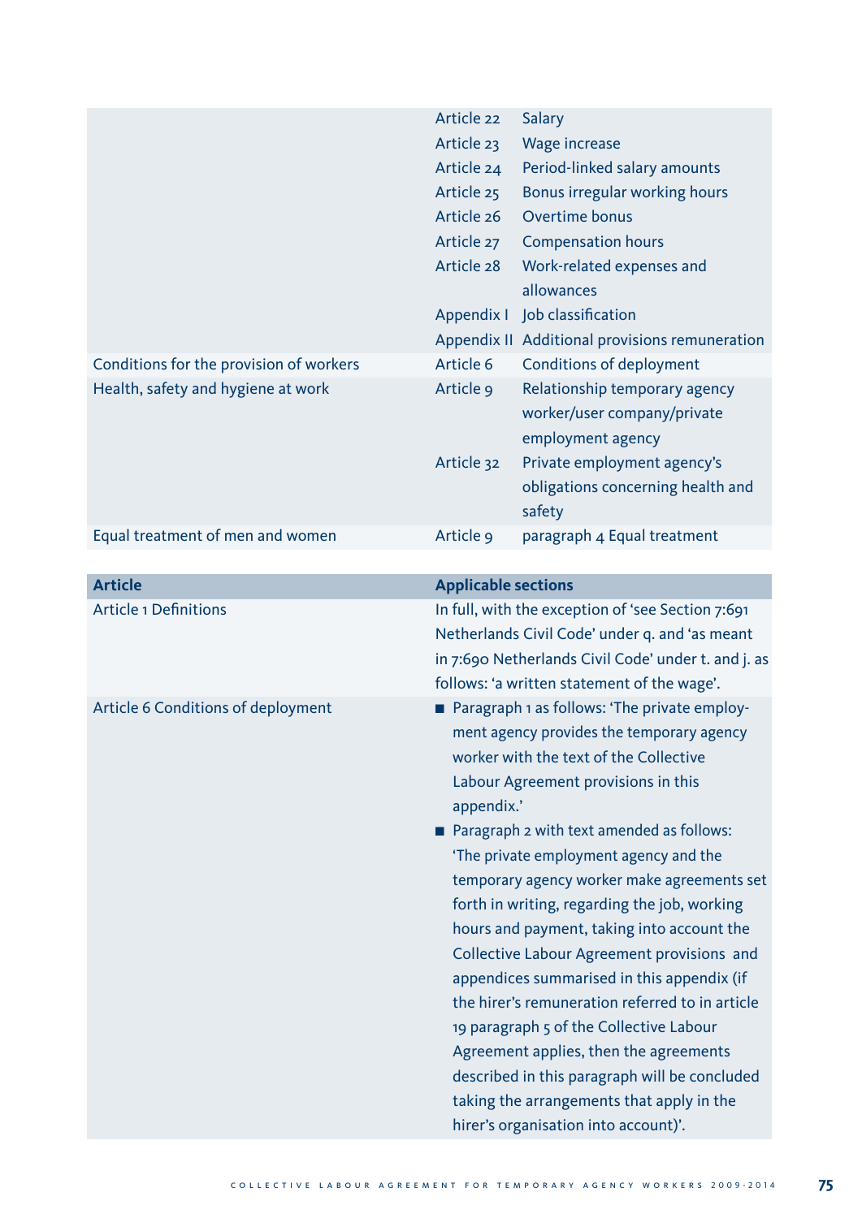| | | |
|---|---|---|
| | Article 22 | Salary |
| | Article 23 | Wage increase |
| | Article 24 | Period-linked salary amounts |
| | Article 25 | Bonus irregular working hours |
| | Article 26 | Overtime bonus |
| | Article 27 | Compensation hours |
| | Article 28 | Work-related expenses and allowances |
| | Appendix I | Job classification |
| | Appendix II | Additional provisions remuneration |
| Conditions for the provision of workers | Article 6 | Conditions of deployment |
| Health, safety and hygiene at work | Article 9 | Relationship temporary agency worker/user company/private employment agency |
| | Article 32 | Private employment agency's obligations concerning health and safety |
| Equal treatment of men and women | Article 9 | paragraph 4 Equal treatment |

| Article | Applicable sections |
|---|---|
| Article 1 Definitions | In full, with the exception of 'see Section 7:691 Netherlands Civil Code' under q. and 'as meant in 7:690 Netherlands Civil Code' under t. and j. as follows: 'a written statement of the wage'. |
| Article 6 Conditions of deployment | ■ Paragraph 1 as follows: 'The private employment agency provides the temporary agency worker with the text of the Collective Labour Agreement provisions in this appendix.'<br>■ Paragraph 2 with text amended as follows: 'The private employment agency and the temporary agency worker make agreements set forth in writing, regarding the job, working hours and payment, taking into account the Collective Labour Agreement provisions and appendices summarised in this appendix (if the hirer's remuneration referred to in article 19 paragraph 5 of the Collective Labour Agreement applies, then the agreements described in this paragraph will be concluded taking the arrangements that apply in the hirer's organisation into account)'. |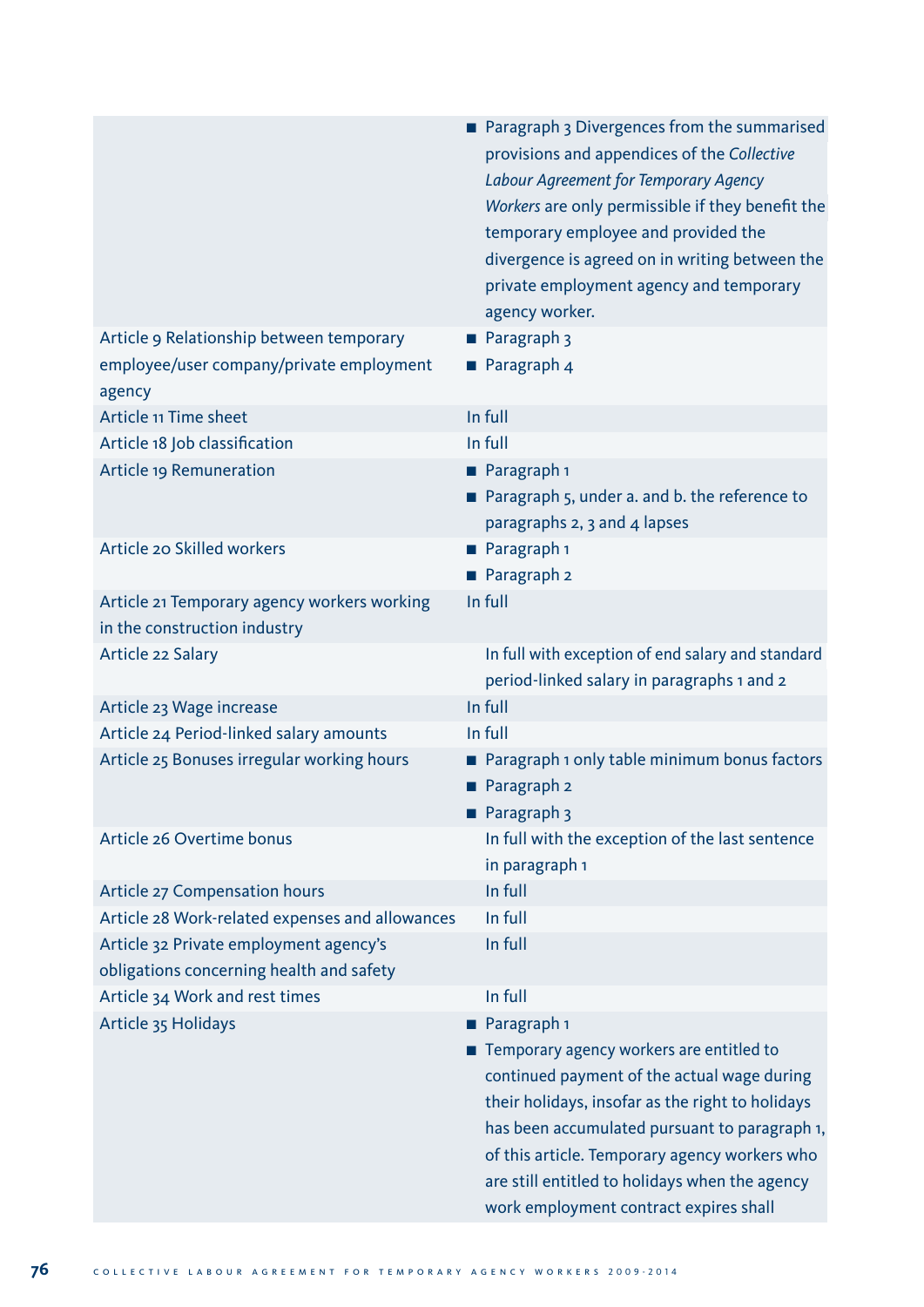| | |
|---|---|
| | ■ Paragraph 3 Divergences from the summarised provisions and appendices of the *Collective Labour Agreement for Temporary Agency Workers* are only permissible if they benefit the temporary employee and provided the divergence is agreed on in writing between the private employment agency and temporary agency worker. |
| Article 9 Relationship between temporary employee/user company/private employment agency | ■ Paragraph 3<br>■ Paragraph 4 |
| Article 11 Time sheet | In full |
| Article 18 Job classification | In full |
| Article 19 Remuneration | ■ Paragraph 1<br>■ Paragraph 5, under a. and b. the reference to paragraphs 2, 3 and 4 lapses |
| Article 20 Skilled workers | ■ Paragraph 1<br>■ Paragraph 2 |
| Article 21 Temporary agency workers working in the construction industry | In full |
| Article 22 Salary | In full with exception of end salary and standard period-linked salary in paragraphs 1 and 2 |
| Article 23 Wage increase | In full |
| Article 24 Period-linked salary amounts | In full |
| Article 25 Bonuses irregular working hours | ■ Paragraph 1 only table minimum bonus factors<br>■ Paragraph 2<br>■ Paragraph 3 |
| Article 26 Overtime bonus | In full with the exception of the last sentence in paragraph 1 |
| Article 27 Compensation hours | In full |
| Article 28 Work-related expenses and allowances | In full |
| Article 32 Private employment agency's obligations concerning health and safety | In full |
| Article 34 Work and rest times | In full |
| Article 35 Holidays | ■ Paragraph 1<br>■ Temporary agency workers are entitled to continued payment of the actual wage during their holidays, insofar as the right to holidays has been accumulated pursuant to paragraph 1, of this article. Temporary agency workers who are still entitled to holidays when the agency work employment contract expires shall |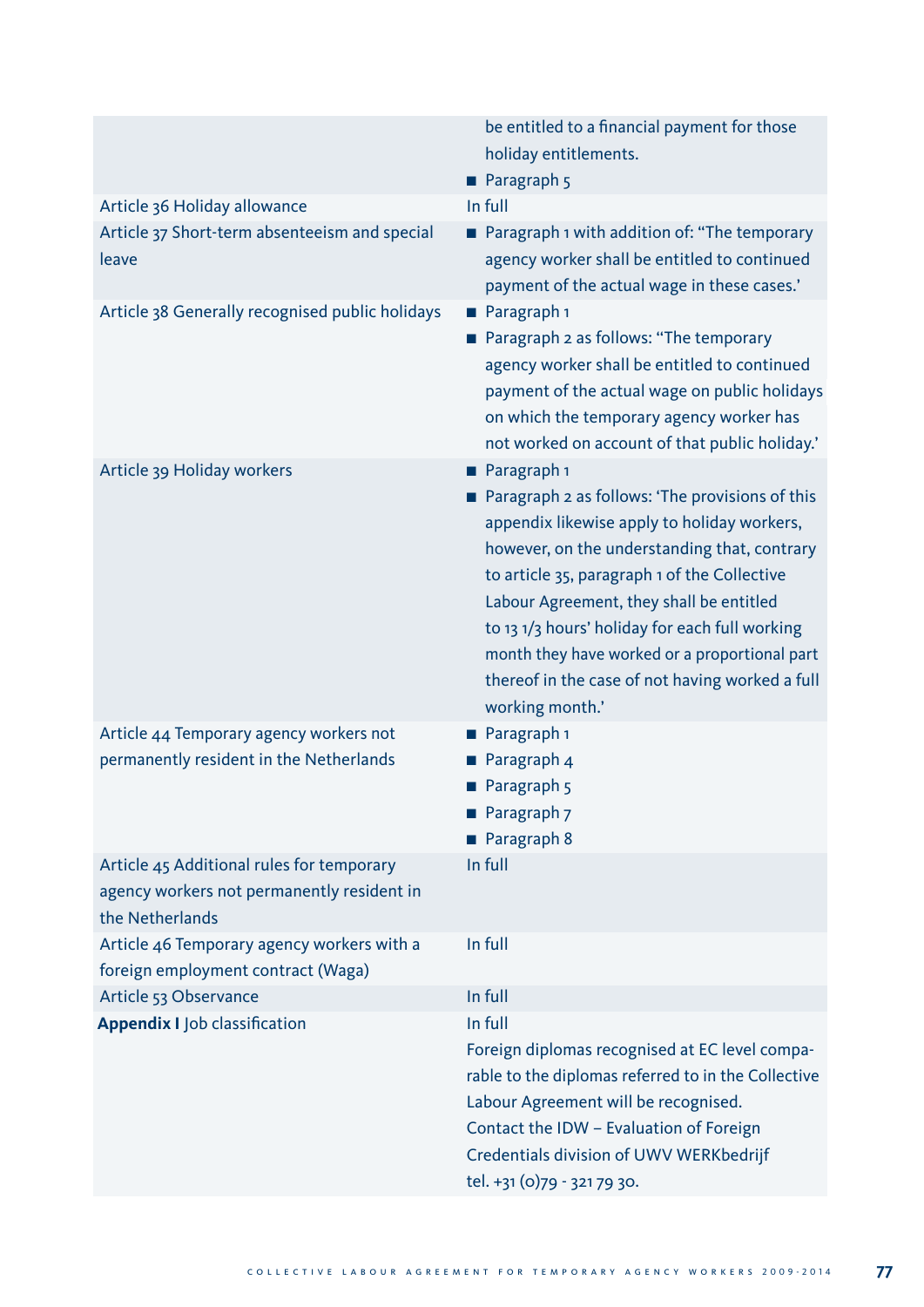| | |
|---|---|
| | be entitled to a financial payment for those holiday entitlements.<br>■ Paragraph 5 |
| Article 36 Holiday allowance | In full |
| Article 37 Short-term absenteeism and special leave | ■ Paragraph 1 with addition of: "The temporary agency worker shall be entitled to continued payment of the actual wage in these cases.' |
| Article 38 Generally recognised public holidays | ■ Paragraph 1<br>■ Paragraph 2 as follows: "The temporary agency worker shall be entitled to continued payment of the actual wage on public holidays on which the temporary agency worker has not worked on account of that public holiday.' |
| Article 39 Holiday workers | ■ Paragraph 1<br>■ Paragraph 2 as follows: 'The provisions of this appendix likewise apply to holiday workers, however, on the understanding that, contrary to article 35, paragraph 1 of the Collective Labour Agreement, they shall be entitled to 13 1/3 hours' holiday for each full working month they have worked or a proportional part thereof in the case of not having worked a full working month.' |
| Article 44 Temporary agency workers not permanently resident in the Netherlands | ■ Paragraph 1<br>■ Paragraph 4<br>■ Paragraph 5<br>■ Paragraph 7<br>■ Paragraph 8 |
| Article 45 Additional rules for temporary agency workers not permanently resident in the Netherlands | In full |
| Article 46 Temporary agency workers with a foreign employment contract (Waga) | In full |
| Article 53 Observance | In full |
| **Appendix I** Job classification | In full<br>Foreign diplomas recognised at EC level comparable to the diplomas referred to in the Collective Labour Agreement will be recognised.<br>Contact the IDW – Evaluation of Foreign Credentials division of UWV WERKbedrijf tel. +31 (0)79 - 321 79 30. |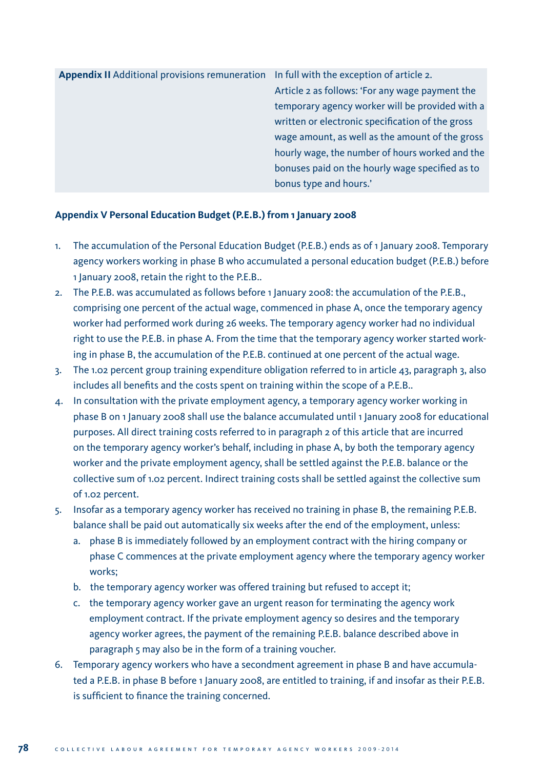| **Appendix II** Additional provisions remuneration | In full with the exception of article 2. Article 2 as follows: 'For any wage payment the temporary agency worker will be provided with a written or electronic specification of the gross wage amount, as well as the amount of the gross hourly wage, the number of hours worked and the bonuses paid on the hourly wage specified as to bonus type and hours.' |
|---|---|

### Appendix V Personal Education Budget (P.E.B.) from 1 January 2008

1. The accumulation of the Personal Education Budget (P.E.B.) ends as of 1 January 2008. Temporary agency workers working in phase B who accumulated a personal education budget (P.E.B.) before 1 January 2008, retain the right to the P.E.B..
2. The P.E.B. was accumulated as follows before 1 January 2008: the accumulation of the P.E.B., comprising one percent of the actual wage, commenced in phase A, once the temporary agency worker had performed work during 26 weeks. The temporary agency worker had no individual right to use the P.E.B. in phase A. From the time that the temporary agency worker started working in phase B, the accumulation of the P.E.B. continued at one percent of the actual wage.
3. The 1.02 percent group training expenditure obligation referred to in article 43, paragraph 3, also includes all benefits and the costs spent on training within the scope of a P.E.B..
4. In consultation with the private employment agency, a temporary agency worker working in phase B on 1 January 2008 shall use the balance accumulated until 1 January 2008 for educational purposes. All direct training costs referred to in paragraph 2 of this article that are incurred on the temporary agency worker's behalf, including in phase A, by both the temporary agency worker and the private employment agency, shall be settled against the P.E.B. balance or the collective sum of 1.02 percent. Indirect training costs shall be settled against the collective sum of 1.02 percent.
5. Insofar as a temporary agency worker has received no training in phase B, the remaining P.E.B. balance shall be paid out automatically six weeks after the end of the employment, unless:
   a. phase B is immediately followed by an employment contract with the hiring company or phase C commences at the private employment agency where the temporary agency worker works;
   b. the temporary agency worker was offered training but refused to accept it;
   c. the temporary agency worker gave an urgent reason for terminating the agency work employment contract. If the private employment agency so desires and the temporary agency worker agrees, the payment of the remaining P.E.B. balance described above in paragraph 5 may also be in the form of a training voucher.
6. Temporary agency workers who have a secondment agreement in phase B and have accumulated a P.E.B. in phase B before 1 January 2008, are entitled to training, if and insofar as their P.E.B. is sufficient to finance the training concerned.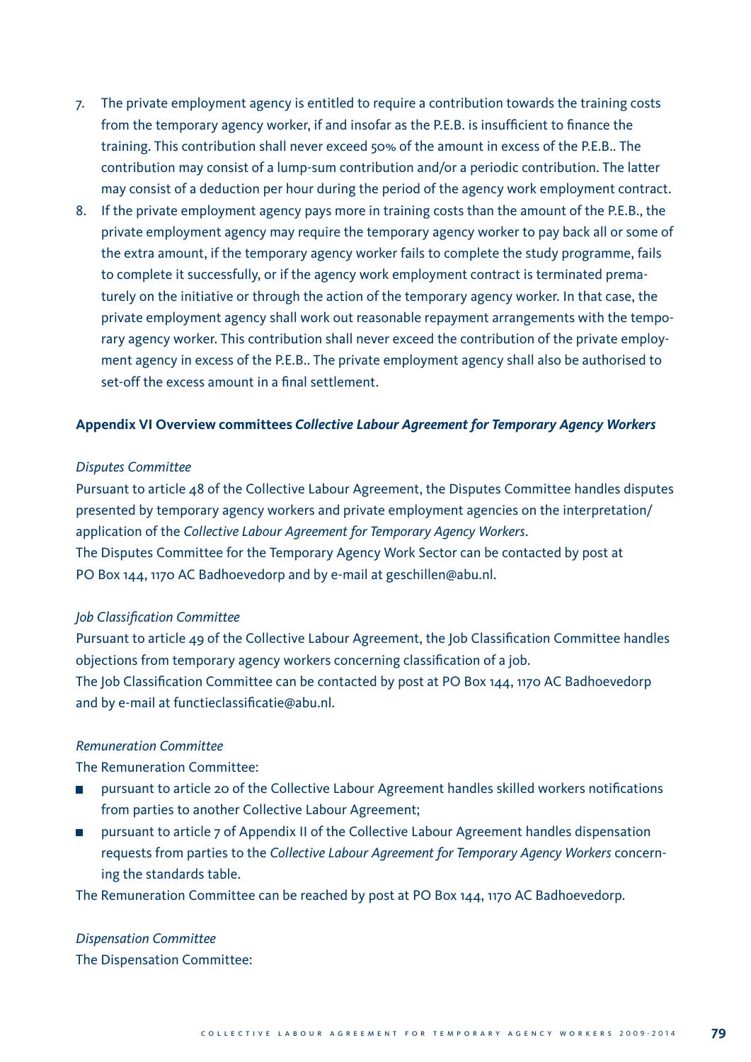7. The private employment agency is entitled to require a contribution towards the training costs from the temporary agency worker, if and insofar as the P.E.B. is insufficient to finance the training. This contribution shall never exceed 50% of the amount in excess of the P.E.B.. The contribution may consist of a lump-sum contribution and/or a periodic contribution. The latter may consist of a deduction per hour during the period of the agency work employment contract.
8. If the private employment agency pays more in training costs than the amount of the P.E.B., the private employment agency may require the temporary agency worker to pay back all or some of the extra amount, if the temporary agency worker fails to complete the study programme, fails to complete it successfully, or if the agency work employment contract is terminated prematurely on the initiative or through the action of the temporary agency worker. In that case, the private employment agency shall work out reasonable repayment arrangements with the temporary agency worker. This contribution shall never exceed the contribution of the private employment agency in excess of the P.E.B.. The private employment agency shall also be authorised to set-off the excess amount in a final settlement.

**Appendix VI Overview committees *Collective Labour Agreement for Temporary Agency Workers***

*Disputes Committee*

Pursuant to article 48 of the Collective Labour Agreement, the Disputes Committee handles disputes presented by temporary agency workers and private employment agencies on the interpretation/ application of the *Collective Labour Agreement for Temporary Agency Workers*.
The Disputes Committee for the Temporary Agency Work Sector can be contacted by post at PO Box 144, 1170 AC Badhoevedorp and by e-mail at geschillen@abu.nl.

*Job Classification Committee*

Pursuant to article 49 of the Collective Labour Agreement, the Job Classification Committee handles objections from temporary agency workers concerning classification of a job.
The Job Classification Committee can be contacted by post at PO Box 144, 1170 AC Badhoevedorp and by e-mail at functieclassificatie@abu.nl.

*Remuneration Committee*

The Remuneration Committee:

- pursuant to article 20 of the Collective Labour Agreement handles skilled workers notifications from parties to another Collective Labour Agreement;
- pursuant to article 7 of Appendix II of the Collective Labour Agreement handles dispensation requests from parties to the *Collective Labour Agreement for Temporary Agency Workers* concerning the standards table.

The Remuneration Committee can be reached by post at PO Box 144, 1170 AC Badhoevedorp.

*Dispensation Committee*

The Dispensation Committee: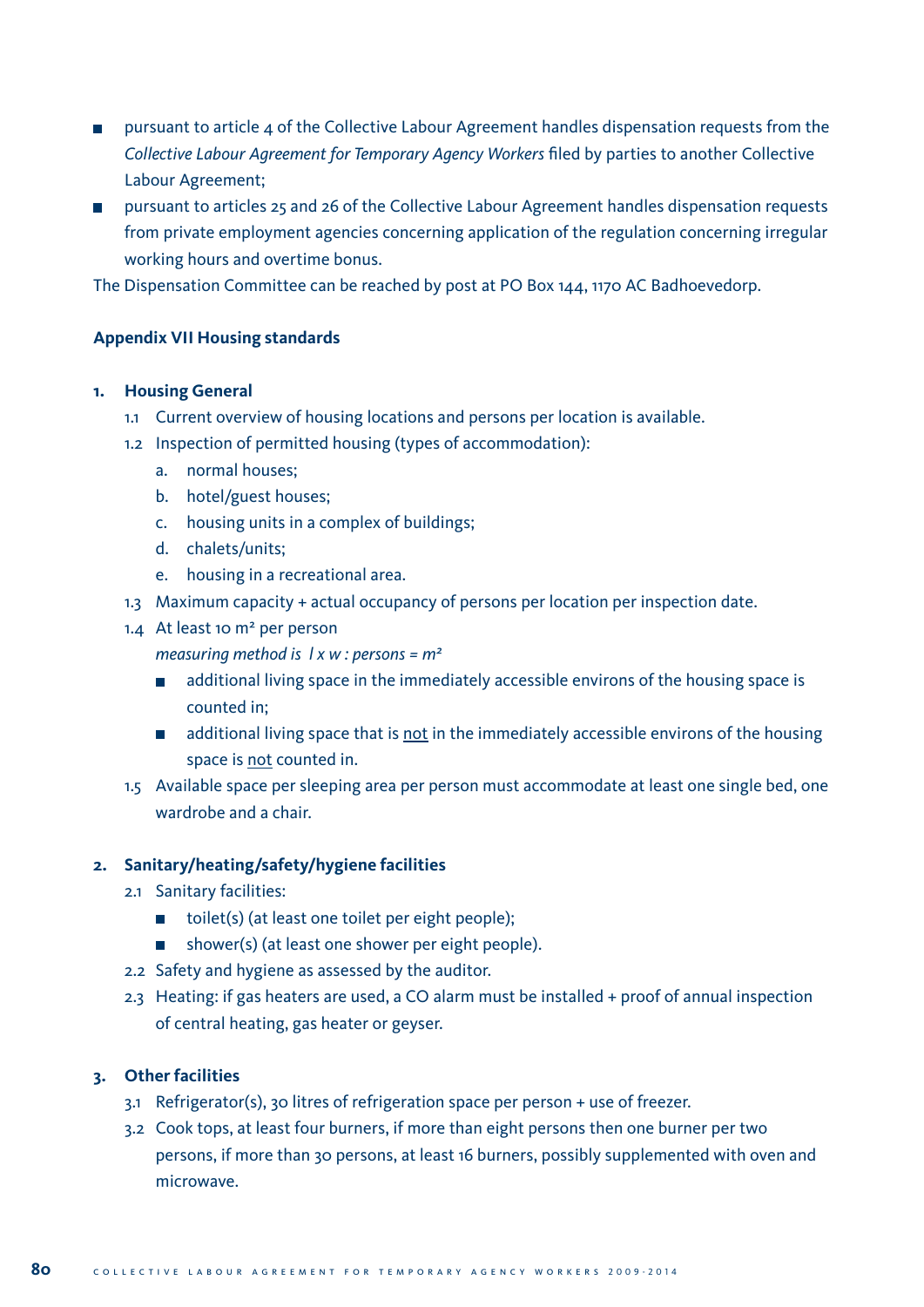- pursuant to article 4 of the Collective Labour Agreement handles dispensation requests from the *Collective Labour Agreement for Temporary Agency Workers* filed by parties to another Collective Labour Agreement;
- pursuant to articles 25 and 26 of the Collective Labour Agreement handles dispensation requests from private employment agencies concerning application of the regulation concerning irregular working hours and overtime bonus.

The Dispensation Committee can be reached by post at PO Box 144, 1170 AC Badhoevedorp.

## Appendix VII Housing standards

### 1. Housing General

1.1 Current overview of housing locations and persons per location is available.

1.2 Inspection of permitted housing (types of accommodation):

  a. normal houses;
  b. hotel/guest houses;
  c. housing units in a complex of buildings;
  d. chalets/units;
  e. housing in a recreational area.

1.3 Maximum capacity + actual occupancy of persons per location per inspection date.

1.4 At least 10 m² per person

*measuring method is l x w : persons = m²*

- additional living space in the immediately accessible environs of the housing space is counted in;
- additional living space that is <u>not</u> in the immediately accessible environs of the housing space is <u>not</u> counted in.

1.5 Available space per sleeping area per person must accommodate at least one single bed, one wardrobe and a chair.

### 2. Sanitary/heating/safety/hygiene facilities

2.1 Sanitary facilities:

- toilet(s) (at least one toilet per eight people);
- shower(s) (at least one shower per eight people).

2.2 Safety and hygiene as assessed by the auditor.

2.3 Heating: if gas heaters are used, a CO alarm must be installed + proof of annual inspection of central heating, gas heater or geyser.

### 3. Other facilities

3.1 Refrigerator(s), 30 litres of refrigeration space per person + use of freezer.

3.2 Cook tops, at least four burners, if more than eight persons then one burner per two persons, if more than 30 persons, at least 16 burners, possibly supplemented with oven and microwave.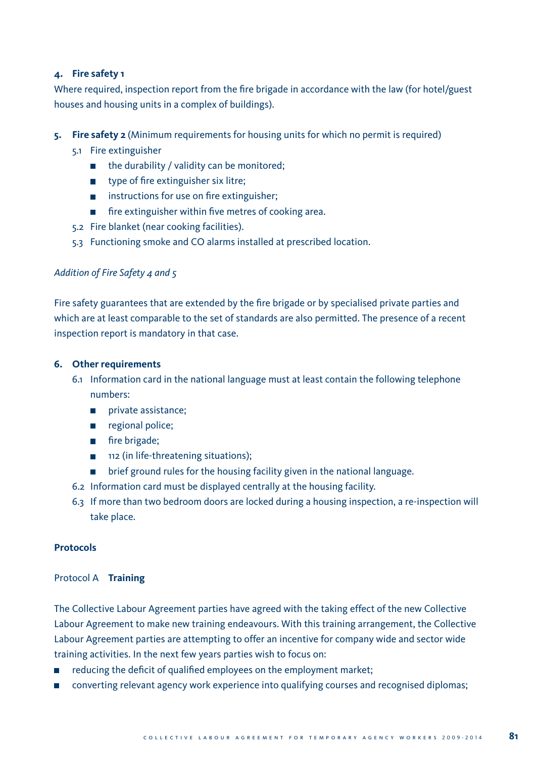**4. Fire safety 1**

Where required, inspection report from the fire brigade in accordance with the law (for hotel/guest houses and housing units in a complex of buildings).

**5. Fire safety 2** (Minimum requirements for housing units for which no permit is required)

5.1 Fire extinguisher
- the durability / validity can be monitored;
- type of fire extinguisher six litre;
- instructions for use on fire extinguisher;
- fire extinguisher within five metres of cooking area.

5.2 Fire blanket (near cooking facilities).

5.3 Functioning smoke and CO alarms installed at prescribed location.

*Addition of Fire Safety 4 and 5*

Fire safety guarantees that are extended by the fire brigade or by specialised private parties and which are at least comparable to the set of standards are also permitted. The presence of a recent inspection report is mandatory in that case.

**6. Other requirements**

6.1 Information card in the national language must at least contain the following telephone numbers:
- private assistance;
- regional police;
- fire brigade;
- 112 (in life-threatening situations);
- brief ground rules for the housing facility given in the national language.

6.2 Information card must be displayed centrally at the housing facility.

6.3 If more than two bedroom doors are locked during a housing inspection, a re-inspection will take place.

## Protocols

### Protocol A **Training**

The Collective Labour Agreement parties have agreed with the taking effect of the new Collective Labour Agreement to make new training endeavours. With this training arrangement, the Collective Labour Agreement parties are attempting to offer an incentive for company wide and sector wide training activities. In the next few years parties wish to focus on:

- reducing the deficit of qualified employees on the employment market;
- converting relevant agency work experience into qualifying courses and recognised diplomas;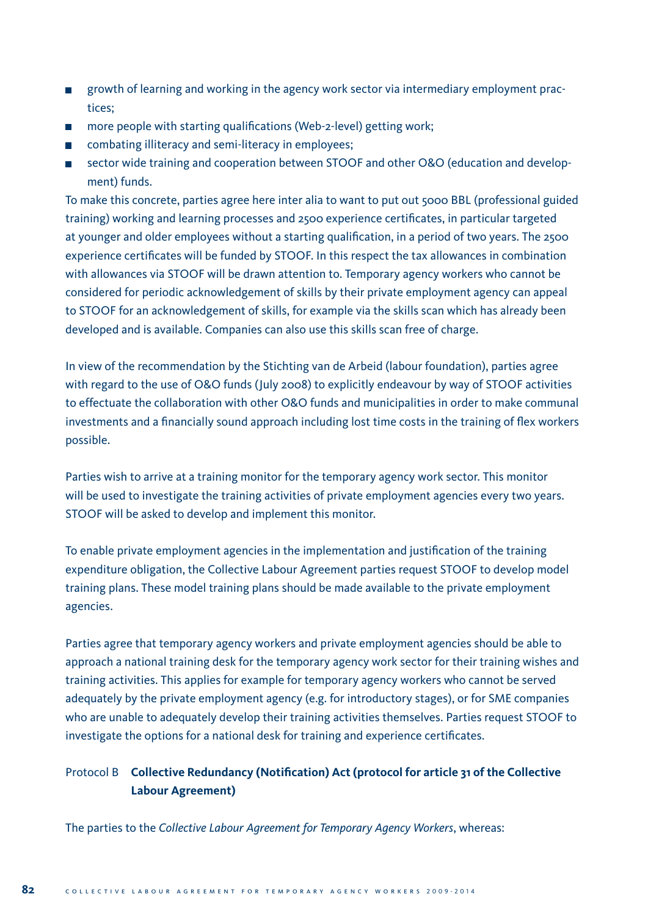- growth of learning and working in the agency work sector via intermediary employment practices;
- more people with starting qualifications (Web-2-level) getting work;
- combating illiteracy and semi-literacy in employees;
- sector wide training and cooperation between STOOF and other O&O (education and development) funds.

To make this concrete, parties agree here inter alia to want to put out 5000 BBL (professional guided training) working and learning processes and 2500 experience certificates, in particular targeted at younger and older employees without a starting qualification, in a period of two years. The 2500 experience certificates will be funded by STOOF. In this respect the tax allowances in combination with allowances via STOOF will be drawn attention to. Temporary agency workers who cannot be considered for periodic acknowledgement of skills by their private employment agency can appeal to STOOF for an acknowledgement of skills, for example via the skills scan which has already been developed and is available. Companies can also use this skills scan free of charge.

In view of the recommendation by the Stichting van de Arbeid (labour foundation), parties agree with regard to the use of O&O funds (July 2008) to explicitly endeavour by way of STOOF activities to effectuate the collaboration with other O&O funds and municipalities in order to make communal investments and a financially sound approach including lost time costs in the training of flex workers possible.

Parties wish to arrive at a training monitor for the temporary agency work sector. This monitor will be used to investigate the training activities of private employment agencies every two years. STOOF will be asked to develop and implement this monitor.

To enable private employment agencies in the implementation and justification of the training expenditure obligation, the Collective Labour Agreement parties request STOOF to develop model training plans. These model training plans should be made available to the private employment agencies.

Parties agree that temporary agency workers and private employment agencies should be able to approach a national training desk for the temporary agency work sector for their training wishes and training activities. This applies for example for temporary agency workers who cannot be served adequately by the private employment agency (e.g. for introductory stages), or for SME companies who are unable to adequately develop their training activities themselves. Parties request STOOF to investigate the options for a national desk for training and experience certificates.

## Protocol B **Collective Redundancy (Notification) Act (protocol for article 31 of the Collective Labour Agreement)**

The parties to the *Collective Labour Agreement for Temporary Agency Workers*, whereas: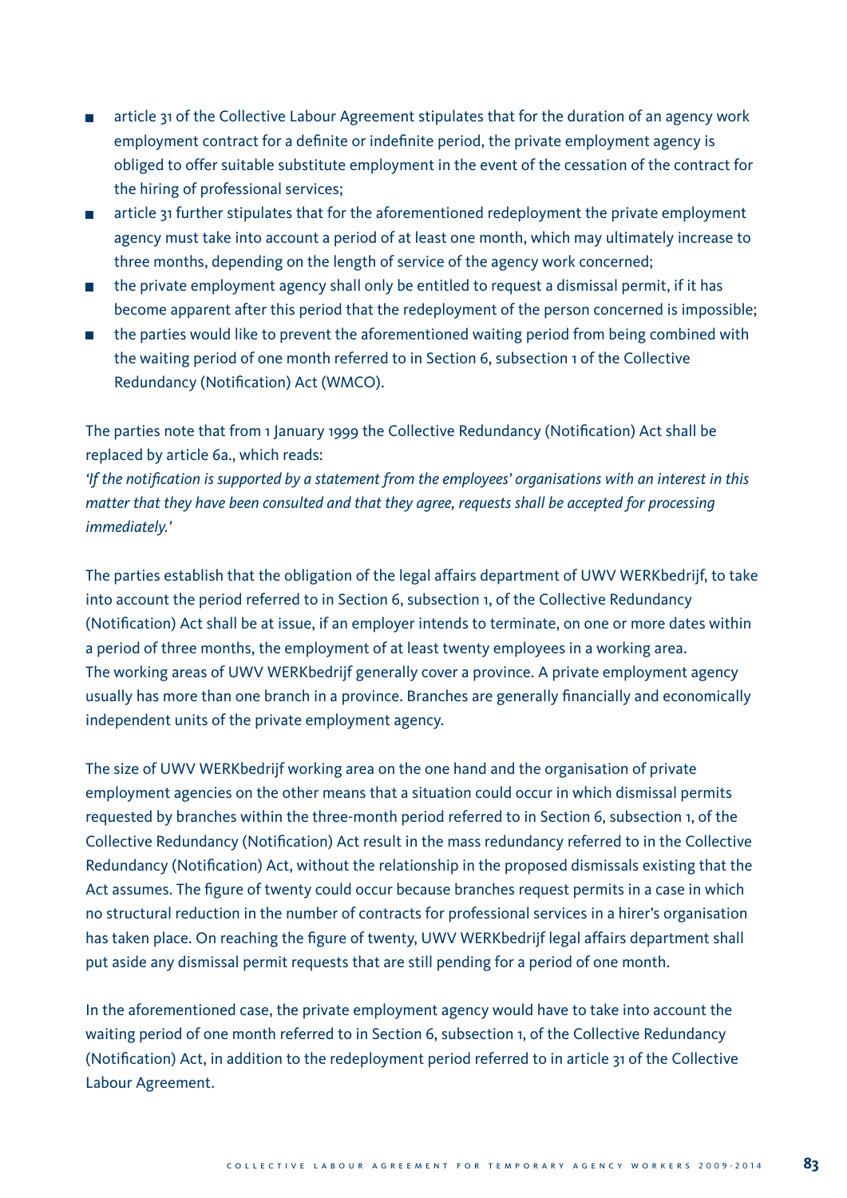- article 31 of the Collective Labour Agreement stipulates that for the duration of an agency work employment contract for a definite or indefinite period, the private employment agency is obliged to offer suitable substitute employment in the event of the cessation of the contract for the hiring of professional services;
- article 31 further stipulates that for the aforementioned redeployment the private employment agency must take into account a period of at least one month, which may ultimately increase to three months, depending on the length of service of the agency work concerned;
- the private employment agency shall only be entitled to request a dismissal permit, if it has become apparent after this period that the redeployment of the person concerned is impossible;
- the parties would like to prevent the aforementioned waiting period from being combined with the waiting period of one month referred to in Section 6, subsection 1 of the Collective Redundancy (Notification) Act (WMCO).

The parties note that from 1 January 1999 the Collective Redundancy (Notification) Act shall be replaced by article 6a., which reads:
*'If the notification is supported by a statement from the employees' organisations with an interest in this matter that they have been consulted and that they agree, requests shall be accepted for processing immediately.'*

The parties establish that the obligation of the legal affairs department of UWV WERKbedrijf, to take into account the period referred to in Section 6, subsection 1, of the Collective Redundancy (Notification) Act shall be at issue, if an employer intends to terminate, on one or more dates within a period of three months, the employment of at least twenty employees in a working area. The working areas of UWV WERKbedrijf generally cover a province. A private employment agency usually has more than one branch in a province. Branches are generally financially and economically independent units of the private employment agency.

The size of UWV WERKbedrijf working area on the one hand and the organisation of private employment agencies on the other means that a situation could occur in which dismissal permits requested by branches within the three-month period referred to in Section 6, subsection 1, of the Collective Redundancy (Notification) Act result in the mass redundancy referred to in the Collective Redundancy (Notification) Act, without the relationship in the proposed dismissals existing that the Act assumes. The figure of twenty could occur because branches request permits in a case in which no structural reduction in the number of contracts for professional services in a hirer's organisation has taken place. On reaching the figure of twenty, UWV WERKbedrijf legal affairs department shall put aside any dismissal permit requests that are still pending for a period of one month.

In the aforementioned case, the private employment agency would have to take into account the waiting period of one month referred to in Section 6, subsection 1, of the Collective Redundancy (Notification) Act, in addition to the redeployment period referred to in article 31 of the Collective Labour Agreement.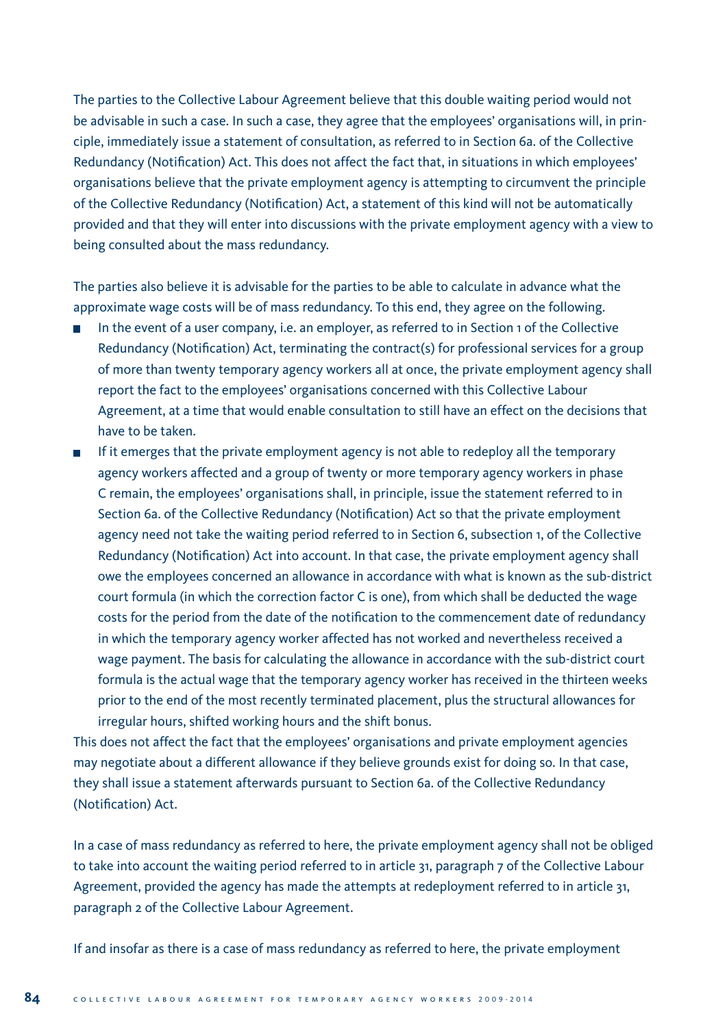The parties to the Collective Labour Agreement believe that this double waiting period would not be advisable in such a case. In such a case, they agree that the employees' organisations will, in principle, immediately issue a statement of consultation, as referred to in Section 6a. of the Collective Redundancy (Notification) Act. This does not affect the fact that, in situations in which employees' organisations believe that the private employment agency is attempting to circumvent the principle of the Collective Redundancy (Notification) Act, a statement of this kind will not be automatically provided and that they will enter into discussions with the private employment agency with a view to being consulted about the mass redundancy.

The parties also believe it is advisable for the parties to be able to calculate in advance what the approximate wage costs will be of mass redundancy. To this end, they agree on the following.

- In the event of a user company, i.e. an employer, as referred to in Section 1 of the Collective Redundancy (Notification) Act, terminating the contract(s) for professional services for a group of more than twenty temporary agency workers all at once, the private employment agency shall report the fact to the employees' organisations concerned with this Collective Labour Agreement, at a time that would enable consultation to still have an effect on the decisions that have to be taken.
- If it emerges that the private employment agency is not able to redeploy all the temporary agency workers affected and a group of twenty or more temporary agency workers in phase C remain, the employees' organisations shall, in principle, issue the statement referred to in Section 6a. of the Collective Redundancy (Notification) Act so that the private employment agency need not take the waiting period referred to in Section 6, subsection 1, of the Collective Redundancy (Notification) Act into account. In that case, the private employment agency shall owe the employees concerned an allowance in accordance with what is known as the sub-district court formula (in which the correction factor C is one), from which shall be deducted the wage costs for the period from the date of the notification to the commencement date of redundancy in which the temporary agency worker affected has not worked and nevertheless received a wage payment. The basis for calculating the allowance in accordance with the sub-district court formula is the actual wage that the temporary agency worker has received in the thirteen weeks prior to the end of the most recently terminated placement, plus the structural allowances for irregular hours, shifted working hours and the shift bonus.

This does not affect the fact that the employees' organisations and private employment agencies may negotiate about a different allowance if they believe grounds exist for doing so. In that case, they shall issue a statement afterwards pursuant to Section 6a. of the Collective Redundancy (Notification) Act.

In a case of mass redundancy as referred to here, the private employment agency shall not be obliged to take into account the waiting period referred to in article 31, paragraph 7 of the Collective Labour Agreement, provided the agency has made the attempts at redeployment referred to in article 31, paragraph 2 of the Collective Labour Agreement.

If and insofar as there is a case of mass redundancy as referred to here, the private employment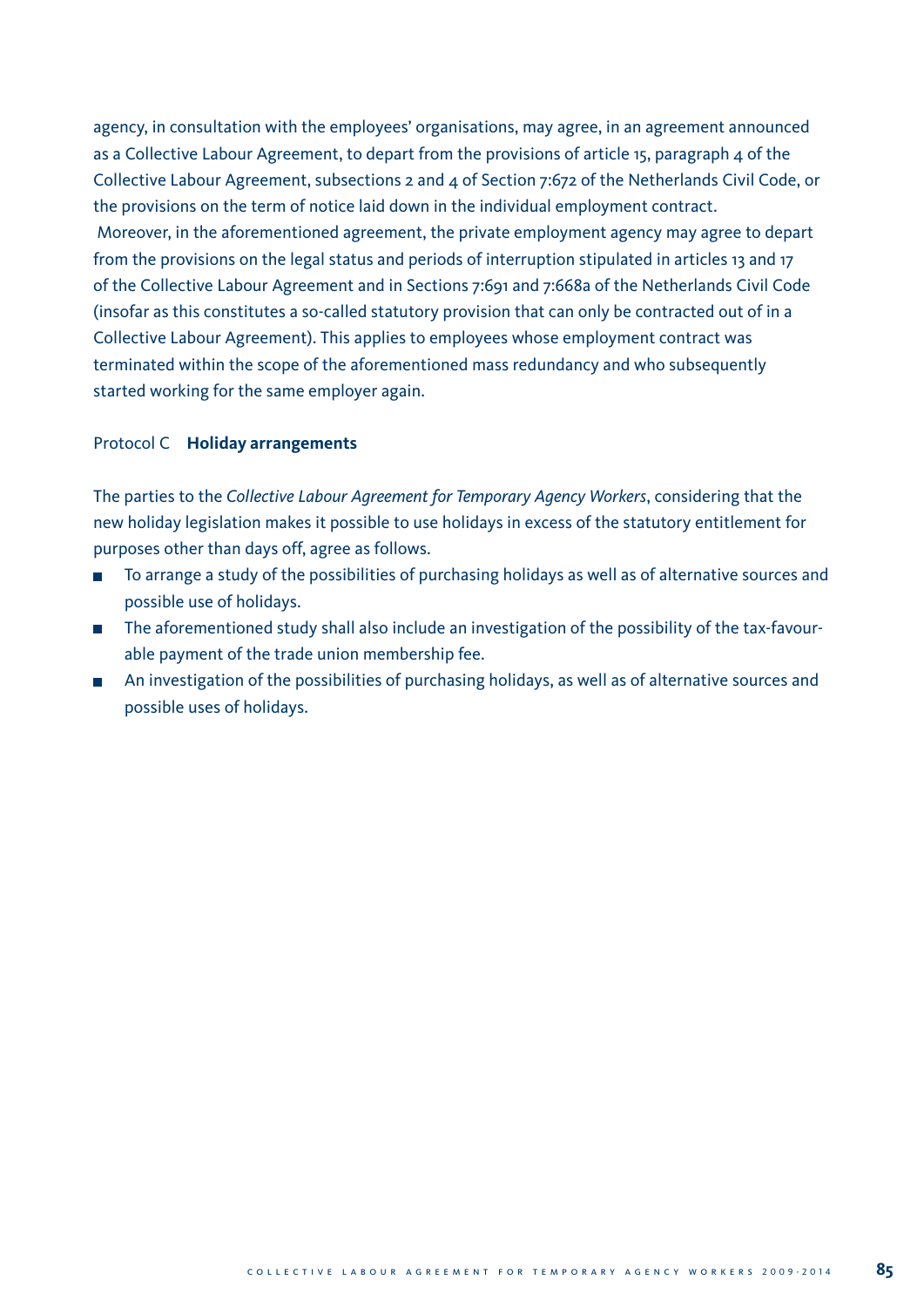agency, in consultation with the employees' organisations, may agree, in an agreement announced as a Collective Labour Agreement, to depart from the provisions of article 15, paragraph 4 of the Collective Labour Agreement, subsections 2 and 4 of Section 7:672 of the Netherlands Civil Code, or the provisions on the term of notice laid down in the individual employment contract.
Moreover, in the aforementioned agreement, the private employment agency may agree to depart from the provisions on the legal status and periods of interruption stipulated in articles 13 and 17 of the Collective Labour Agreement and in Sections 7:691 and 7:668a of the Netherlands Civil Code (insofar as this constitutes a so-called statutory provision that can only be contracted out of in a Collective Labour Agreement). This applies to employees whose employment contract was terminated within the scope of the aforementioned mass redundancy and who subsequently started working for the same employer again.

## Protocol C **Holiday arrangements**

The parties to the *Collective Labour Agreement for Temporary Agency Workers*, considering that the new holiday legislation makes it possible to use holidays in excess of the statutory entitlement for purposes other than days off, agree as follows.

- To arrange a study of the possibilities of purchasing holidays as well as of alternative sources and possible use of holidays.
- The aforementioned study shall also include an investigation of the possibility of the tax-favourable payment of the trade union membership fee.
- An investigation of the possibilities of purchasing holidays, as well as of alternative sources and possible uses of holidays.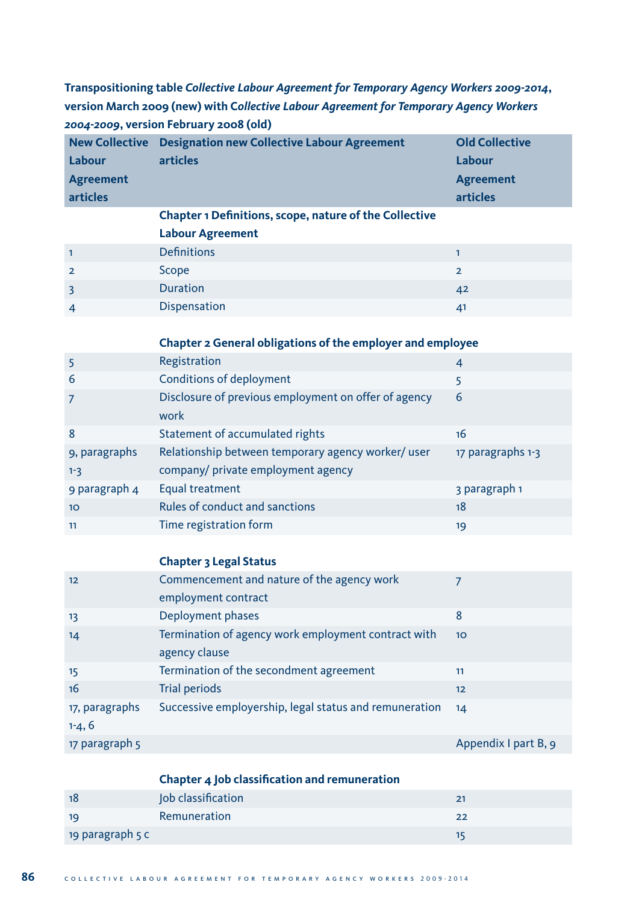**Transpositioning table *Collective Labour Agreement for Temporary Agency Workers 2009-2014*, version March 2009 (new) with C*ollective Labour Agreement for Temporary Agency Workers 2004-2009*, version February 2008 (old)**

| New Collective Labour Agreement articles | Designation new Collective Labour Agreement articles | Old Collective Labour Agreement articles |
|---|---|---|
| | **Chapter 1 Definitions, scope, nature of the Collective Labour Agreement** | |
| 1 | Definitions | 1 |
| 2 | Scope | 2 |
| 3 | Duration | 42 |
| 4 | Dispensation | 41 |
| | **Chapter 2 General obligations of the employer and employee** | |
| 5 | Registration | 4 |
| 6 | Conditions of deployment | 5 |
| 7 | Disclosure of previous employment on offer of agency work | 6 |
| 8 | Statement of accumulated rights | 16 |
| 9, paragraphs 1-3 | Relationship between temporary agency worker/ user company/ private employment agency | 17 paragraphs 1-3 |
| 9 paragraph 4 | Equal treatment | 3 paragraph 1 |
| 10 | Rules of conduct and sanctions | 18 |
| 11 | Time registration form | 19 |
| | **Chapter 3 Legal Status** | |
| 12 | Commencement and nature of the agency work employment contract | 7 |
| 13 | Deployment phases | 8 |
| 14 | Termination of agency work employment contract with agency clause | 10 |
| 15 | Termination of the secondment agreement | 11 |
| 16 | Trial periods | 12 |
| 17, paragraphs 1-4, 6 | Successive employership, legal status and remuneration | 14 |
| 17 paragraph 5 | | Appendix I part B, 9 |
| | **Chapter 4 Job classification and remuneration** | |
| 18 | Job classification | 21 |
| 19 | Remuneration | 22 |
| 19 paragraph 5 c | | 15 |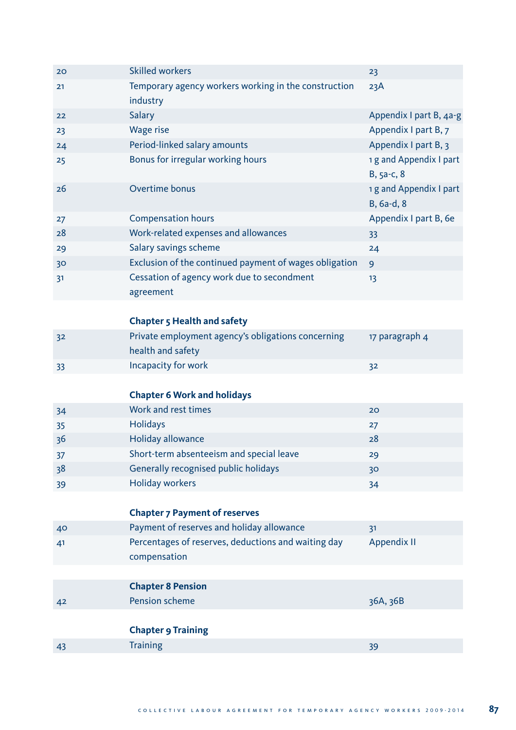| | | |
|---|---|---|
| 20 | Skilled workers | 23 |
| 21 | Temporary agency workers working in the construction industry | 23A |
| 22 | Salary | Appendix I part B, 4a-g |
| 23 | Wage rise | Appendix I part B, 7 |
| 24 | Period-linked salary amounts | Appendix I part B, 3 |
| 25 | Bonus for irregular working hours | 1 g and Appendix I part B, 5a-c, 8 |
| 26 | Overtime bonus | 1 g and Appendix I part B, 6a-d, 8 |
| 27 | Compensation hours | Appendix I part B, 6e |
| 28 | Work-related expenses and allowances | 33 |
| 29 | Salary savings scheme | 24 |
| 30 | Exclusion of the continued payment of wages obligation | 9 |
| 31 | Cessation of agency work due to secondment agreement | 13 |

**Chapter 5 Health and safety**

| | | |
|---|---|---|
| 32 | Private employment agency's obligations concerning health and safety | 17 paragraph 4 |
| 33 | Incapacity for work | 32 |

**Chapter 6 Work and holidays**

| | | |
|---|---|---|
| 34 | Work and rest times | 20 |
| 35 | Holidays | 27 |
| 36 | Holiday allowance | 28 |
| 37 | Short-term absenteeism and special leave | 29 |
| 38 | Generally recognised public holidays | 30 |
| 39 | Holiday workers | 34 |

**Chapter 7 Payment of reserves**

| | | |
|---|---|---|
| 40 | Payment of reserves and holiday allowance | 31 |
| 41 | Percentages of reserves, deductions and waiting day compensation | Appendix II |

**Chapter 8 Pension**

| | | |
|---|---|---|
| 42 | Pension scheme | 36A, 36B |

**Chapter 9 Training**

| | | |
|---|---|---|
| 43 | Training | 39 |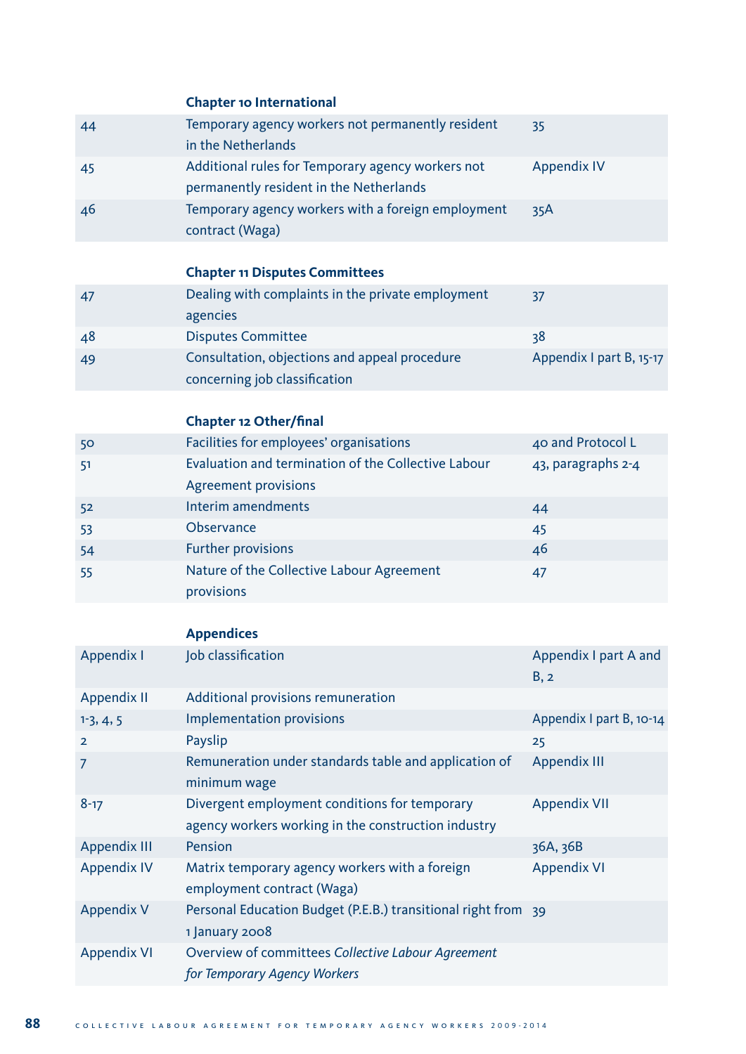| | **Chapter 10 International** | |
|---|---|---|
| 44 | Temporary agency workers not permanently resident in the Netherlands | 35 |
| 45 | Additional rules for Temporary agency workers not permanently resident in the Netherlands | Appendix IV |
| 46 | Temporary agency workers with a foreign employment contract (Waga) | 35A |

| | **Chapter 11 Disputes Committees** | |
|---|---|---|
| 47 | Dealing with complaints in the private employment agencies | 37 |
| 48 | Disputes Committee | 38 |
| 49 | Consultation, objections and appeal procedure concerning job classification | Appendix I part B, 15-17 |

| | **Chapter 12 Other/final** | |
|---|---|---|
| 50 | Facilities for employees' organisations | 40 and Protocol L |
| 51 | Evaluation and termination of the Collective Labour Agreement provisions | 43, paragraphs 2-4 |
| 52 | Interim amendments | 44 |
| 53 | Observance | 45 |
| 54 | Further provisions | 46 |
| 55 | Nature of the Collective Labour Agreement provisions | 47 |

| | **Appendices** | |
|---|---|---|
| Appendix I | Job classification | Appendix I part A and B, 2 |
| Appendix II | Additional provisions remuneration | |
| 1-3, 4, 5 | Implementation provisions | Appendix I part B, 10-14 |
| 2 | Payslip | 25 |
| 7 | Remuneration under standards table and application of minimum wage | Appendix III |
| 8-17 | Divergent employment conditions for temporary agency workers working in the construction industry | Appendix VII |
| Appendix III | Pension | 36A, 36B |
| Appendix IV | Matrix temporary agency workers with a foreign employment contract (Waga) | Appendix VI |
| Appendix V | Personal Education Budget (P.E.B.) transitional right from 1 January 2008 | 39 |
| Appendix VI | Overview of committees *Collective Labour Agreement for Temporary Agency Workers* | |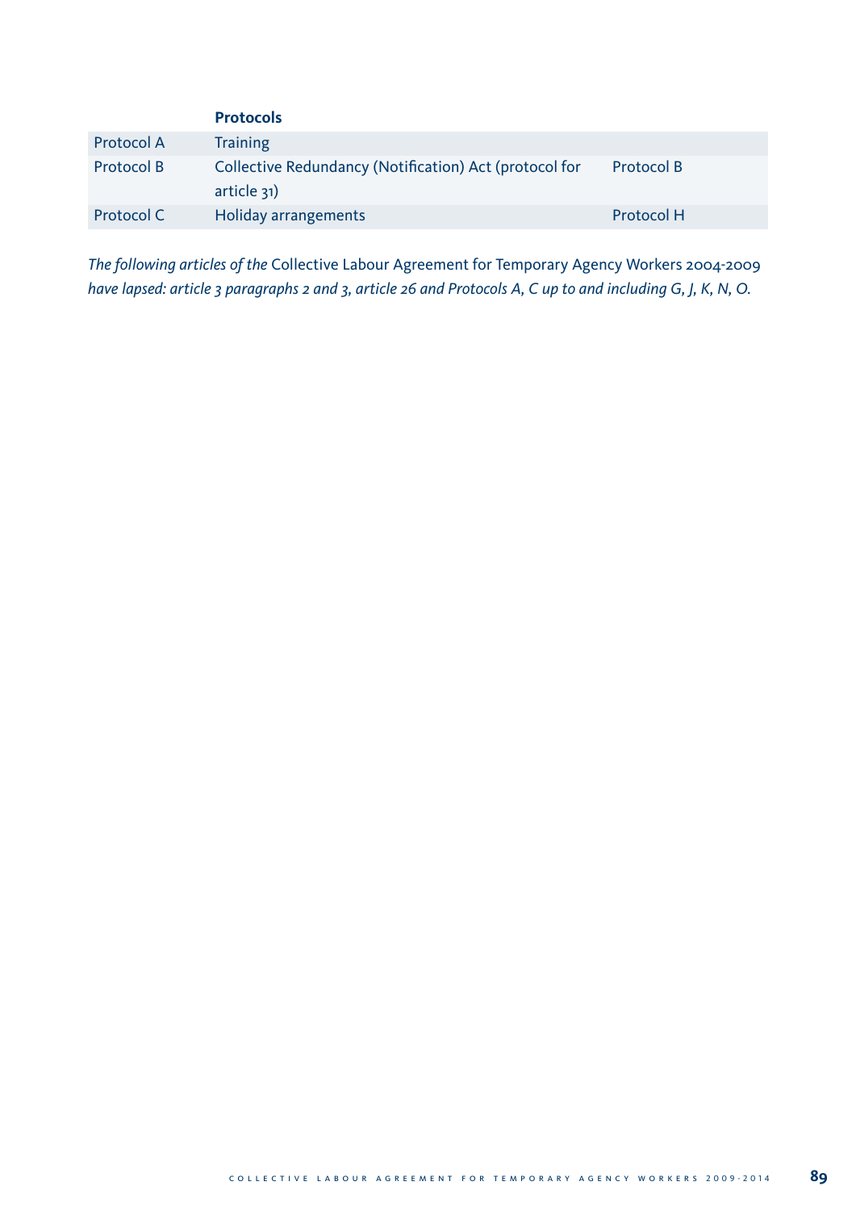| | Protocols | |
|---|---|---|
| Protocol A | Training | |
| Protocol B | Collective Redundancy (Notification) Act (protocol for article 31) | Protocol B |
| Protocol C | Holiday arrangements | Protocol H |

*The following articles of the* Collective Labour Agreement for Temporary Agency Workers 2004-2009 *have lapsed: article 3 paragraphs 2 and 3, article 26 and Protocols A, C up to and including G, J, K, N, O.*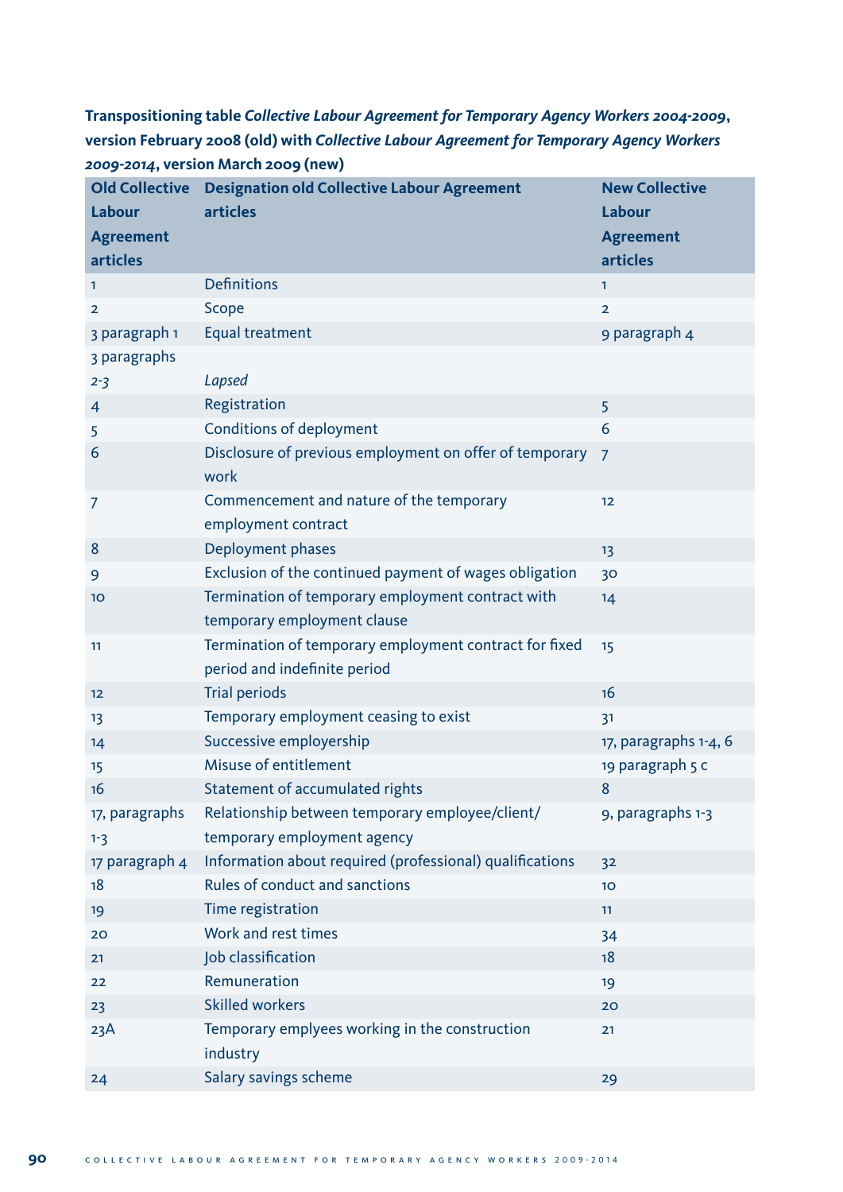**Transpositioning table *Collective Labour Agreement for Temporary Agency Workers 2004-2009*, version February 2008 (old) with *Collective Labour Agreement for Temporary Agency Workers 2009-2014*, version March 2009 (new)**

| Old Collective Labour Agreement articles | Designation old Collective Labour Agreement articles | New Collective Labour Agreement articles |
|---|---|---|
| 1 | Definitions | 1 |
| 2 | Scope | 2 |
| 3 paragraph 1 | Equal treatment | 9 paragraph 4 |
| 3 paragraphs 2-3 | *Lapsed* | |
| 4 | Registration | 5 |
| 5 | Conditions of deployment | 6 |
| 6 | Disclosure of previous employment on offer of temporary work | 7 |
| 7 | Commencement and nature of the temporary employment contract | 12 |
| 8 | Deployment phases | 13 |
| 9 | Exclusion of the continued payment of wages obligation | 30 |
| 10 | Termination of temporary employment contract with temporary employment clause | 14 |
| 11 | Termination of temporary employment contract for fixed period and indefinite period | 15 |
| 12 | Trial periods | 16 |
| 13 | Temporary employment ceasing to exist | 31 |
| 14 | Successive employership | 17, paragraphs 1-4, 6 |
| 15 | Misuse of entitlement | 19 paragraph 5 c |
| 16 | Statement of accumulated rights | 8 |
| 17, paragraphs 1-3 | Relationship between temporary employee/client/ temporary employment agency | 9, paragraphs 1-3 |
| 17 paragraph 4 | Information about required (professional) qualifications | 32 |
| 18 | Rules of conduct and sanctions | 10 |
| 19 | Time registration | 11 |
| 20 | Work and rest times | 34 |
| 21 | Job classification | 18 |
| 22 | Remuneration | 19 |
| 23 | Skilled workers | 20 |
| 23A | Temporary emplyees working in the construction industry | 21 |
| 24 | Salary savings scheme | 29 |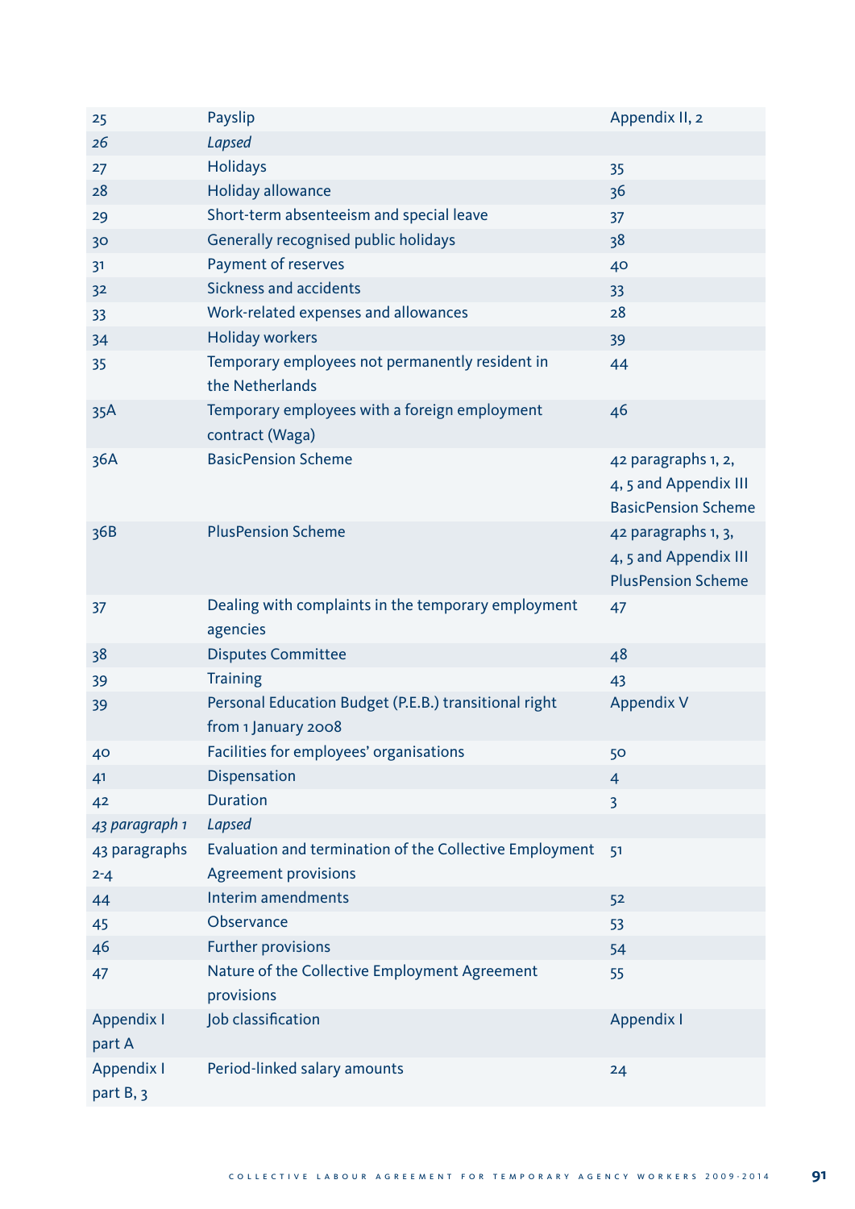| | | |
|---|---|---|
| 25 | Payslip | Appendix II, 2 |
| *26* | *Lapsed* | |
| 27 | Holidays | 35 |
| 28 | Holiday allowance | 36 |
| 29 | Short-term absenteeism and special leave | 37 |
| 30 | Generally recognised public holidays | 38 |
| 31 | Payment of reserves | 40 |
| 32 | Sickness and accidents | 33 |
| 33 | Work-related expenses and allowances | 28 |
| 34 | Holiday workers | 39 |
| 35 | Temporary employees not permanently resident in the Netherlands | 44 |
| 35A | Temporary employees with a foreign employment contract (Waga) | 46 |
| 36A | BasicPension Scheme | 42 paragraphs 1, 2, 4, 5 and Appendix III BasicPension Scheme |
| 36B | PlusPension Scheme | 42 paragraphs 1, 3, 4, 5 and Appendix III PlusPension Scheme |
| 37 | Dealing with complaints in the temporary employment agencies | 47 |
| 38 | Disputes Committee | 48 |
| 39 | Training | 43 |
| 39 | Personal Education Budget (P.E.B.) transitional right from 1 January 2008 | Appendix V |
| 40 | Facilities for employees' organisations | 50 |
| 41 | Dispensation | 4 |
| 42 | Duration | 3 |
| *43 paragraph 1* | *Lapsed* | |
| 43 paragraphs 2-4 | Evaluation and termination of the Collective Employment Agreement provisions | 51 |
| 44 | Interim amendments | 52 |
| 45 | Observance | 53 |
| 46 | Further provisions | 54 |
| 47 | Nature of the Collective Employment Agreement provisions | 55 |
| Appendix I part A | Job classification | Appendix I |
| Appendix I part B, 3 | Period-linked salary amounts | 24 |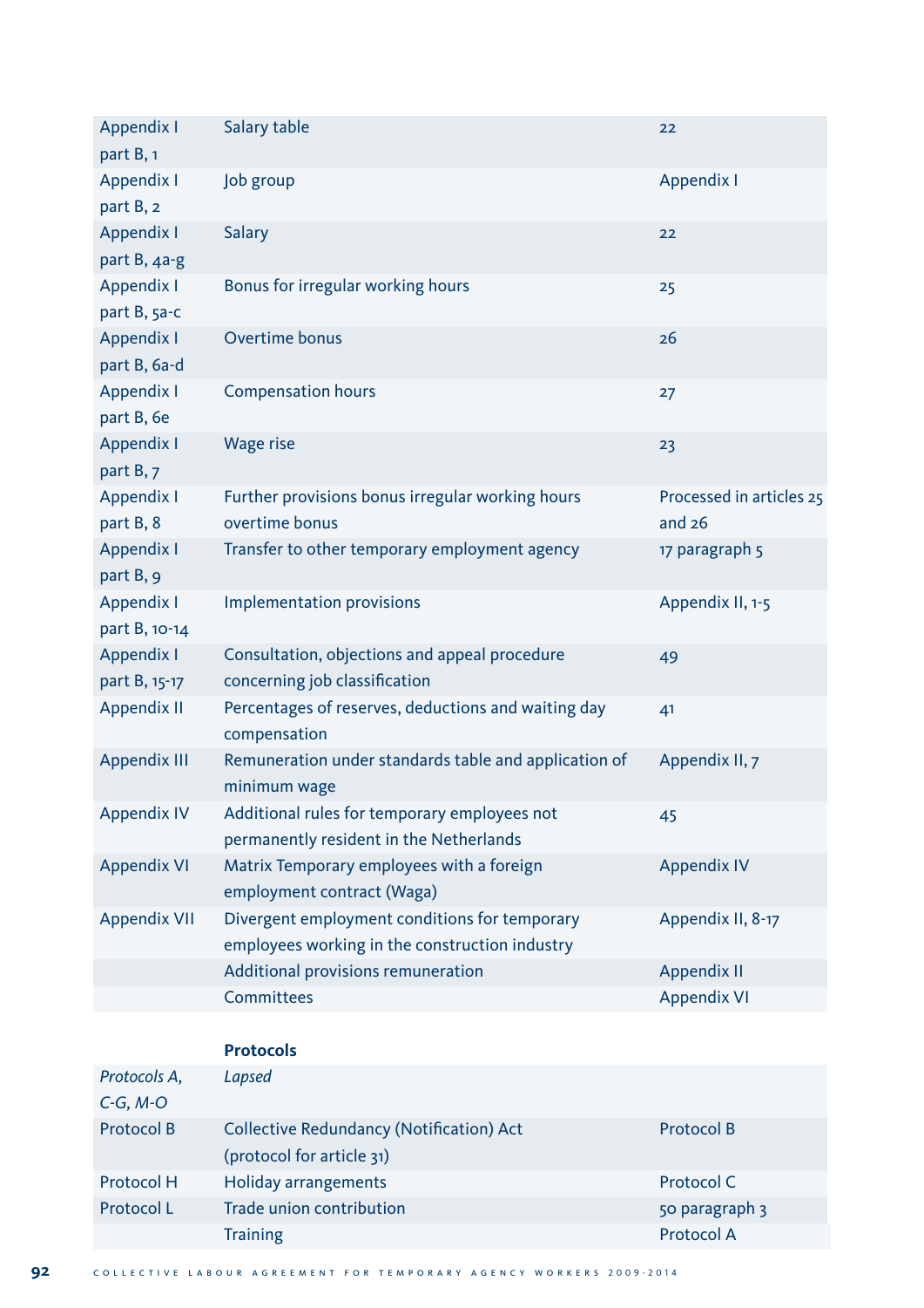| | | |
|---|---|---|
| Appendix I part B, 1 | Salary table | 22 |
| Appendix I part B, 2 | Job group | Appendix I |
| Appendix I part B, 4a-g | Salary | 22 |
| Appendix I part B, 5a-c | Bonus for irregular working hours | 25 |
| Appendix I part B, 6a-d | Overtime bonus | 26 |
| Appendix I part B, 6e | Compensation hours | 27 |
| Appendix I part B, 7 | Wage rise | 23 |
| Appendix I part B, 8 | Further provisions bonus irregular working hours overtime bonus | Processed in articles 25 and 26 |
| Appendix I part B, 9 | Transfer to other temporary employment agency | 17 paragraph 5 |
| Appendix I part B, 10-14 | Implementation provisions | Appendix II, 1-5 |
| Appendix I part B, 15-17 | Consultation, objections and appeal procedure concerning job classification | 49 |
| Appendix II | Percentages of reserves, deductions and waiting day compensation | 41 |
| Appendix III | Remuneration under standards table and application of minimum wage | Appendix II, 7 |
| Appendix IV | Additional rules for temporary employees not permanently resident in the Netherlands | 45 |
| Appendix VI | Matrix Temporary employees with a foreign employment contract (Waga) | Appendix IV |
| Appendix VII | Divergent employment conditions for temporary employees working in the construction industry | Appendix II, 8-17 |
| | Additional provisions remuneration | Appendix II |
| | Committees | Appendix VI |

| | **Protocols** | |
|---|---|---|
| *Protocols A, C-G, M-O* | *Lapsed* | |
| Protocol B | Collective Redundancy (Notification) Act (protocol for article 31) | Protocol B |
| Protocol H | Holiday arrangements | Protocol C |
| Protocol L | Trade union contribution | 50 paragraph 3 |
| | Training | Protocol A |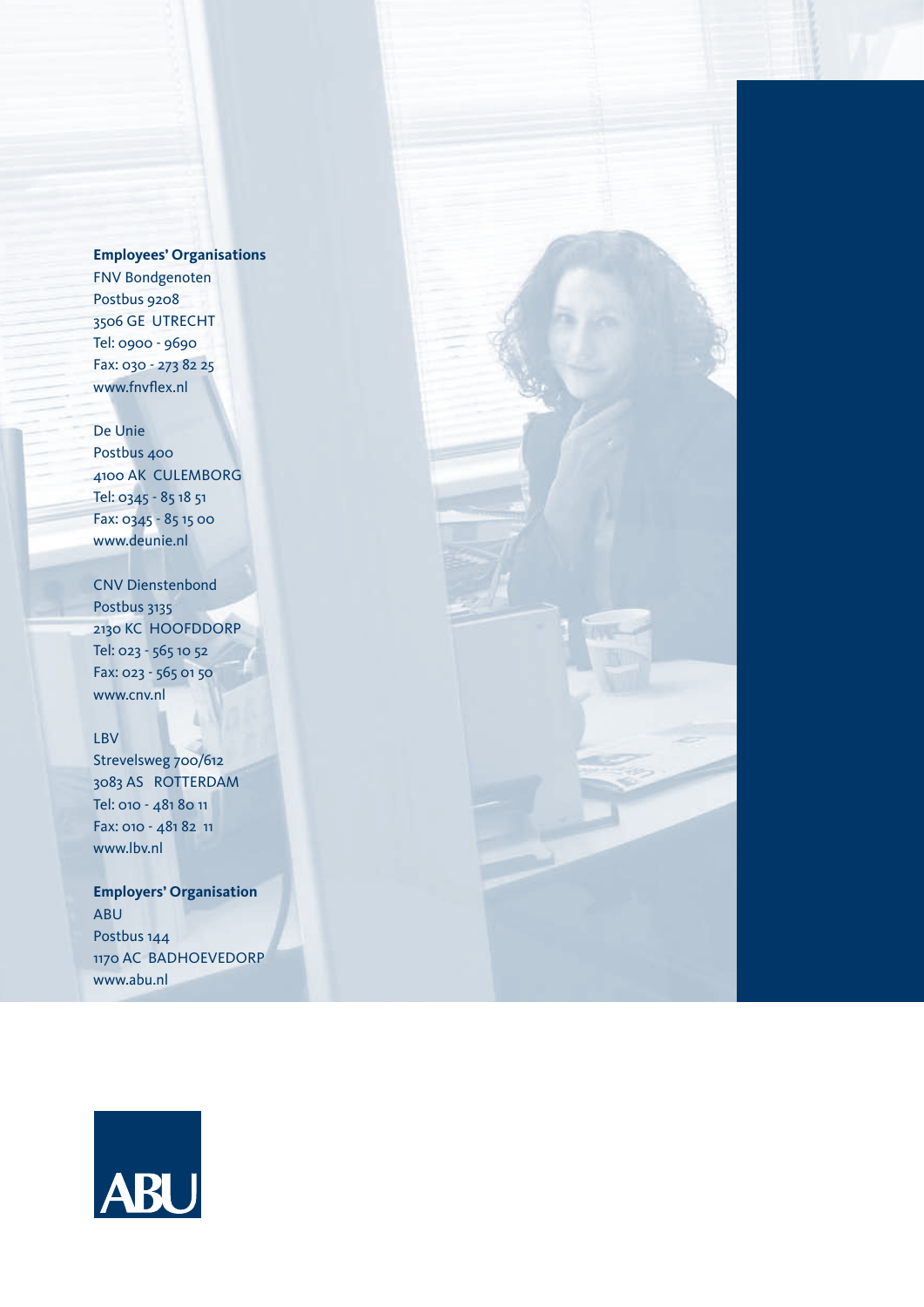**Employees' Organisations**

FNV Bondgenoten
Postbus 9208
3506 GE UTRECHT
Tel: 0900 - 9690
Fax: 030 - 273 82 25
www.fnvflex.nl

De Unie
Postbus 400
4100 AK CULEMBORG
Tel: 0345 - 85 18 51
Fax: 0345 - 85 15 00
www.deunie.nl

CNV Dienstenbond
Postbus 3135
2130 KC HOOFDDORP
Tel: 023 - 565 10 52
Fax: 023 - 565 01 50
www.cnv.nl

LBV
Strevelsweg 700/612
3083 AS ROTTERDAM
Tel: 010 - 481 80 11
Fax: 010 - 481 82 11
www.lbv.nl

**Employers' Organisation**

ABU
Postbus 144
1170 AC BADHOEVEDORP
www.abu.nl

ABU